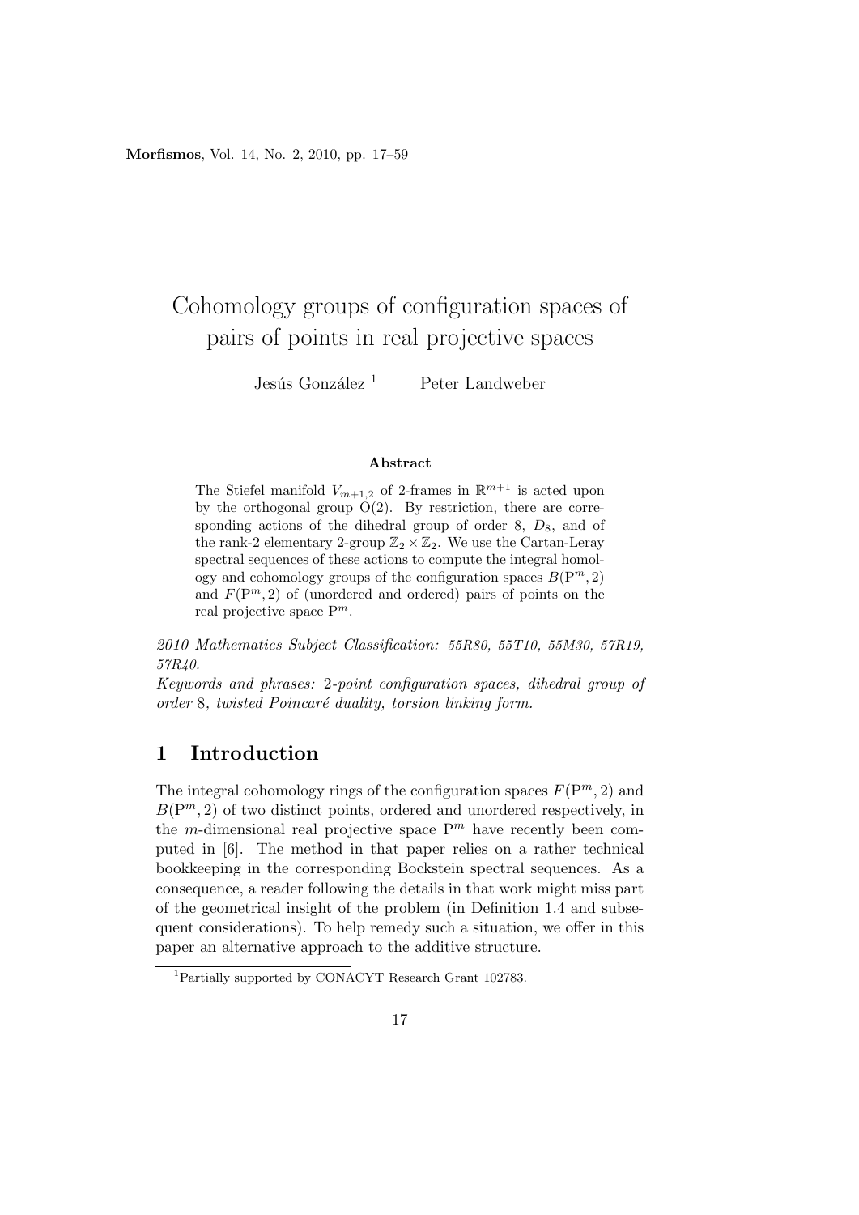# Cohomology groups of configuration spaces of pairs of points in real projective spaces

Jesús González [1] Peter Landweber

### Abstract

The Stiefel manifold $V_{m+1,2}$ of 2-frames in $\mathbb{R}^{m+1}$ is acted upon by the orthogonal group $\mathrm{O}(2)$. By restriction, there are corresponding actions of the dihedral group of order 8, $D_8$, and of the rank-2 elementary 2-group $\mathbb{Z}_2 \times \mathbb{Z}_2$. We use the Cartan-Leray spectral sequences of these actions to compute the integral homology and cohomology groups of the configuration spaces $B(\mathrm{P}^m, 2)$ and $F(\mathrm{P}^m, 2)$ of (unordered and ordered) pairs of points on the real projective space $\mathrm{P}^m$.

*2010 Mathematics Subject Classification: 55R80, 55T10, 55M30, 57R19, 57R40.*

*Keywords and phrases: 2-point configuration spaces, dihedral group of order 8, twisted Poincaré duality, torsion linking form.*

## 1 Introduction

The integral cohomology rings of the configuration spaces $F(\mathrm{P}^m, 2)$ and $B(\mathrm{P}^m, 2)$ of two distinct points, ordered and unordered respectively, in the $m$-dimensional real projective space $\mathrm{P}^m$ have recently been computed in [6]. The method in that paper relies on a rather technical bookkeeping in the corresponding Bockstein spectral sequences. As a consequence, a reader following the details in that work might miss part of the geometrical insight of the problem (in Definition 1.4 and subsequent considerations). To help remedy such a situation, we offer in this paper an alternative approach to the additive structure.

[1] Partially supported by CONACYT Research Grant 102783.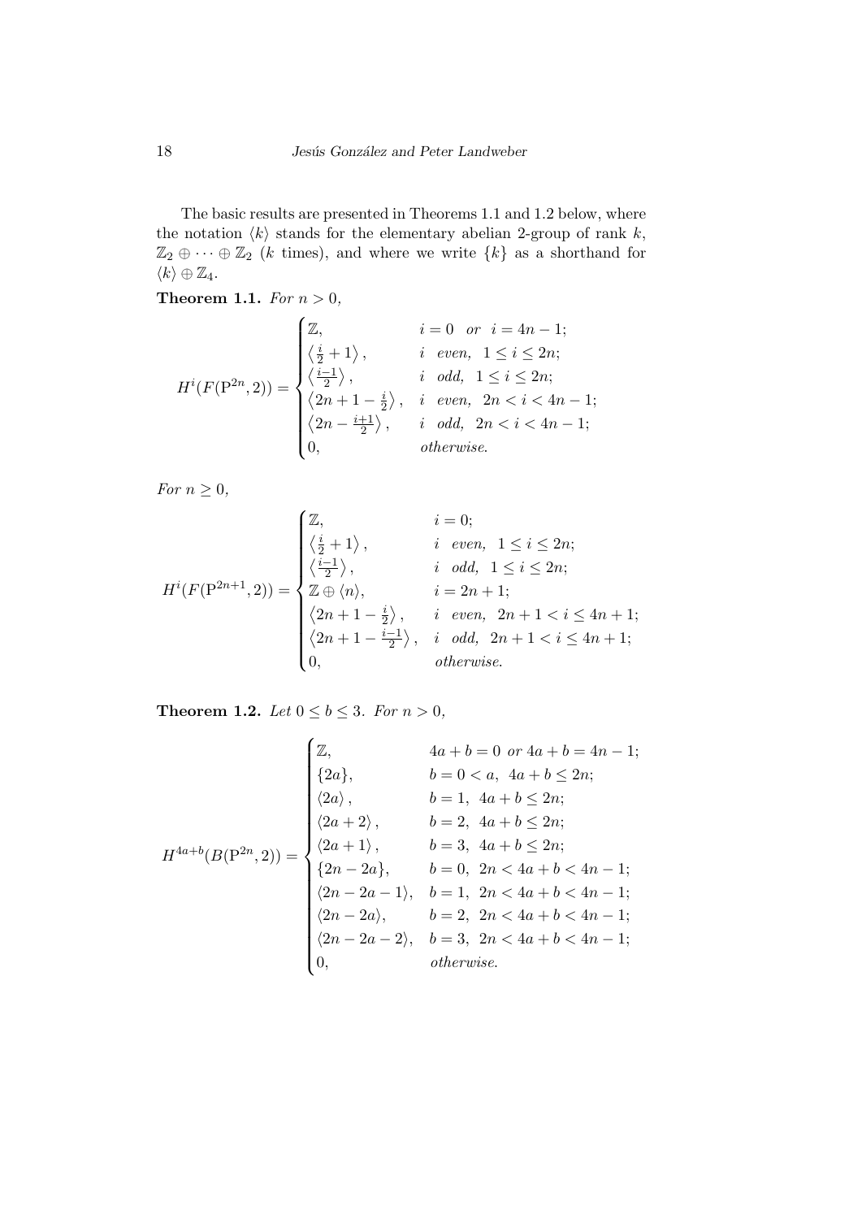The basic results are presented in Theorems 1.1 and 1.2 below, where the notation $\langle k\rangle$ stands for the elementary abelian 2-group of rank $k$, $\mathbb{Z}_2 \oplus \cdots \oplus \mathbb{Z}_2$ ($k$ times), and where we write $\{k\}$ as a shorthand for $\langle k\rangle \oplus \mathbb{Z}_4$.

**Theorem 1.1.** *For $n > 0$,*

$$H^i(F(\mathrm{P}^{2n},2)) = \begin{cases} \mathbb{Z}, & i = 0 \quad or \quad i = 4n-1; \\ \left\langle \frac{i}{2}+1 \right\rangle, & i \ \ even, \ \ 1 \le i \le 2n; \\ \left\langle \frac{i-1}{2} \right\rangle, & i \ \ odd, \ \ 1 \le i \le 2n; \\ \left\langle 2n+1-\frac{i}{2} \right\rangle, & i \ \ even, \ \ 2n < i < 4n-1; \\ \left\langle 2n-\frac{i+1}{2} \right\rangle, & i \ \ odd, \ \ 2n < i < 4n-1; \\ 0, & otherwise. \end{cases}$$

*For $n \ge 0$,*

$$H^i(F(\mathrm{P}^{2n+1},2)) = \begin{cases} \mathbb{Z}, & i = 0; \\ \left\langle \frac{i}{2}+1 \right\rangle, & i \ \ even, \ \ 1 \le i \le 2n; \\ \left\langle \frac{i-1}{2} \right\rangle, & i \ \ odd, \ \ 1 \le i \le 2n; \\ \mathbb{Z} \oplus \langle n \rangle, & i = 2n+1; \\ \left\langle 2n+1-\frac{i}{2} \right\rangle, & i \ \ even, \ \ 2n+1 < i \le 4n+1; \\ \left\langle 2n+1-\frac{i-1}{2} \right\rangle, & i \ \ odd, \ \ 2n+1 < i \le 4n+1; \\ 0, & otherwise. \end{cases}$$

**Theorem 1.2.** *Let $0 \le b \le 3$. For $n > 0$,*

$$H^{4a+b}(B(\mathrm{P}^{2n},2)) = \begin{cases} \mathbb{Z}, & 4a+b = 0 \ \ or \ \ 4a+b = 4n-1; \\ \{2a\}, & b = 0 < a, \ \ 4a+b \le 2n; \\ \langle 2a \rangle, & b = 1, \ \ 4a+b \le 2n; \\ \langle 2a+2 \rangle, & b = 2, \ \ 4a+b \le 2n; \\ \langle 2a+1 \rangle, & b = 3, \ \ 4a+b \le 2n; \\ \{2n-2a\}, & b = 0, \ \ 2n < 4a+b < 4n-1; \\ \langle 2n-2a-1 \rangle, & b = 1, \ \ 2n < 4a+b < 4n-1; \\ \langle 2n-2a \rangle, & b = 2, \ \ 2n < 4a+b < 4n-1; \\ \langle 2n-2a-2 \rangle, & b = 3, \ \ 2n < 4a+b < 4n-1; \\ 0, & otherwise. \end{cases}$$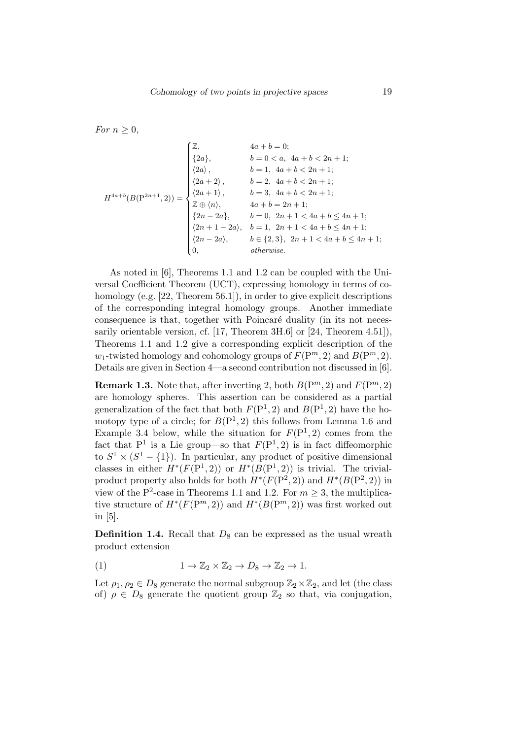*For $n \geq 0$,*

$$
H^{4a+b}(B(\mathrm{P}^{2n+1},2)) = \begin{cases}
\mathbb{Z}, & 4a+b=0; \\
\{2a\}, & b=0<a,\ 4a+b<2n+1; \\
\langle 2a \rangle, & b=1,\ 4a+b<2n+1; \\
\langle 2a+2 \rangle, & b=2,\ 4a+b<2n+1; \\
\langle 2a+1 \rangle, & b=3,\ 4a+b<2n+1; \\
\mathbb{Z} \oplus \langle n \rangle, & 4a+b=2n+1; \\
\{2n-2a\}, & b=0,\ 2n+1<4a+b\leq 4n+1; \\
\langle 2n+1-2a \rangle, & b=1,\ 2n+1<4a+b\leq 4n+1; \\
\langle 2n-2a \rangle, & b\in\{2,3\},\ 2n+1<4a+b\leq 4n+1; \\
0, & \textit{otherwise.}
\end{cases}
$$

As noted in [6], Theorems 1.1 and 1.2 can be coupled with the Universal Coefficient Theorem (UCT), expressing homology in terms of cohomology (e.g. [22, Theorem 56.1]), in order to give explicit descriptions of the corresponding integral homology groups. Another immediate consequence is that, together with Poincaré duality (in its not necessarily orientable version, cf. [17, Theorem 3H.6] or [24, Theorem 4.51]), Theorems 1.1 and 1.2 give a corresponding explicit description of the $w_1$-twisted homology and cohomology groups of $F(\mathrm{P}^m,2)$ and $B(\mathrm{P}^m,2)$. Details are given in Section 4—a second contribution not discussed in [6].

**Remark 1.3.** Note that, after inverting 2, both $B(\mathrm{P}^m,2)$ and $F(\mathrm{P}^m,2)$ are homology spheres. This assertion can be considered as a partial generalization of the fact that both $F(\mathrm{P}^1,2)$ and $B(\mathrm{P}^1,2)$ have the homotopy type of a circle; for $B(\mathrm{P}^1,2)$ this follows from Lemma 1.6 and Example 3.4 below, while the situation for $F(\mathrm{P}^1,2)$ comes from the fact that $\mathrm{P}^1$ is a Lie group—so that $F(\mathrm{P}^1,2)$ is in fact diffeomorphic to $S^1 \times (S^1 - \{1\})$. In particular, any product of positive dimensional classes in either $H^*(F(\mathrm{P}^1,2))$ or $H^*(B(\mathrm{P}^1,2))$ is trivial. The trivial-product property also holds for both $H^*(F(\mathrm{P}^2,2))$ and $H^*(B(\mathrm{P}^2,2))$ in view of the $\mathrm{P}^2$-case in Theorems 1.1 and 1.2. For $m \geq 3$, the multiplicative structure of $H^*(F(\mathrm{P}^m,2))$ and $H^*(B(\mathrm{P}^m,2))$ was first worked out in [5].

**Definition 1.4.** Recall that $D_8$ can be expressed as the usual wreath product extension

$$
(1) \qquad 1 \to \mathbb{Z}_2 \times \mathbb{Z}_2 \to D_8 \to \mathbb{Z}_2 \to 1.
$$

Let $\rho_1, \rho_2 \in D_8$ generate the normal subgroup $\mathbb{Z}_2 \times \mathbb{Z}_2$, and let (the class of) $\rho \in D_8$ generate the quotient group $\mathbb{Z}_2$ so that, via conjugation,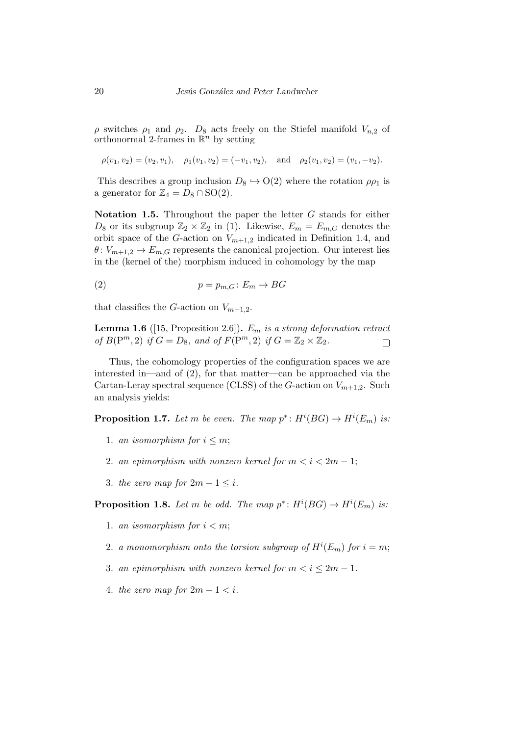$\rho$ switches $\rho_1$ and $\rho_2$. $D_8$ acts freely on the Stiefel manifold $V_{n,2}$ of orthonormal 2-frames in $\mathbb{R}^n$ by setting

$$\rho(v_1, v_2) = (v_2, v_1), \quad \rho_1(v_1, v_2) = (-v_1, v_2), \quad \text{and} \quad \rho_2(v_1, v_2) = (v_1, -v_2).$$

This describes a group inclusion $D_8 \hookrightarrow \mathrm{O}(2)$ where the rotation $\rho\rho_1$ is a generator for $\mathbb{Z}_4 = D_8 \cap \mathrm{SO}(2)$.

**Notation 1.5.** Throughout the paper the letter $G$ stands for either $D_8$ or its subgroup $\mathbb{Z}_2 \times \mathbb{Z}_2$ in (1). Likewise, $E_m = E_{m,G}$ denotes the orbit space of the $G$-action on $V_{m+1,2}$ indicated in Definition 1.4, and $\theta\colon V_{m+1,2} \to E_{m,G}$ represents the canonical projection. Our interest lies in the (kernel of the) morphism induced in cohomology by the map

$$p = p_{m,G}\colon E_m \to BG \tag{2}$$

that classifies the $G$-action on $V_{m+1,2}$.

**Lemma 1.6** ([15, Proposition 2.6])**.** *$E_m$ is a strong deformation retract of $B(\mathrm{P}^m, 2)$ if $G = D_8$, and of $F(\mathrm{P}^m, 2)$ if $G = \mathbb{Z}_2 \times \mathbb{Z}_2$.* $\square$

Thus, the cohomology properties of the configuration spaces we are interested in—and of (2), for that matter—can be approached via the Cartan-Leray spectral sequence (CLSS) of the $G$-action on $V_{m+1,2}$. Such an analysis yields:

**Proposition 1.7.** *Let $m$ be even. The map $p^*\colon H^i(BG) \to H^i(E_m)$ is:*

1. *an isomorphism for $i \leq m$;*
2. *an epimorphism with nonzero kernel for $m < i < 2m - 1$;*
3. *the zero map for $2m - 1 \leq i$.*

**Proposition 1.8.** *Let $m$ be odd. The map $p^*\colon H^i(BG) \to H^i(E_m)$ is:*

1. *an isomorphism for $i < m$;*
2. *a monomorphism onto the torsion subgroup of $H^i(E_m)$ for $i = m$;*
3. *an epimorphism with nonzero kernel for $m < i \leq 2m - 1$.*
4. *the zero map for $2m - 1 < i$.*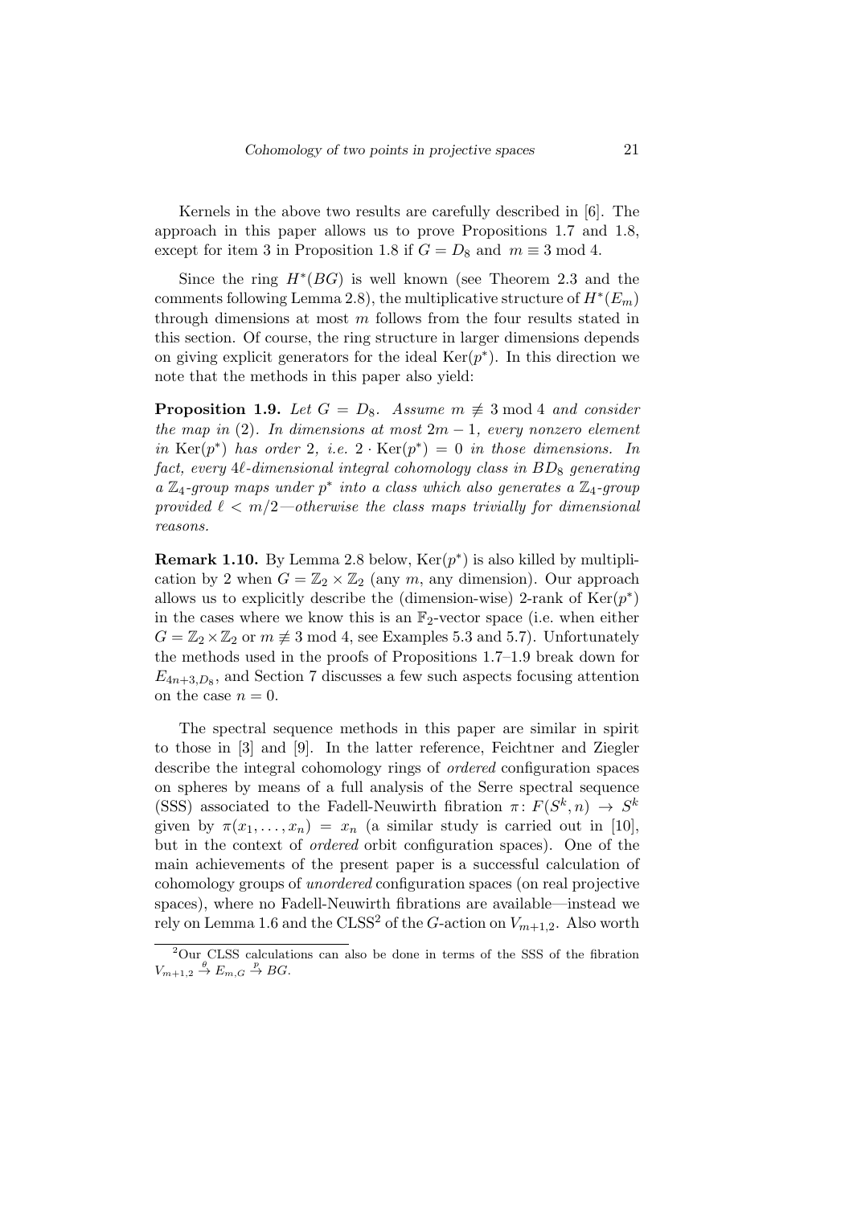Kernels in the above two results are carefully described in [6]. The approach in this paper allows us to prove Propositions 1.7 and 1.8, except for item 3 in Proposition 1.8 if $G = D_8$ and $m \equiv 3 \bmod 4$.

Since the ring $H^*(BG)$ is well known (see Theorem 2.3 and the comments following Lemma 2.8), the multiplicative structure of $H^*(E_m)$ through dimensions at most $m$ follows from the four results stated in this section. Of course, the ring structure in larger dimensions depends on giving explicit generators for the ideal $\mathrm{Ker}(p^*)$. In this direction we note that the methods in this paper also yield:

**Proposition 1.9.** *Let $G = D_8$. Assume $m \not\equiv 3 \bmod 4$ and consider the map in (2). In dimensions at most $2m-1$, every nonzero element in $\mathrm{Ker}(p^*)$ has order 2, i.e. $2 \cdot \mathrm{Ker}(p^*) = 0$ in those dimensions. In fact, every $4\ell$-dimensional integral cohomology class in $BD_8$ generating a $\mathbb{Z}_4$-group maps under $p^*$ into a class which also generates a $\mathbb{Z}_4$-group provided $\ell < m/2$—otherwise the class maps trivially for dimensional reasons.*

**Remark 1.10.** By Lemma 2.8 below, $\mathrm{Ker}(p^*)$ is also killed by multiplication by 2 when $G = \mathbb{Z}_2 \times \mathbb{Z}_2$ (any $m$, any dimension). Our approach allows us to explicitly describe the (dimension-wise) 2-rank of $\mathrm{Ker}(p^*)$ in the cases where we know this is an $\mathbb{F}_2$-vector space (i.e. when either $G = \mathbb{Z}_2 \times \mathbb{Z}_2$ or $m \not\equiv 3 \bmod 4$, see Examples 5.3 and 5.7). Unfortunately the methods used in the proofs of Propositions 1.7–1.9 break down for $E_{4n+3,D_8}$, and Section 7 discusses a few such aspects focusing attention on the case $n = 0$.

The spectral sequence methods in this paper are similar in spirit to those in [3] and [9]. In the latter reference, Feichtner and Ziegler describe the integral cohomology rings of *ordered* configuration spaces on spheres by means of a full analysis of the Serre spectral sequence (SSS) associated to the Fadell-Neuwirth fibration $\pi\colon F(S^k, n) \to S^k$ given by $\pi(x_1, \ldots, x_n) = x_n$ (a similar study is carried out in [10], but in the context of *ordered* orbit configuration spaces). One of the main achievements of the present paper is a successful calculation of cohomology groups of *unordered* configuration spaces (on real projective spaces), where no Fadell-Neuwirth fibrations are available—instead we rely on Lemma 1.6 and the CLSS[2] of the $G$-action on $V_{m+1,2}$. Also worth

[2] Our CLSS calculations can also be done in terms of the SSS of the fibration $V_{m+1,2} \xrightarrow{\theta} E_{m,G} \xrightarrow{p} BG$.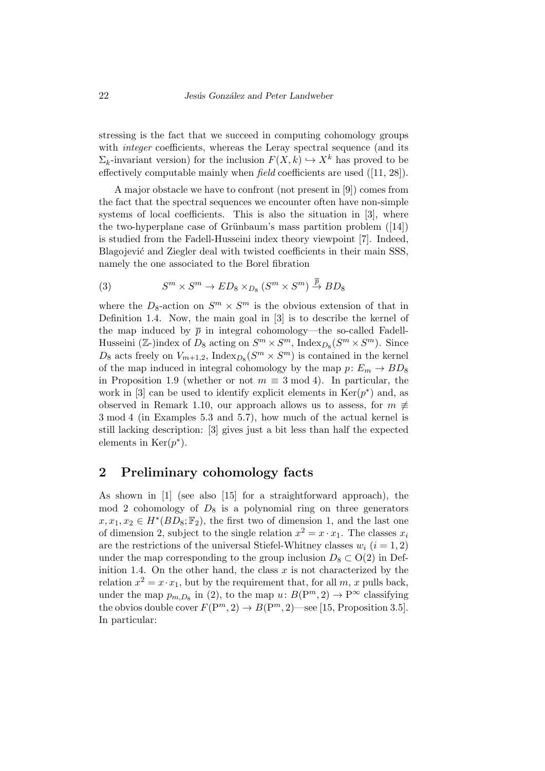stressing is the fact that we succeed in computing cohomology groups with *integer* coefficients, whereas the Leray spectral sequence (and its $\Sigma_k$-invariant version) for the inclusion $F(X,k) \hookrightarrow X^k$ has proved to be effectively computable mainly when *field* coefficients are used ([11, 28]).

A major obstacle we have to confront (not present in [9]) comes from the fact that the spectral sequences we encounter often have non-simple systems of local coefficients. This is also the situation in [3], where the two-hyperplane case of Grünbaum's mass partition problem ([14]) is studied from the Fadell-Husseini index theory viewpoint [7]. Indeed, Blagojević and Ziegler deal with twisted coefficients in their main SSS, namely the one associated to the Borel fibration

$$S^m \times S^m \to ED_8 \times_{D_8} (S^m \times S^m) \xrightarrow{\overline{p}} BD_8 \tag{3}$$

where the $D_8$-action on $S^m \times S^m$ is the obvious extension of that in Definition 1.4. Now, the main goal in [3] is to describe the kernel of the map induced by $\overline{p}$ in integral cohomology—the so-called Fadell-Husseini ($\mathbb{Z}$-)index of $D_8$ acting on $S^m \times S^m$, $\mathrm{Index}_{D_8}(S^m \times S^m)$. Since $D_8$ acts freely on $V_{m+1,2}$, $\mathrm{Index}_{D_8}(S^m \times S^m)$ is contained in the kernel of the map induced in integral cohomology by the map $p\colon E_m \to BD_8$ in Proposition 1.9 (whether or not $m \equiv 3 \bmod 4$). In particular, the work in [3] can be used to identify explicit elements in $\mathrm{Ker}(p^*)$ and, as observed in Remark 1.10, our approach allows us to assess, for $m \not\equiv 3 \bmod 4$ (in Examples 5.3 and 5.7), how much of the actual kernel is still lacking description: [3] gives just a bit less than half the expected elements in $\mathrm{Ker}(p^*)$.

## 2 Preliminary cohomology facts

As shown in [1] (see also [15] for a straightforward approach), the mod 2 cohomology of $D_8$ is a polynomial ring on three generators $x, x_1, x_2 \in H^*(BD_8; \mathbb{F}_2)$, the first two of dimension 1, and the last one of dimension 2, subject to the single relation $x^2 = x \cdot x_1$. The classes $x_i$ are the restrictions of the universal Stiefel-Whitney classes $w_i$ ($i = 1, 2$) under the map corresponding to the group inclusion $D_8 \subset \mathrm{O}(2)$ in Definition 1.4. On the other hand, the class $x$ is not characterized by the relation $x^2 = x \cdot x_1$, but by the requirement that, for all $m$, $x$ pulls back, under the map $p_{m,D_8}$ in (2), to the map $u\colon B(\mathrm{P}^m, 2) \to \mathrm{P}^\infty$ classifying the obvios double cover $F(\mathrm{P}^m, 2) \to B(\mathrm{P}^m, 2)$—see [15, Proposition 3.5]. In particular: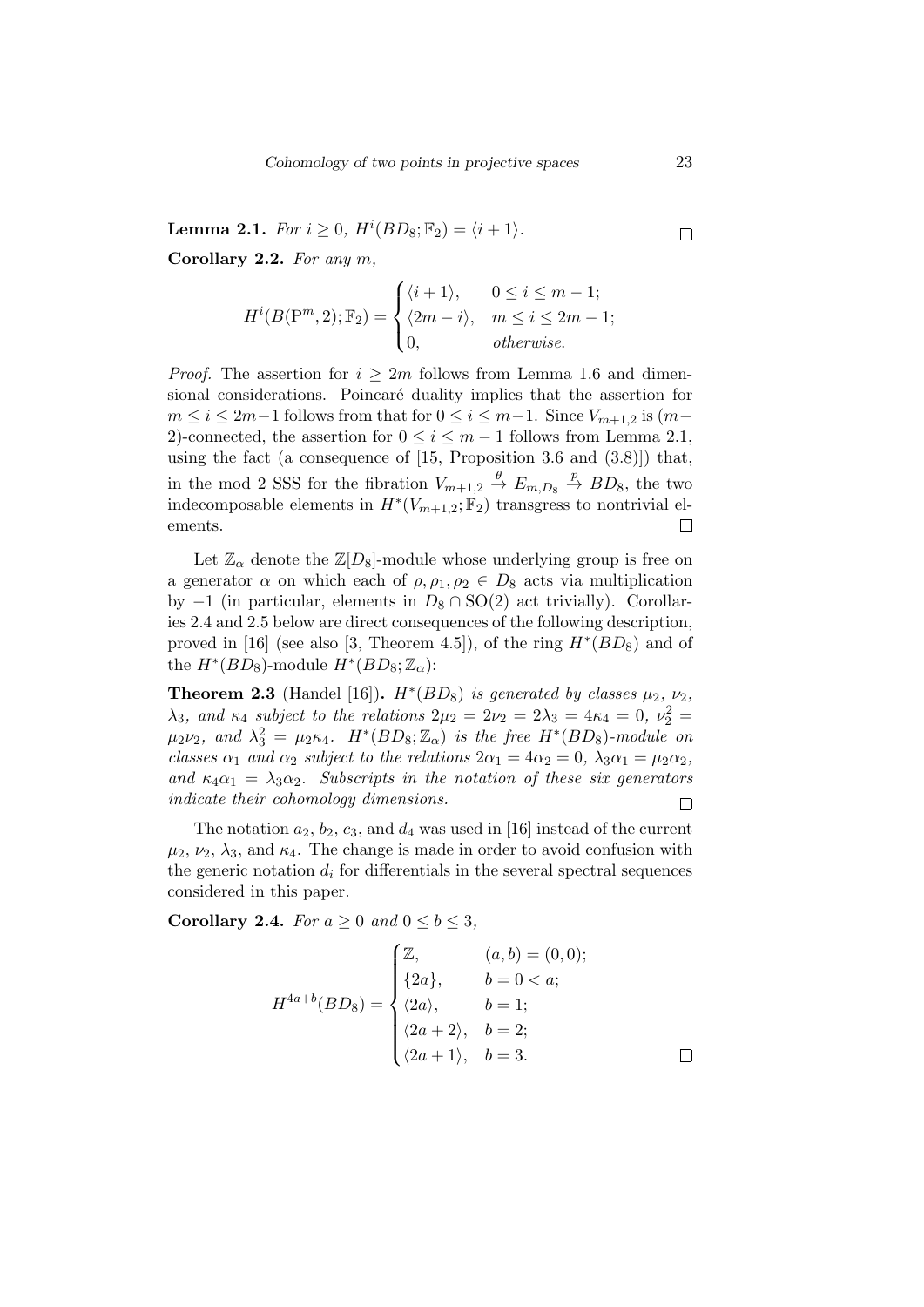**Lemma 2.1.** *For $i \geq 0$, $H^i(BD_8; \mathbb{F}_2) = \langle i+1 \rangle$.* $\square$

**Corollary 2.2.** *For any $m$,*

$$H^i(B(\mathrm{P}^m, 2); \mathbb{F}_2) = \begin{cases} \langle i+1 \rangle, & 0 \leq i \leq m-1; \\ \langle 2m - i \rangle, & m \leq i \leq 2m-1; \\ 0, & \textit{otherwise}. \end{cases}$$

*Proof.* The assertion for $i \geq 2m$ follows from Lemma 1.6 and dimensional considerations. Poincaré duality implies that the assertion for $m \leq i \leq 2m-1$ follows from that for $0 \leq i \leq m-1$. Since $V_{m+1,2}$ is $(m-2)$-connected, the assertion for $0 \leq i \leq m-1$ follows from Lemma 2.1, using the fact (a consequence of [15, Proposition 3.6 and (3.8)]) that, in the mod 2 SSS for the fibration $V_{m+1,2} \xrightarrow{\theta} E_{m,D_8} \xrightarrow{p} BD_8$, the two indecomposable elements in $H^*(V_{m+1,2}; \mathbb{F}_2)$ transgress to nontrivial elements. $\square$

Let $\mathbb{Z}_\alpha$ denote the $\mathbb{Z}[D_8]$-module whose underlying group is free on a generator $\alpha$ on which each of $\rho, \rho_1, \rho_2 \in D_8$ acts via multiplication by $-1$ (in particular, elements in $D_8 \cap \mathrm{SO}(2)$ act trivially). Corollaries 2.4 and 2.5 below are direct consequences of the following description, proved in [16] (see also [3, Theorem 4.5]), of the ring $H^*(BD_8)$ and of the $H^*(BD_8)$-module $H^*(BD_8; \mathbb{Z}_\alpha)$:

**Theorem 2.3** (Handel [16])**.** *$H^*(BD_8)$ is generated by classes $\mu_2$, $\nu_2$, $\lambda_3$, and $\kappa_4$ subject to the relations $2\mu_2 = 2\nu_2 = 2\lambda_3 = 4\kappa_4 = 0$, $\nu_2^2 = \mu_2\nu_2$, and $\lambda_3^2 = \mu_2\kappa_4$. $H^*(BD_8; \mathbb{Z}_\alpha)$ is the free $H^*(BD_8)$-module on classes $\alpha_1$ and $\alpha_2$ subject to the relations $2\alpha_1 = 4\alpha_2 = 0$, $\lambda_3\alpha_1 = \mu_2\alpha_2$, and $\kappa_4\alpha_1 = \lambda_3\alpha_2$. Subscripts in the notation of these six generators indicate their cohomology dimensions.* $\square$

The notation $a_2$, $b_2$, $c_3$, and $d_4$ was used in [16] instead of the current $\mu_2$, $\nu_2$, $\lambda_3$, and $\kappa_4$. The change is made in order to avoid confusion with the generic notation $d_i$ for differentials in the several spectral sequences considered in this paper.

**Corollary 2.4.** *For $a \geq 0$ and $0 \leq b \leq 3$,*

$$H^{4a+b}(BD_8) = \begin{cases} \mathbb{Z}, & (a,b) = (0,0); \\ \{2a\}, & b = 0 < a; \\ \langle 2a \rangle, & b = 1; \\ \langle 2a+2 \rangle, & b = 2; \\ \langle 2a+1 \rangle, & b = 3. \end{cases}$$

$\square$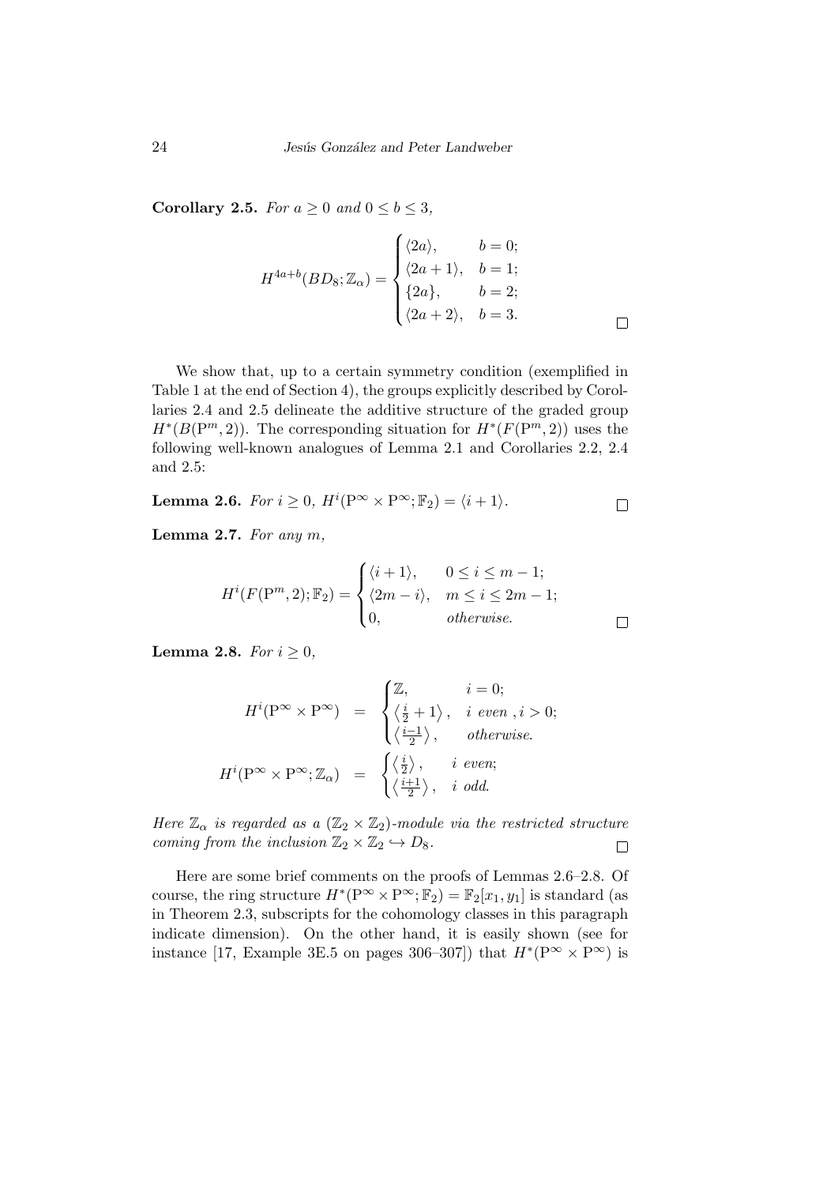**Corollary 2.5.** *For $a \geq 0$ and $0 \leq b \leq 3$,*

$$H^{4a+b}(BD_8; \mathbb{Z}_\alpha) = \begin{cases} \langle 2a \rangle, & b = 0; \\ \langle 2a+1 \rangle, & b = 1; \\ \{2a\}, & b = 2; \\ \langle 2a+2 \rangle, & b = 3. \end{cases}$$

□

We show that, up to a certain symmetry condition (exemplified in Table 1 at the end of Section 4), the groups explicitly described by Corollaries 2.4 and 2.5 delineate the additive structure of the graded group $H^*(B(\mathrm{P}^m, 2))$. The corresponding situation for $H^*(F(\mathrm{P}^m, 2))$ uses the following well-known analogues of Lemma 2.1 and Corollaries 2.2, 2.4 and 2.5:

**Lemma 2.6.** *For $i \geq 0$, $H^i(\mathrm{P}^\infty \times \mathrm{P}^\infty; \mathbb{F}_2) = \langle i+1 \rangle$.* □

**Lemma 2.7.** *For any $m$,*

$$H^i(F(\mathrm{P}^m, 2); \mathbb{F}_2) = \begin{cases} \langle i+1 \rangle, & 0 \leq i \leq m-1; \\ \langle 2m-i \rangle, & m \leq i \leq 2m-1; \\ 0, & \textit{otherwise}. \end{cases}$$

□

**Lemma 2.8.** *For $i \geq 0$,*

$$H^i(\mathrm{P}^\infty \times \mathrm{P}^\infty) = \begin{cases} \mathbb{Z}, & i = 0; \\ \left\langle \frac{i}{2} + 1 \right\rangle, & i \textit{ even}, i > 0; \\ \left\langle \frac{i-1}{2} \right\rangle, & \textit{otherwise}. \end{cases}$$

$$H^i(\mathrm{P}^\infty \times \mathrm{P}^\infty; \mathbb{Z}_\alpha) = \begin{cases} \left\langle \frac{i}{2} \right\rangle, & i \textit{ even}; \\ \left\langle \frac{i+1}{2} \right\rangle, & i \textit{ odd}. \end{cases}$$

*Here $\mathbb{Z}_\alpha$ is regarded as a $(\mathbb{Z}_2 \times \mathbb{Z}_2)$-module via the restricted structure coming from the inclusion $\mathbb{Z}_2 \times \mathbb{Z}_2 \hookrightarrow D_8$.* □

Here are some brief comments on the proofs of Lemmas 2.6–2.8. Of course, the ring structure $H^*(\mathrm{P}^\infty \times \mathrm{P}^\infty; \mathbb{F}_2) = \mathbb{F}_2[x_1, y_1]$ is standard (as in Theorem 2.3, subscripts for the cohomology classes in this paragraph indicate dimension). On the other hand, it is easily shown (see for instance [17, Example 3E.5 on pages 306–307]) that $H^*(\mathrm{P}^\infty \times \mathrm{P}^\infty)$ is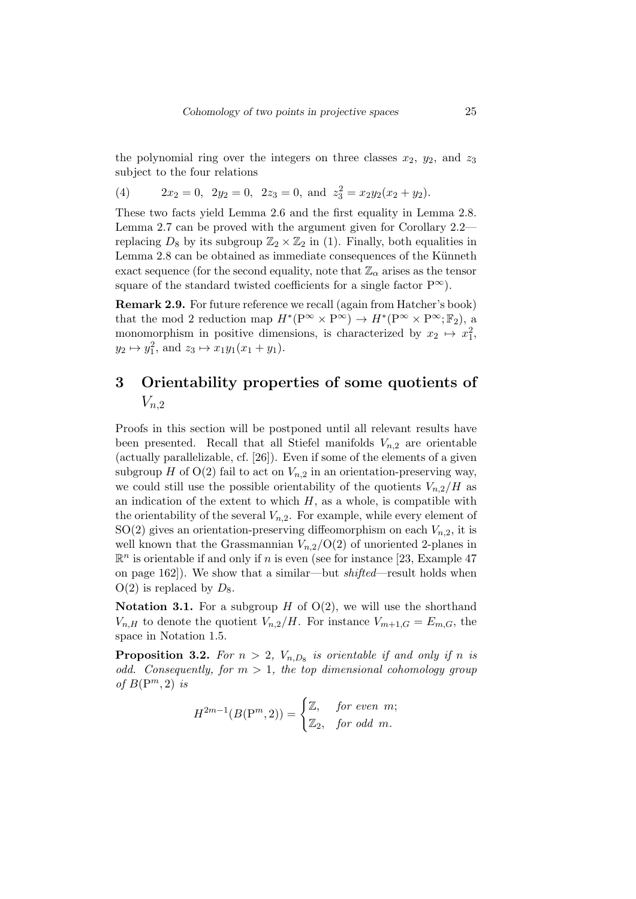the polynomial ring over the integers on three classes $x_2$, $y_2$, and $z_3$ subject to the four relations

$$(4) \qquad 2x_2 = 0,\ \ 2y_2 = 0,\ \ 2z_3 = 0, \text{ and } z_3^2 = x_2y_2(x_2 + y_2).$$

These two facts yield Lemma 2.6 and the first equality in Lemma 2.8. Lemma 2.7 can be proved with the argument given for Corollary 2.2—replacing $D_8$ by its subgroup $\mathbb{Z}_2 \times \mathbb{Z}_2$ in (1). Finally, both equalities in Lemma 2.8 can be obtained as immediate consequences of the Künneth exact sequence (for the second equality, note that $\mathbb{Z}_\alpha$ arises as the tensor square of the standard twisted coefficients for a single factor $\mathrm{P}^\infty$).

**Remark 2.9.** For future reference we recall (again from Hatcher's book) that the mod 2 reduction map $H^*(\mathrm{P}^\infty \times \mathrm{P}^\infty) \to H^*(\mathrm{P}^\infty \times \mathrm{P}^\infty; \mathbb{F}_2)$, a monomorphism in positive dimensions, is characterized by $x_2 \mapsto x_1^2$, $y_2 \mapsto y_1^2$, and $z_3 \mapsto x_1y_1(x_1 + y_1)$.

# 3 Orientability properties of some quotients of $V_{n,2}$

Proofs in this section will be postponed until all relevant results have been presented. Recall that all Stiefel manifolds $V_{n,2}$ are orientable (actually parallelizable, cf. [26]). Even if some of the elements of a given subgroup $H$ of $\mathrm{O}(2)$ fail to act on $V_{n,2}$ in an orientation-preserving way, we could still use the possible orientability of the quotients $V_{n,2}/H$ as an indication of the extent to which $H$, as a whole, is compatible with the orientability of the several $V_{n,2}$. For example, while every element of $\mathrm{SO}(2)$ gives an orientation-preserving diffeomorphism on each $V_{n,2}$, it is well known that the Grassmannian $V_{n,2}/\mathrm{O}(2)$ of unoriented 2-planes in $\mathbb{R}^n$ is orientable if and only if $n$ is even (see for instance [23, Example 47 on page 162]). We show that a similar—but *shifted*—result holds when $\mathrm{O}(2)$ is replaced by $D_8$.

**Notation 3.1.** For a subgroup $H$ of $\mathrm{O}(2)$, we will use the shorthand $V_{n,H}$ to denote the quotient $V_{n,2}/H$. For instance $V_{m+1,G} = E_{m,G}$, the space in Notation 1.5.

**Proposition 3.2.** *For $n > 2$, $V_{n,D_8}$ is orientable if and only if $n$ is odd. Consequently, for $m > 1$, the top dimensional cohomology group of $B(\mathrm{P}^m, 2)$ is*

$$H^{2m-1}(B(\mathrm{P}^m, 2)) = \begin{cases} \mathbb{Z}, & \textit{for even } m; \\ \mathbb{Z}_2, & \textit{for odd } m. \end{cases}$$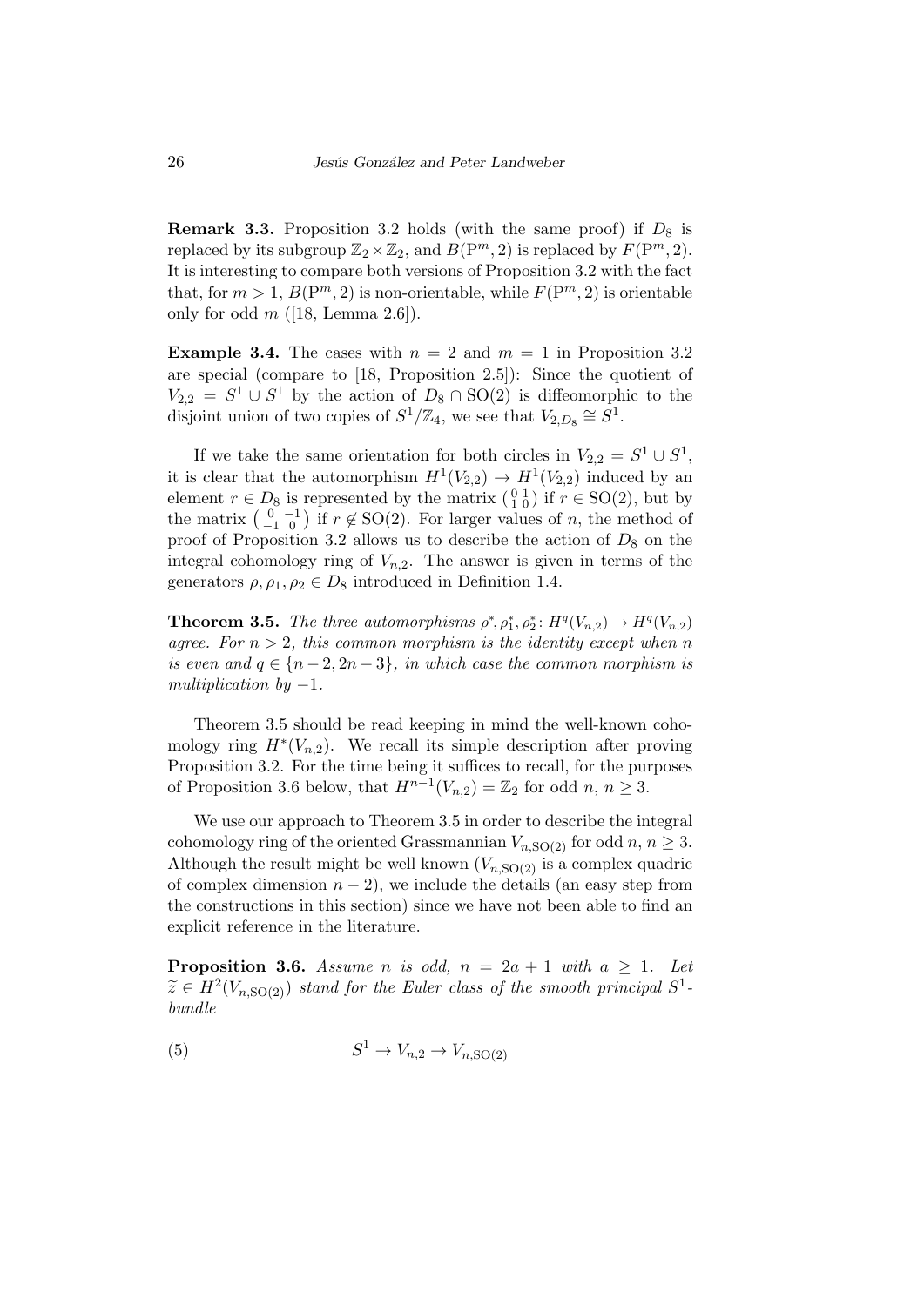**Remark 3.3.** Proposition 3.2 holds (with the same proof) if $D_8$ is replaced by its subgroup $\mathbb{Z}_2 \times \mathbb{Z}_2$, and $B(\mathrm{P}^m, 2)$ is replaced by $F(\mathrm{P}^m, 2)$. It is interesting to compare both versions of Proposition 3.2 with the fact that, for $m > 1$, $B(\mathrm{P}^m, 2)$ is non-orientable, while $F(\mathrm{P}^m, 2)$ is orientable only for odd $m$ ([18, Lemma 2.6]).

**Example 3.4.** The cases with $n = 2$ and $m = 1$ in Proposition 3.2 are special (compare to [18, Proposition 2.5]): Since the quotient of $V_{2,2} = S^1 \cup S^1$ by the action of $D_8 \cap \mathrm{SO}(2)$ is diffeomorphic to the disjoint union of two copies of $S^1/\mathbb{Z}_4$, we see that $V_{2,D_8} \cong S^1$.

If we take the same orientation for both circles in $V_{2,2} = S^1 \cup S^1$, it is clear that the automorphism $H^1(V_{2,2}) \to H^1(V_{2,2})$ induced by an element $r \in D_8$ is represented by the matrix $\left(\begin{smallmatrix} 0 & 1 \\ 1 & 0 \end{smallmatrix}\right)$ if $r \in \mathrm{SO}(2)$, but by the matrix $\left(\begin{smallmatrix} 0 & -1 \\ -1 & 0 \end{smallmatrix}\right)$ if $r \notin \mathrm{SO}(2)$. For larger values of $n$, the method of proof of Proposition 3.2 allows us to describe the action of $D_8$ on the integral cohomology ring of $V_{n,2}$. The answer is given in terms of the generators $\rho, \rho_1, \rho_2 \in D_8$ introduced in Definition 1.4.

**Theorem 3.5.** *The three automorphisms $\rho^*, \rho_1^*, \rho_2^* \colon H^q(V_{n,2}) \to H^q(V_{n,2})$ agree. For $n > 2$, this common morphism is the identity except when $n$ is even and $q \in \{n-2, 2n-3\}$, in which case the common morphism is multiplication by $-1$.*

Theorem 3.5 should be read keeping in mind the well-known cohomology ring $H^*(V_{n,2})$. We recall its simple description after proving Proposition 3.2. For the time being it suffices to recall, for the purposes of Proposition 3.6 below, that $H^{n-1}(V_{n,2}) = \mathbb{Z}_2$ for odd $n$, $n \geq 3$.

We use our approach to Theorem 3.5 in order to describe the integral cohomology ring of the oriented Grassmannian $V_{n,\mathrm{SO}(2)}$ for odd $n$, $n \geq 3$. Although the result might be well known ($V_{n,\mathrm{SO}(2)}$ is a complex quadric of complex dimension $n-2$), we include the details (an easy step from the constructions in this section) since we have not been able to find an explicit reference in the literature.

**Proposition 3.6.** *Assume $n$ is odd, $n = 2a + 1$ with $a \geq 1$. Let $\widetilde{z} \in H^2(V_{n,\mathrm{SO}(2)})$ stand for the Euler class of the smooth principal $S^1$-bundle*

$$S^1 \to V_{n,2} \to V_{n,\mathrm{SO}(2)} \tag{5}$$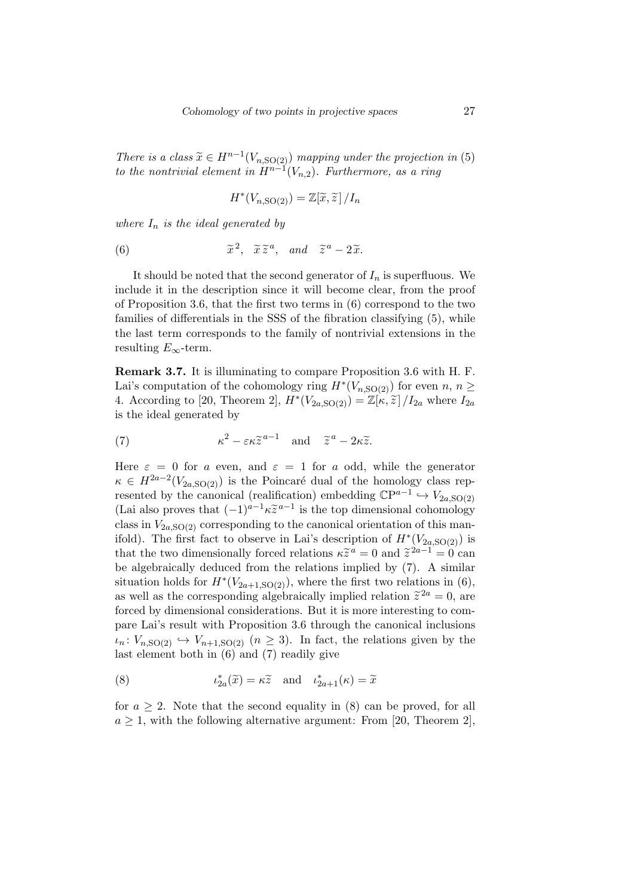*There is a class $\widetilde{x} \in H^{n-1}(V_{n,\mathrm{SO}(2)})$ mapping under the projection in* (5) *to the nontrivial element in $H^{n-1}(V_{n,2})$. Furthermore, as a ring*

$$H^*(V_{n,\mathrm{SO}(2)}) = \mathbb{Z}[\widetilde{x}, \widetilde{z}\,]/I_n$$

*where $I_n$ is the ideal generated by*

$$\widetilde{x}^{\,2}, \quad \widetilde{x}\,\widetilde{z}^{\,a}, \quad \textit{and} \quad \widetilde{z}^{\,a} - 2\widetilde{x}. \tag{6}$$

It should be noted that the second generator of $I_n$ is superfluous. We include it in the description since it will become clear, from the proof of Proposition 3.6, that the first two terms in (6) correspond to the two families of differentials in the SSS of the fibration classifying (5), while the last term corresponds to the family of nontrivial extensions in the resulting $E_\infty$-term.

**Remark 3.7.** It is illuminating to compare Proposition 3.6 with H. F. Lai's computation of the cohomology ring $H^*(V_{n,\mathrm{SO}(2)})$ for even $n$, $n \geq 4$. According to [20, Theorem 2], $H^*(V_{2a,\mathrm{SO}(2)}) = \mathbb{Z}[\kappa, \widetilde{z}\,]/I_{2a}$ where $I_{2a}$ is the ideal generated by

$$\kappa^2 - \varepsilon\kappa\widetilde{z}^{\,a-1} \quad \text{and} \quad \widetilde{z}^{\,a} - 2\kappa\widetilde{z}. \tag{7}$$

Here $\varepsilon = 0$ for $a$ even, and $\varepsilon = 1$ for $a$ odd, while the generator $\kappa \in H^{2a-2}(V_{2a,\mathrm{SO}(2)})$ is the Poincaré dual of the homology class represented by the canonical (realification) embedding $\mathbb{C}\mathrm{P}^{a-1} \hookrightarrow V_{2a,\mathrm{SO}(2)}$ (Lai also proves that $(-1)^{a-1}\kappa\widetilde{z}^{\,a-1}$ is the top dimensional cohomology class in $V_{2a,\mathrm{SO}(2)}$ corresponding to the canonical orientation of this manifold). The first fact to observe in Lai's description of $H^*(V_{2a,\mathrm{SO}(2)})$ is that the two dimensionally forced relations $\kappa\widetilde{z}^{\,a} = 0$ and $\widetilde{z}^{\,2a-1} = 0$ can be algebraically deduced from the relations implied by (7). A similar situation holds for $H^*(V_{2a+1,\mathrm{SO}(2)})$, where the first two relations in (6), as well as the corresponding algebraically implied relation $\widetilde{z}^{\,2a} = 0$, are forced by dimensional considerations. But it is more interesting to compare Lai's result with Proposition 3.6 through the canonical inclusions $\iota_n \colon V_{n,\mathrm{SO}(2)} \hookrightarrow V_{n+1,\mathrm{SO}(2)}$ ($n \geq 3$). In fact, the relations given by the last element both in (6) and (7) readily give

$$\iota_{2a}^*(\widetilde{x}) = \kappa\widetilde{z} \quad \text{and} \quad \iota_{2a+1}^*(\kappa) = \widetilde{x} \tag{8}$$

for $a \geq 2$. Note that the second equality in (8) can be proved, for all $a \geq 1$, with the following alternative argument: From [20, Theorem 2],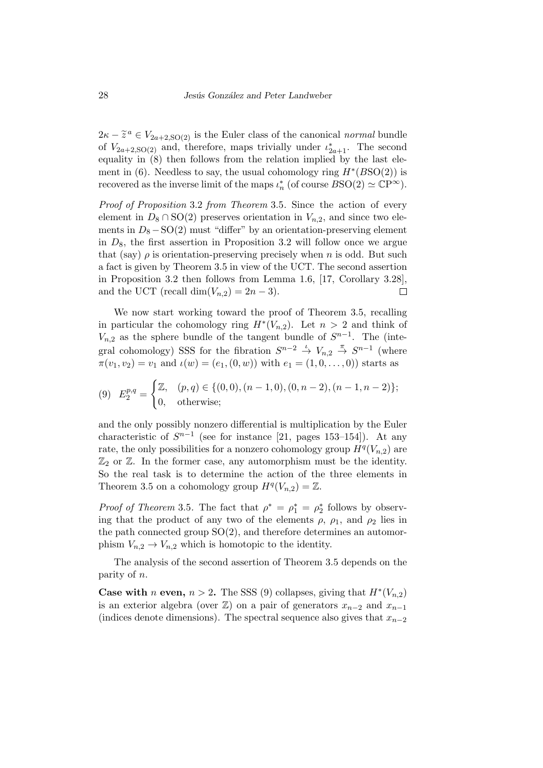$2\kappa - \widetilde{z}^{\,a} \in V_{2a+2,\mathrm{SO}(2)}$ is the Euler class of the canonical *normal* bundle of $V_{2a+2,\mathrm{SO}(2)}$ and, therefore, maps trivially under $\iota^*_{2a+1}$. The second equality in (8) then follows from the relation implied by the last element in (6). Needless to say, the usual cohomology ring $H^*(B\mathrm{SO}(2))$ is recovered as the inverse limit of the maps $\iota^*_n$ (of course $B\mathrm{SO}(2) \simeq \mathbb{C}\mathrm{P}^\infty$).

*Proof of Proposition* 3.2 *from Theorem* 3.5. Since the action of every element in $D_8 \cap \mathrm{SO}(2)$ preserves orientation in $V_{n,2}$, and since two elements in $D_8 - \mathrm{SO}(2)$ must "differ" by an orientation-preserving element in $D_8$, the first assertion in Proposition 3.2 will follow once we argue that (say) $\rho$ is orientation-preserving precisely when $n$ is odd. But such a fact is given by Theorem 3.5 in view of the UCT. The second assertion in Proposition 3.2 then follows from Lemma 1.6, [17, Corollary 3.28], and the UCT (recall $\dim(V_{n,2}) = 2n-3$). $\square$

We now start working toward the proof of Theorem 3.5, recalling in particular the cohomology ring $H^*(V_{n,2})$. Let $n > 2$ and think of $V_{n,2}$ as the sphere bundle of the tangent bundle of $S^{n-1}$. The (integral cohomology) SSS for the fibration $S^{n-2} \stackrel{\iota}{\to} V_{n,2} \stackrel{\pi}{\to} S^{n-1}$ (where $\pi(v_1, v_2) = v_1$ and $\iota(w) = (e_1, (0, w))$ with $e_1 = (1, 0, \ldots, 0)$) starts as

$$(9) \quad E_2^{p,q} = \begin{cases} \mathbb{Z}, & (p,q) \in \{(0,0), (n-1,0), (0,n-2), (n-1,n-2)\}; \\ 0, & \text{otherwise;} \end{cases}$$

and the only possibly nonzero differential is multiplication by the Euler characteristic of $S^{n-1}$ (see for instance [21, pages 153–154]). At any rate, the only possibilities for a nonzero cohomology group $H^q(V_{n,2})$ are $\mathbb{Z}_2$ or $\mathbb{Z}$. In the former case, any automorphism must be the identity. So the real task is to determine the action of the three elements in Theorem 3.5 on a cohomology group $H^q(V_{n,2}) = \mathbb{Z}$.

*Proof of Theorem* 3.5. The fact that $\rho^* = \rho_1^* = \rho_2^*$ follows by observing that the product of any two of the elements $\rho$, $\rho_1$, and $\rho_2$ lies in the path connected group $\mathrm{SO}(2)$, and therefore determines an automorphism $V_{n,2} \to V_{n,2}$ which is homotopic to the identity.

The analysis of the second assertion of Theorem 3.5 depends on the parity of $n$.

**Case with $n$ even, $n > 2$.** The SSS (9) collapses, giving that $H^*(V_{n,2})$ is an exterior algebra (over $\mathbb{Z}$) on a pair of generators $x_{n-2}$ and $x_{n-1}$ (indices denote dimensions). The spectral sequence also gives that $x_{n-2}$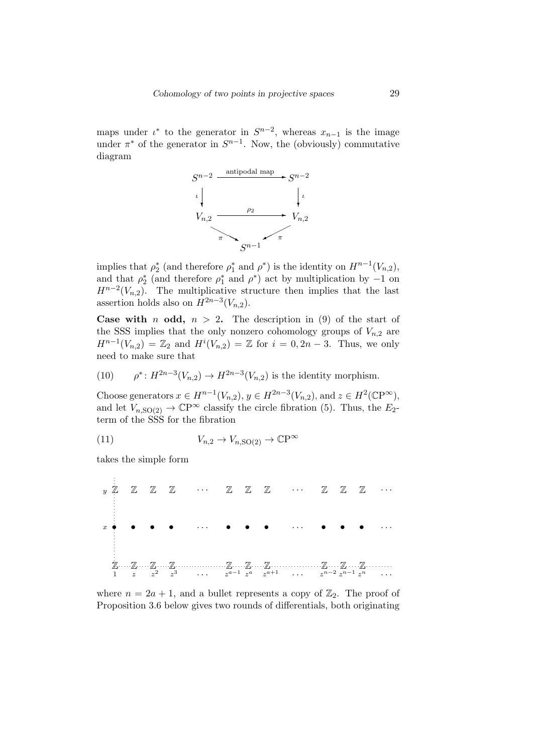maps under $\iota^*$ to the generator in $S^{n-2}$, whereas $x_{n-1}$ is the image under $\pi^*$ of the generator in $S^{n-1}$. Now, the (obviously) commutative diagram

$$
\begin{array}{ccc}
S^{n-2} & \xrightarrow{\text{antipodal map}} & S^{n-2} \\
\downarrow \iota & & \downarrow \iota \\
V_{n,2} & \xrightarrow{\rho_2} & V_{n,2} \\
& \searrow^{\pi} \quad \swarrow_{\pi} & \\
& S^{n-1} &
\end{array}
$$

implies that $\rho_2^*$ (and therefore $\rho_1^*$ and $\rho^*$) is the identity on $H^{n-1}(V_{n,2})$, and that $\rho_2^*$ (and therefore $\rho_1^*$ and $\rho^*$) act by multiplication by $-1$ on $H^{n-2}(V_{n,2})$. The multiplicative structure then implies that the last assertion holds also on $H^{2n-3}(V_{n,2})$.

**Case with $n$ odd, $n > 2$.** The description in (9) of the start of the SSS implies that the only nonzero cohomology groups of $V_{n,2}$ are $H^{n-1}(V_{n,2}) = \mathbb{Z}_2$ and $H^i(V_{n,2}) = \mathbb{Z}$ for $i = 0, 2n-3$. Thus, we only need to make sure that

$$\rho^*\colon H^{2n-3}(V_{n,2}) \to H^{2n-3}(V_{n,2}) \text{ is the identity morphism.} \tag{10}$$

Choose generators $x \in H^{n-1}(V_{n,2})$, $y \in H^{2n-3}(V_{n,2})$, and $z \in H^2(\mathbb{C}\mathrm{P}^\infty)$, and let $V_{n,\mathrm{SO}(2)} \to \mathbb{C}\mathrm{P}^\infty$ classify the circle fibration (5). Thus, the $E_2$-term of the SSS for the fibration

$$V_{n,2} \to V_{n,\mathrm{SO}(2)} \to \mathbb{C}\mathrm{P}^\infty \tag{11}$$

takes the simple form

$$
\begin{array}{c|cccccccccccccc}
y & \mathbb{Z} & \mathbb{Z} & \mathbb{Z} & \mathbb{Z} & \cdots & \mathbb{Z} & \mathbb{Z} & \mathbb{Z} & \cdots & \mathbb{Z} & \mathbb{Z} & \mathbb{Z} & \cdots \\
x & \bullet & \bullet & \bullet & \bullet & \cdots & \bullet & \bullet & \bullet & \cdots & \bullet & \bullet & \bullet & \cdots \\
 & \mathbb{Z} & \mathbb{Z} & \mathbb{Z} & \mathbb{Z} & \cdots & \mathbb{Z} & \mathbb{Z} & \mathbb{Z} & \cdots & \mathbb{Z} & \mathbb{Z} & \mathbb{Z} & \cdots \\
\hline
 & 1 & z & z^2 & z^3 & \cdots & z^{a-1} & z^a & z^{a+1} & \cdots & z^{n-2} & z^{n-1} & z^n & \cdots
\end{array}
$$

where $n = 2a+1$, and a bullet represents a copy of $\mathbb{Z}_2$. The proof of Proposition 3.6 below gives two rounds of differentials, both originating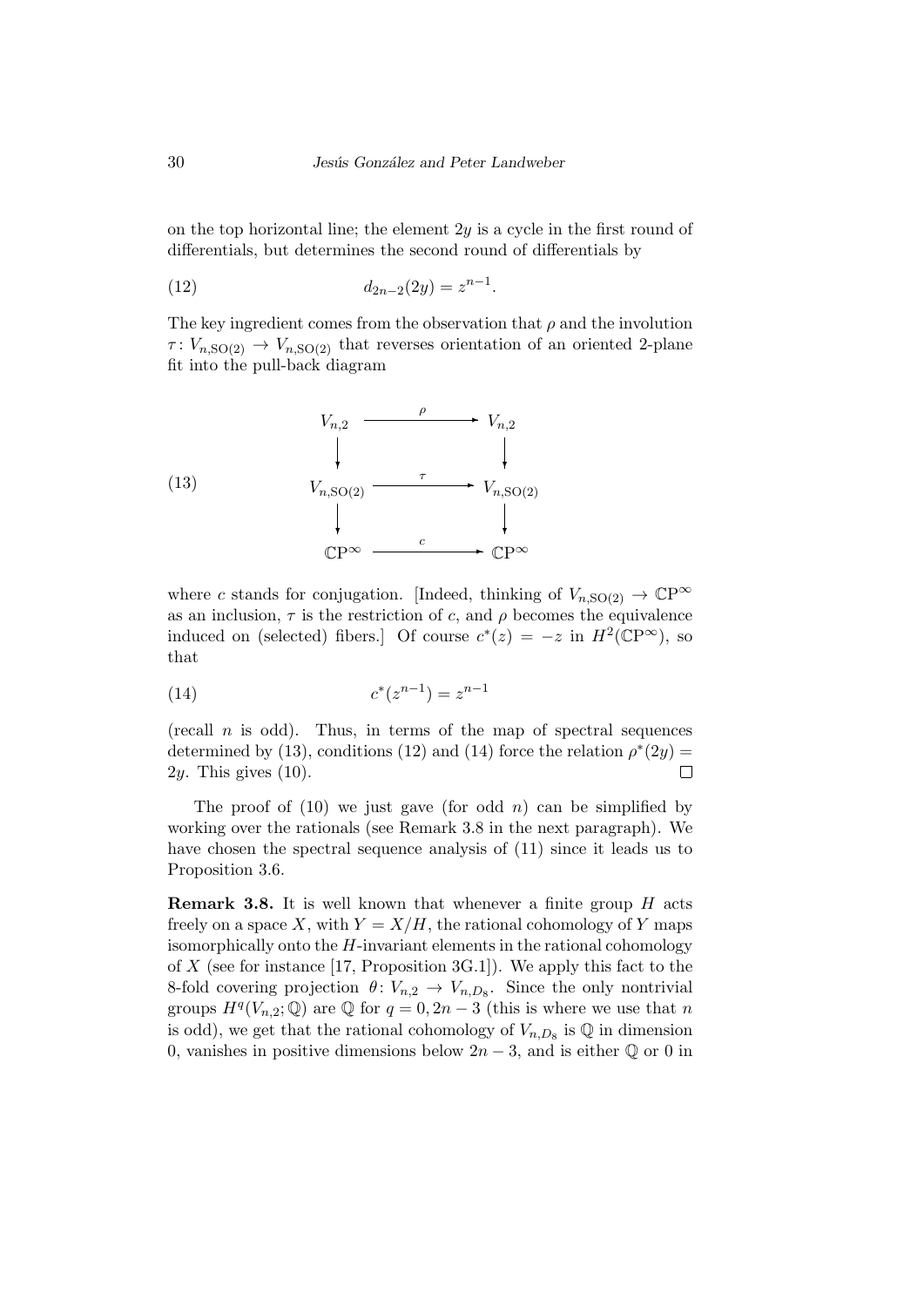on the top horizontal line; the element $2y$ is a cycle in the first round of differentials, but determines the second round of differentials by

$$d_{2n-2}(2y) = z^{n-1}. \tag{12}$$

The key ingredient comes from the observation that $\rho$ and the involution $\tau\colon V_{n,\mathrm{SO}(2)} \to V_{n,\mathrm{SO}(2)}$ that reverses orientation of an oriented 2-plane fit into the pull-back diagram

$$\begin{array}{ccc} V_{n,2} & \xrightarrow{\ \rho\ } & V_{n,2} \\ \downarrow & & \downarrow \\ V_{n,\mathrm{SO}(2)} & \xrightarrow{\ \tau\ } & V_{n,\mathrm{SO}(2)} \\ \downarrow & & \downarrow \\ \mathbb{C}\mathrm{P}^\infty & \xrightarrow{\ c\ } & \mathbb{C}\mathrm{P}^\infty \end{array} \tag{13}$$

where $c$ stands for conjugation. [Indeed, thinking of $V_{n,\mathrm{SO}(2)} \to \mathbb{C}\mathrm{P}^\infty$ as an inclusion, $\tau$ is the restriction of $c$, and $\rho$ becomes the equivalence induced on (selected) fibers.] Of course $c^*(z) = -z$ in $H^2(\mathbb{C}\mathrm{P}^\infty)$, so that

$$c^*(z^{n-1}) = z^{n-1} \tag{14}$$

(recall $n$ is odd). Thus, in terms of the map of spectral sequences determined by (13), conditions (12) and (14) force the relation $\rho^*(2y) = 2y$. This gives (10). $\square$

The proof of (10) we just gave (for odd $n$) can be simplified by working over the rationals (see Remark 3.8 in the next paragraph). We have chosen the spectral sequence analysis of (11) since it leads us to Proposition 3.6.

**Remark 3.8.** It is well known that whenever a finite group $H$ acts freely on a space $X$, with $Y = X/H$, the rational cohomology of $Y$ maps isomorphically onto the $H$-invariant elements in the rational cohomology of $X$ (see for instance [17, Proposition 3G.1]). We apply this fact to the 8-fold covering projection $\theta\colon V_{n,2} \to V_{n,D_8}$. Since the only nontrivial groups $H^q(V_{n,2};\mathbb{Q})$ are $\mathbb{Q}$ for $q = 0, 2n-3$ (this is where we use that $n$ is odd), we get that the rational cohomology of $V_{n,D_8}$ is $\mathbb{Q}$ in dimension 0, vanishes in positive dimensions below $2n-3$, and is either $\mathbb{Q}$ or 0 in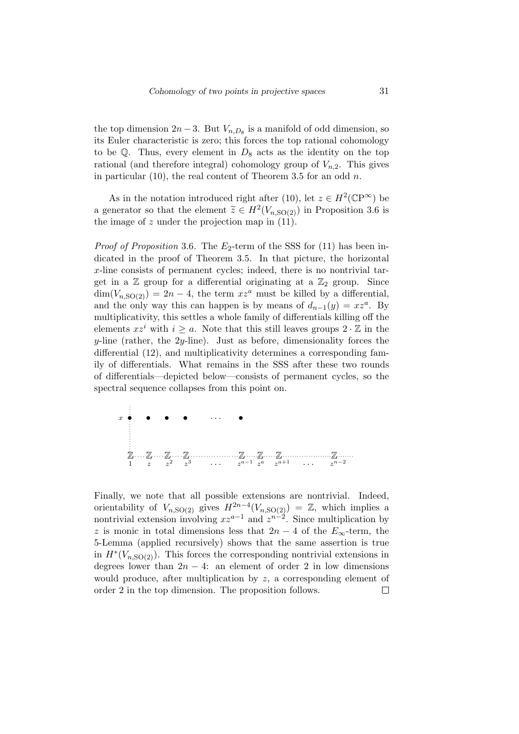the top dimension $2n-3$. But $V_{n,D_8}$ is a manifold of odd dimension, so its Euler characteristic is zero; this forces the top rational cohomology to be $\mathbb{Q}$. Thus, every element in $D_8$ acts as the identity on the top rational (and therefore integral) cohomology group of $V_{n,2}$. This gives in particular (10), the real content of Theorem 3.5 for an odd $n$.

As in the notation introduced right after (10), let $z \in H^2(\mathbb{C}\mathrm{P}^\infty)$ be a generator so that the element $\widetilde{z} \in H^2(V_{n,\mathrm{SO}(2)})$ in Proposition 3.6 is the image of $z$ under the projection map in (11).

*Proof of Proposition* 3.6. The $E_2$-term of the SSS for (11) has been indicated in the proof of Theorem 3.5. In that picture, the horizontal $x$-line consists of permanent cycles; indeed, there is no nontrivial target in a $\mathbb{Z}$ group for a differential originating at a $\mathbb{Z}_2$ group. Since $\dim(V_{n,\mathrm{SO}(2)}) = 2n-4$, the term $xz^a$ must be killed by a differential, and the only way this can happen is by means of $d_{n-1}(y) = xz^a$. By multiplicativity, this settles a whole family of differentials killing off the elements $xz^i$ with $i \geq a$. Note that this still leaves groups $2 \cdot \mathbb{Z}$ in the $y$-line (rather, the $2y$-line). Just as before, dimensionality forces the differential (12), and multiplicativity determines a corresponding family of differentials. What remains in the SSS after these two rounds of differentials—depicted below—consists of permanent cycles, so the spectral sequence collapses from this point on.

```
x •    •    •    •     ...    •

  ℤ····ℤ····ℤ····ℤ··········ℤ·····ℤ····ℤ···········ℤ·····
  1    z    z²   z³   ...  z^{a-1} z^a  z^{a+1} ... z^{n-2}
```

Finally, we note that all possible extensions are nontrivial. Indeed, orientability of $V_{n,\mathrm{SO}(2)}$ gives $H^{2n-4}(V_{n,\mathrm{SO}(2)}) = \mathbb{Z}$, which implies a nontrivial extension involving $xz^{a-1}$ and $z^{n-2}$. Since multiplication by $z$ is monic in total dimensions less that $2n-4$ of the $E_\infty$-term, the 5-Lemma (applied recursively) shows that the same assertion is true in $H^*(V_{n,\mathrm{SO}(2)})$. This forces the corresponding nontrivial extensions in degrees lower than $2n-4$: an element of order 2 in low dimensions would produce, after multiplication by $z$, a corresponding element of order 2 in the top dimension. The proposition follows. □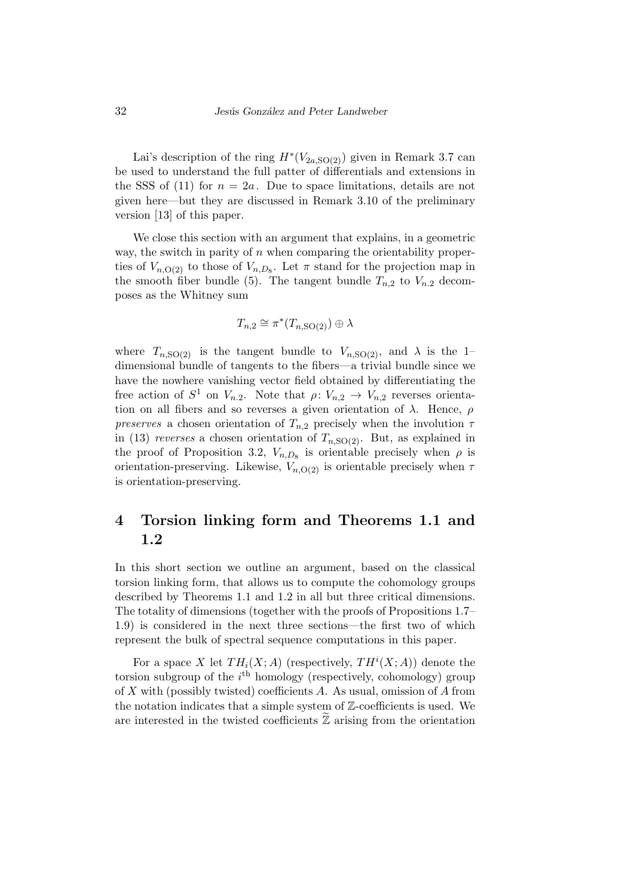Lai's description of the ring $H^*(V_{2a,\mathrm{SO}(2)})$ given in Remark 3.7 can be used to understand the full patter of differentials and extensions in the SSS of (11) for $n = 2a$. Due to space limitations, details are not given here—but they are discussed in Remark 3.10 of the preliminary version [13] of this paper.

We close this section with an argument that explains, in a geometric way, the switch in parity of $n$ when comparing the orientability properties of $V_{n,\mathrm{O}(2)}$ to those of $V_{n,D_8}$. Let $\pi$ stand for the projection map in the smooth fiber bundle (5). The tangent bundle $T_{n,2}$ to $V_{n.2}$ decomposes as the Whitney sum

$$T_{n,2} \cong \pi^*(T_{n,\mathrm{SO}(2)}) \oplus \lambda$$

where $T_{n,\mathrm{SO}(2)}$ is the tangent bundle to $V_{n,\mathrm{SO}(2)}$, and $\lambda$ is the 1–dimensional bundle of tangents to the fibers—a trivial bundle since we have the nowhere vanishing vector field obtained by differentiating the free action of $S^1$ on $V_{n.2}$. Note that $\rho\colon V_{n,2} \to V_{n,2}$ reverses orientation on all fibers and so reverses a given orientation of $\lambda$. Hence, $\rho$ *preserves* a chosen orientation of $T_{n,2}$ precisely when the involution $\tau$ in (13) *reverses* a chosen orientation of $T_{n,\mathrm{SO}(2)}$. But, as explained in the proof of Proposition 3.2, $V_{n,D_8}$ is orientable precisely when $\rho$ is orientation-preserving. Likewise, $V_{n,\mathrm{O}(2)}$ is orientable precisely when $\tau$ is orientation-preserving.

## 4 Torsion linking form and Theorems 1.1 and 1.2

In this short section we outline an argument, based on the classical torsion linking form, that allows us to compute the cohomology groups described by Theorems 1.1 and 1.2 in all but three critical dimensions. The totality of dimensions (together with the proofs of Propositions 1.7–1.9) is considered in the next three sections—the first two of which represent the bulk of spectral sequence computations in this paper.

For a space $X$ let $TH_i(X;A)$ (respectively, $TH^i(X;A)$) denote the torsion subgroup of the $i^{\text{th}}$ homology (respectively, cohomology) group of $X$ with (possibly twisted) coefficients $A$. As usual, omission of $A$ from the notation indicates that a simple system of $\mathbb{Z}$-coefficients is used. We are interested in the twisted coefficients $\widetilde{\mathbb{Z}}$ arising from the orientation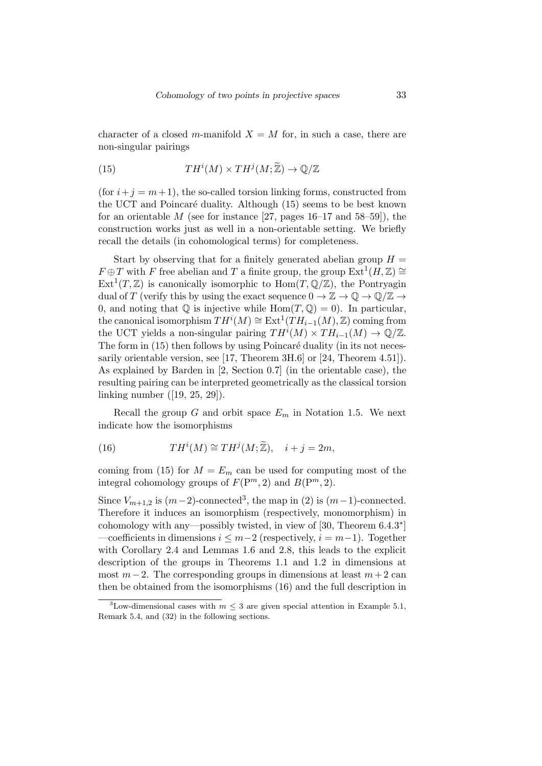character of a closed $m$-manifold $X = M$ for, in such a case, there are non-singular pairings

$$TH^i(M) \times TH^j(M; \widetilde{\mathbb{Z}}) \to \mathbb{Q}/\mathbb{Z} \tag{15}$$

(for $i+j = m+1$), the so-called torsion linking forms, constructed from the UCT and Poincaré duality. Although (15) seems to be best known for an orientable $M$ (see for instance [27, pages 16–17 and 58–59]), the construction works just as well in a non-orientable setting. We briefly recall the details (in cohomological terms) for completeness.

Start by observing that for a finitely generated abelian group $H = F \oplus T$ with $F$ free abelian and $T$ a finite group, the group $\mathrm{Ext}^1(H, \mathbb{Z}) \cong \mathrm{Ext}^1(T, \mathbb{Z})$ is canonically isomorphic to $\mathrm{Hom}(T, \mathbb{Q}/\mathbb{Z})$, the Pontryagin dual of $T$ (verify this by using the exact sequence $0 \to \mathbb{Z} \to \mathbb{Q} \to \mathbb{Q}/\mathbb{Z} \to 0$, and noting that $\mathbb{Q}$ is injective while $\mathrm{Hom}(T, \mathbb{Q}) = 0$). In particular, the canonical isomorphism $TH^i(M) \cong \mathrm{Ext}^1(TH_{i-1}(M), \mathbb{Z})$ coming from the UCT yields a non-singular pairing $TH^i(M) \times TH_{i-1}(M) \to \mathbb{Q}/\mathbb{Z}$. The form in (15) then follows by using Poincaré duality (in its not necessarily orientable version, see [17, Theorem 3H.6] or [24, Theorem 4.51]). As explained by Barden in [2, Section 0.7] (in the orientable case), the resulting pairing can be interpreted geometrically as the classical torsion linking number ([19, 25, 29]).

Recall the group $G$ and orbit space $E_m$ in Notation 1.5. We next indicate how the isomorphisms

$$TH^i(M) \cong TH^j(M; \widetilde{\mathbb{Z}}), \quad i + j = 2m, \tag{16}$$

coming from (15) for $M = E_m$ can be used for computing most of the integral cohomology groups of $F(\mathrm{P}^m, 2)$ and $B(\mathrm{P}^m, 2)$.

Since $V_{m+1,2}$ is $(m-2)$-connected[3], the map in (2) is $(m-1)$-connected. Therefore it induces an isomorphism (respectively, monomorphism) in cohomology with any—possibly twisted, in view of [30, Theorem 6.4.3*] —coefficients in dimensions $i \leq m-2$ (respectively, $i = m-1$). Together with Corollary 2.4 and Lemmas 1.6 and 2.8, this leads to the explicit description of the groups in Theorems 1.1 and 1.2 in dimensions at most $m-2$. The corresponding groups in dimensions at least $m+2$ can then be obtained from the isomorphisms (16) and the full description in

[3] Low-dimensional cases with $m \leq 3$ are given special attention in Example 5.1, Remark 5.4, and (32) in the following sections.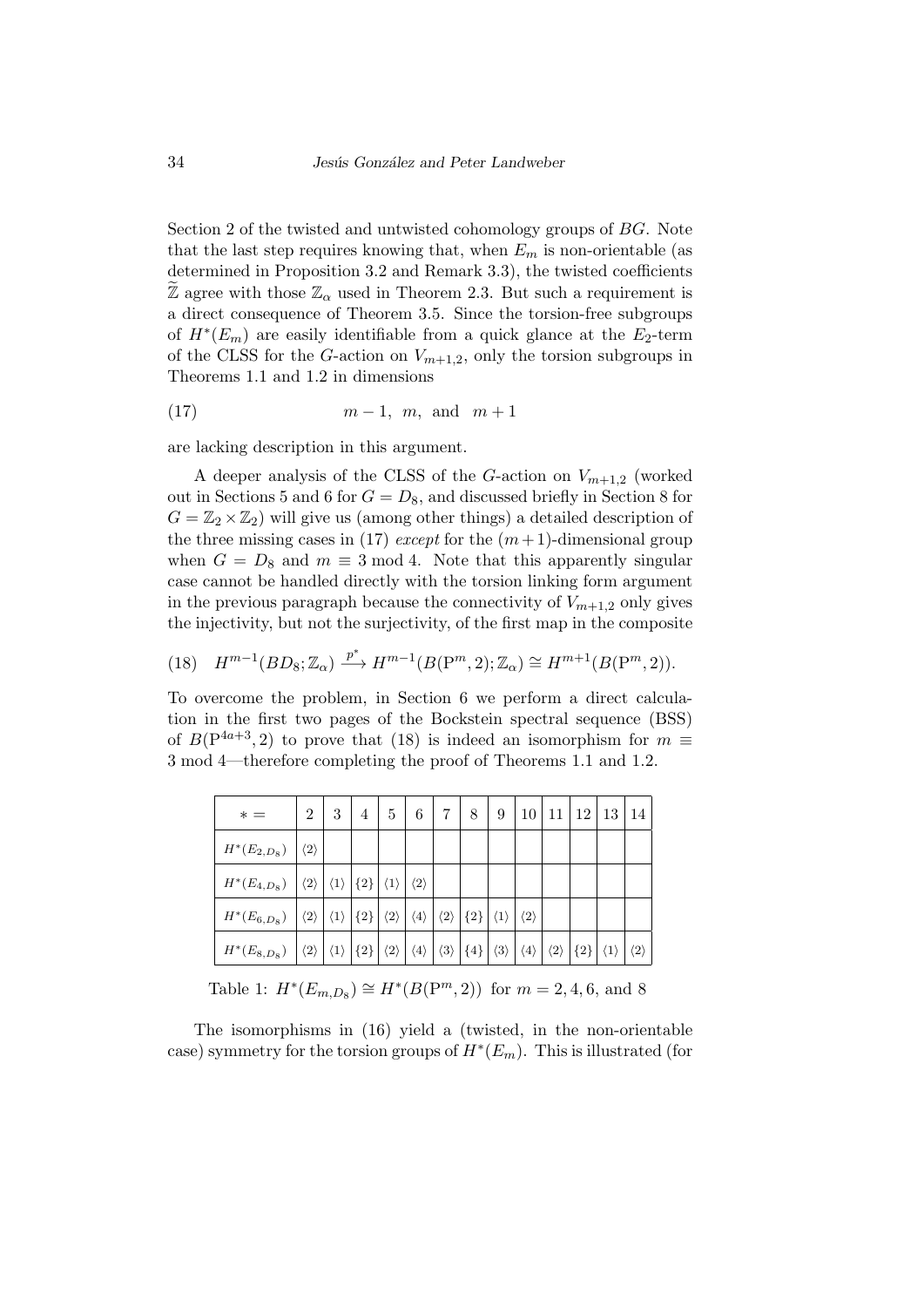Section 2 of the twisted and untwisted cohomology groups of $BG$. Note that the last step requires knowing that, when $E_m$ is non-orientable (as determined in Proposition 3.2 and Remark 3.3), the twisted coefficients $\widetilde{\mathbb{Z}}$ agree with those $\mathbb{Z}_\alpha$ used in Theorem 2.3. But such a requirement is a direct consequence of Theorem 3.5. Since the torsion-free subgroups of $H^*(E_m)$ are easily identifiable from a quick glance at the $E_2$-term of the CLSS for the $G$-action on $V_{m+1,2}$, only the torsion subgroups in Theorems 1.1 and 1.2 in dimensions

$$m-1,\ m,\ \text{and}\ \ m+1 \tag{17}$$

are lacking description in this argument.

A deeper analysis of the CLSS of the $G$-action on $V_{m+1,2}$ (worked out in Sections 5 and 6 for $G = D_8$, and discussed briefly in Section 8 for $G = \mathbb{Z}_2 \times \mathbb{Z}_2$) will give us (among other things) a detailed description of the three missing cases in (17) *except* for the $(m+1)$-dimensional group when $G = D_8$ and $m \equiv 3 \bmod 4$. Note that this apparently singular case cannot be handled directly with the torsion linking form argument in the previous paragraph because the connectivity of $V_{m+1,2}$ only gives the injectivity, but not the surjectivity, of the first map in the composite

$$H^{m-1}(BD_8;\mathbb{Z}_\alpha) \xrightarrow{p^*} H^{m-1}(B(\mathrm{P}^m,2);\mathbb{Z}_\alpha) \cong H^{m+1}(B(\mathrm{P}^m,2)). \tag{18}$$

To overcome the problem, in Section 6 we perform a direct calculation in the first two pages of the Bockstein spectral sequence (BSS) of $B(\mathrm{P}^{4a+3},2)$ to prove that (18) is indeed an isomorphism for $m \equiv 3 \bmod 4$—therefore completing the proof of Theorems 1.1 and 1.2.

| $*=$ | 2 | 3 | 4 | 5 | 6 | 7 | 8 | 9 | 10 | 11 | 12 | 13 | 14 |
|---|---|---|---|---|---|---|---|---|---|---|---|---|---|
| $H^*(E_{2,D_8})$ | $\langle 2\rangle$ | | | | | | | | | | | | |
| $H^*(E_{4,D_8})$ | $\langle 2\rangle$ | $\langle 1\rangle$ | $\{2\}$ | $\langle 1\rangle$ | $\langle 2\rangle$ | | | | | | | | |
| $H^*(E_{6,D_8})$ | $\langle 2\rangle$ | $\langle 1\rangle$ | $\{2\}$ | $\langle 2\rangle$ | $\langle 4\rangle$ | $\langle 2\rangle$ | $\{2\}$ | $\langle 1\rangle$ | $\langle 2\rangle$ | | | | |
| $H^*(E_{8,D_8})$ | $\langle 2\rangle$ | $\langle 1\rangle$ | $\{2\}$ | $\langle 2\rangle$ | $\langle 4\rangle$ | $\langle 3\rangle$ | $\{4\}$ | $\langle 3\rangle$ | $\langle 4\rangle$ | $\langle 2\rangle$ | $\{2\}$ | $\langle 1\rangle$ | $\langle 2\rangle$ |

Table 1: $H^*(E_{m,D_8}) \cong H^*(B(\mathrm{P}^m,2))$ for $m = 2, 4, 6$, and $8$

The isomorphisms in (16) yield a (twisted, in the non-orientable case) symmetry for the torsion groups of $H^*(E_m)$. This is illustrated (for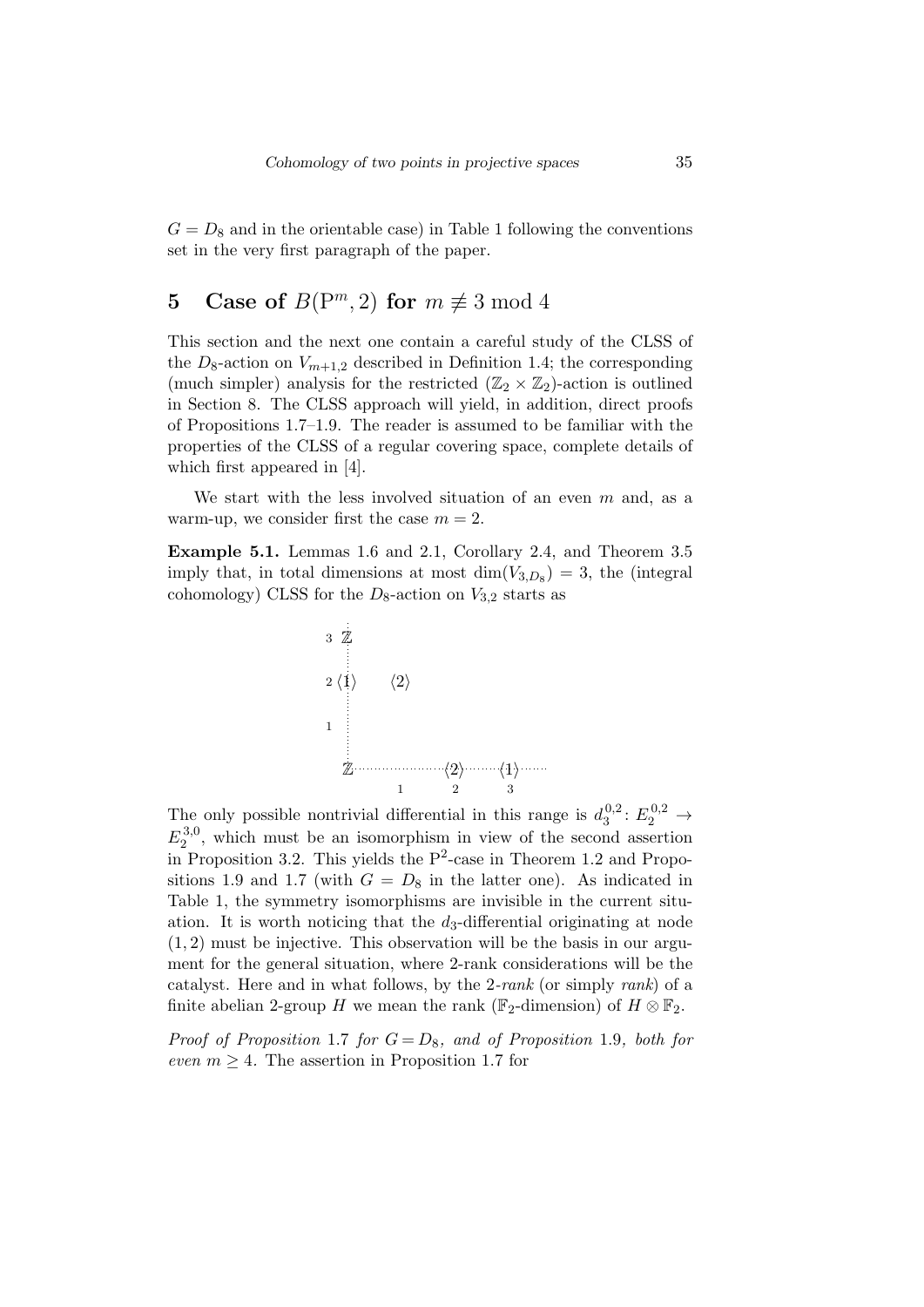$G = D_8$ and in the orientable case) in Table 1 following the conventions set in the very first paragraph of the paper.

## 5 Case of $B(\mathrm{P}^m, 2)$ for $m \not\equiv 3 \bmod 4$

This section and the next one contain a careful study of the CLSS of the $D_8$-action on $V_{m+1,2}$ described in Definition 1.4; the corresponding (much simpler) analysis for the restricted $(\mathbb{Z}_2 \times \mathbb{Z}_2)$-action is outlined in Section 8. The CLSS approach will yield, in addition, direct proofs of Propositions 1.7–1.9. The reader is assumed to be familiar with the properties of the CLSS of a regular covering space, complete details of which first appeared in [4].

We start with the less involved situation of an even $m$ and, as a warm-up, we consider first the case $m = 2$.

**Example 5.1.** Lemmas 1.6 and 2.1, Corollary 2.4, and Theorem 3.5 imply that, in total dimensions at most $\dim(V_{3,D_8}) = 3$, the (integral cohomology) CLSS for the $D_8$-action on $V_{3,2}$ starts as

$$
\begin{array}{c|cccc}
3 & \mathbb{Z} & & & \\
2 & \langle 1 \rangle & \langle 2 \rangle & & \\
1 & & & & \\
 & \mathbb{Z} & & \langle 2 \rangle & \langle 1 \rangle \\
\hline
 & & 1 & 2 & 3
\end{array}
$$

The only possible nontrivial differential in this range is $d_3^{0,2}\colon E_2^{0,2} \to E_2^{3,0}$, which must be an isomorphism in view of the second assertion in Proposition 3.2. This yields the $\mathrm{P}^2$-case in Theorem 1.2 and Propositions 1.9 and 1.7 (with $G = D_8$ in the latter one). As indicated in Table 1, the symmetry isomorphisms are invisible in the current situation. It is worth noticing that the $d_3$-differential originating at node $(1, 2)$ must be injective. This observation will be the basis in our argument for the general situation, where 2-rank considerations will be the catalyst. Here and in what follows, by the *2-rank* (or simply *rank*) of a finite abelian 2-group $H$ we mean the rank ($\mathbb{F}_2$-dimension) of $H \otimes \mathbb{F}_2$.

*Proof of Proposition* 1.7 *for $G = D_8$, and of Proposition* 1.9*, both for even $m \geq 4$.* The assertion in Proposition 1.7 for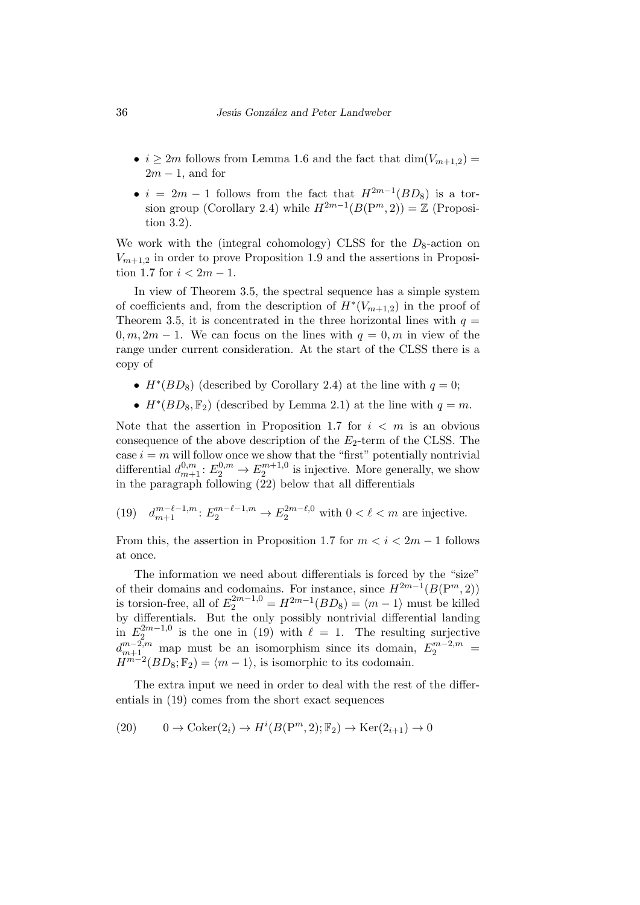- $i \geq 2m$ follows from Lemma 1.6 and the fact that $\dim(V_{m+1,2}) = 2m-1$, and for
- $i = 2m-1$ follows from the fact that $H^{2m-1}(BD_8)$ is a torsion group (Corollary 2.4) while $H^{2m-1}(B(\mathrm{P}^m, 2)) = \mathbb{Z}$ (Proposition 3.2).

We work with the (integral cohomology) CLSS for the $D_8$-action on $V_{m+1,2}$ in order to prove Proposition 1.9 and the assertions in Proposition 1.7 for $i < 2m-1$.

In view of Theorem 3.5, the spectral sequence has a simple system of coefficients and, from the description of $H^*(V_{m+1,2})$ in the proof of Theorem 3.5, it is concentrated in the three horizontal lines with $q = 0, m, 2m-1$. We can focus on the lines with $q = 0, m$ in view of the range under current consideration. At the start of the CLSS there is a copy of

- $H^*(BD_8)$ (described by Corollary 2.4) at the line with $q = 0$;
- $H^*(BD_8, \mathbb{F}_2)$ (described by Lemma 2.1) at the line with $q = m$.

Note that the assertion in Proposition 1.7 for $i < m$ is an obvious consequence of the above description of the $E_2$-term of the CLSS. The case $i = m$ will follow once we show that the "first" potentially nontrivial differential $d_{m+1}^{0,m}\colon E_2^{0,m} \to E_2^{m+1,0}$ is injective. More generally, we show in the paragraph following (22) below that all differentials

$$(19) \quad d_{m+1}^{m-\ell-1,m}\colon E_2^{m-\ell-1,m} \to E_2^{2m-\ell,0} \text{ with } 0 < \ell < m \text{ are injective.}$$

From this, the assertion in Proposition 1.7 for $m < i < 2m-1$ follows at once.

The information we need about differentials is forced by the "size" of their domains and codomains. For instance, since $H^{2m-1}(B(\mathrm{P}^m, 2))$ is torsion-free, all of $E_2^{2m-1,0} = H^{2m-1}(BD_8) = \langle m-1 \rangle$ must be killed by differentials. But the only possibly nontrivial differential landing in $E_2^{2m-1,0}$ is the one in (19) with $\ell = 1$. The resulting surjective $d_{m+1}^{m-2,m}$ map must be an isomorphism since its domain, $E_2^{m-2,m} = H^{m-2}(BD_8; \mathbb{F}_2) = \langle m-1 \rangle$, is isomorphic to its codomain.

The extra input we need in order to deal with the rest of the differentials in (19) comes from the short exact sequences

$$(20) \qquad 0 \to \mathrm{Coker}(2_i) \to H^i(B(\mathrm{P}^m, 2); \mathbb{F}_2) \to \mathrm{Ker}(2_{i+1}) \to 0$$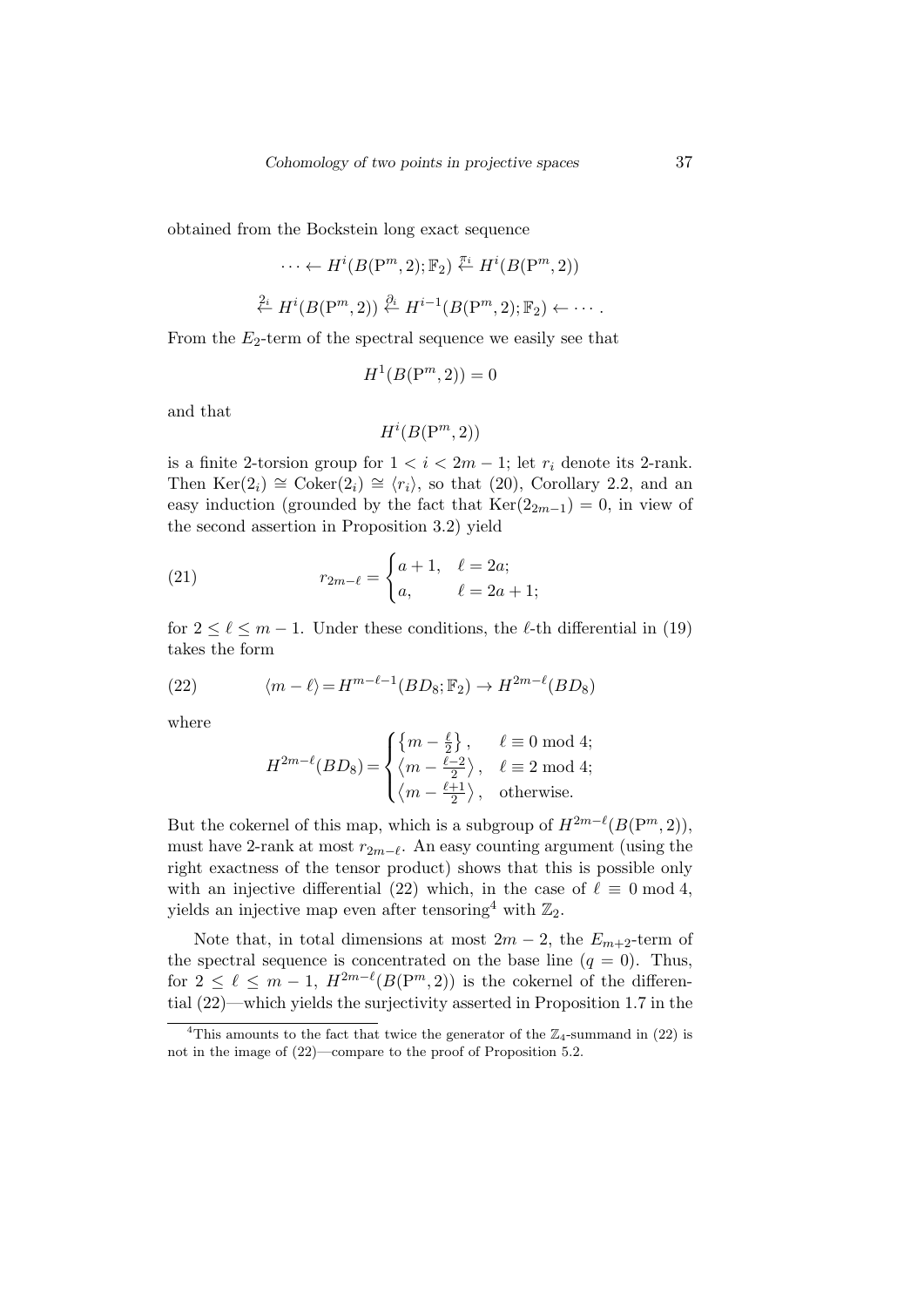obtained from the Bockstein long exact sequence

$$\cdots \leftarrow H^i(B(\mathrm{P}^m,2);\mathbb{F}_2) \stackrel{\pi_i}{\leftarrow} H^i(B(\mathrm{P}^m,2))$$

$$\stackrel{2_i}{\leftarrow} H^i(B(\mathrm{P}^m,2)) \stackrel{\partial_i}{\leftarrow} H^{i-1}(B(\mathrm{P}^m,2);\mathbb{F}_2) \leftarrow \cdots .$$

From the $E_2$-term of the spectral sequence we easily see that

$$H^1(B(\mathrm{P}^m,2)) = 0$$

and that

$$H^i(B(\mathrm{P}^m,2))$$

is a finite 2-torsion group for $1 < i < 2m-1$; let $r_i$ denote its 2-rank. Then $\mathrm{Ker}(2_i) \cong \mathrm{Coker}(2_i) \cong \langle r_i \rangle$, so that (20), Corollary 2.2, and an easy induction (grounded by the fact that $\mathrm{Ker}(2_{2m-1}) = 0$, in view of the second assertion in Proposition 3.2) yield

$$r_{2m-\ell} = \begin{cases} a+1, & \ell = 2a; \\ a, & \ell = 2a+1; \end{cases} \tag{21}$$

for $2 \leq \ell \leq m-1$. Under these conditions, the $\ell$-th differential in (19) takes the form

$$\langle m-\ell \rangle = H^{m-\ell-1}(BD_8;\mathbb{F}_2) \to H^{2m-\ell}(BD_8) \tag{22}$$

where

$$H^{2m-\ell}(BD_8) = \begin{cases} \left\{m-\frac{\ell}{2}\right\}, & \ell \equiv 0 \bmod 4; \\ \left\langle m-\frac{\ell-2}{2}\right\rangle, & \ell \equiv 2 \bmod 4; \\ \left\langle m-\frac{\ell+1}{2}\right\rangle, & \text{otherwise.} \end{cases}$$

But the cokernel of this map, which is a subgroup of $H^{2m-\ell}(B(\mathrm{P}^m,2))$, must have 2-rank at most $r_{2m-\ell}$. An easy counting argument (using the right exactness of the tensor product) shows that this is possible only with an injective differential (22) which, in the case of $\ell \equiv 0 \bmod 4$, yields an injective map even after tensoring[4] with $\mathbb{Z}_2$.

Note that, in total dimensions at most $2m-2$, the $E_{m+2}$-term of the spectral sequence is concentrated on the base line ($q = 0$). Thus, for $2 \leq \ell \leq m-1$, $H^{2m-\ell}(B(\mathrm{P}^m,2))$ is the cokernel of the differential (22)—which yields the surjectivity asserted in Proposition 1.7 in the

[4] This amounts to the fact that twice the generator of the $\mathbb{Z}_4$-summand in (22) is not in the image of (22)—compare to the proof of Proposition 5.2.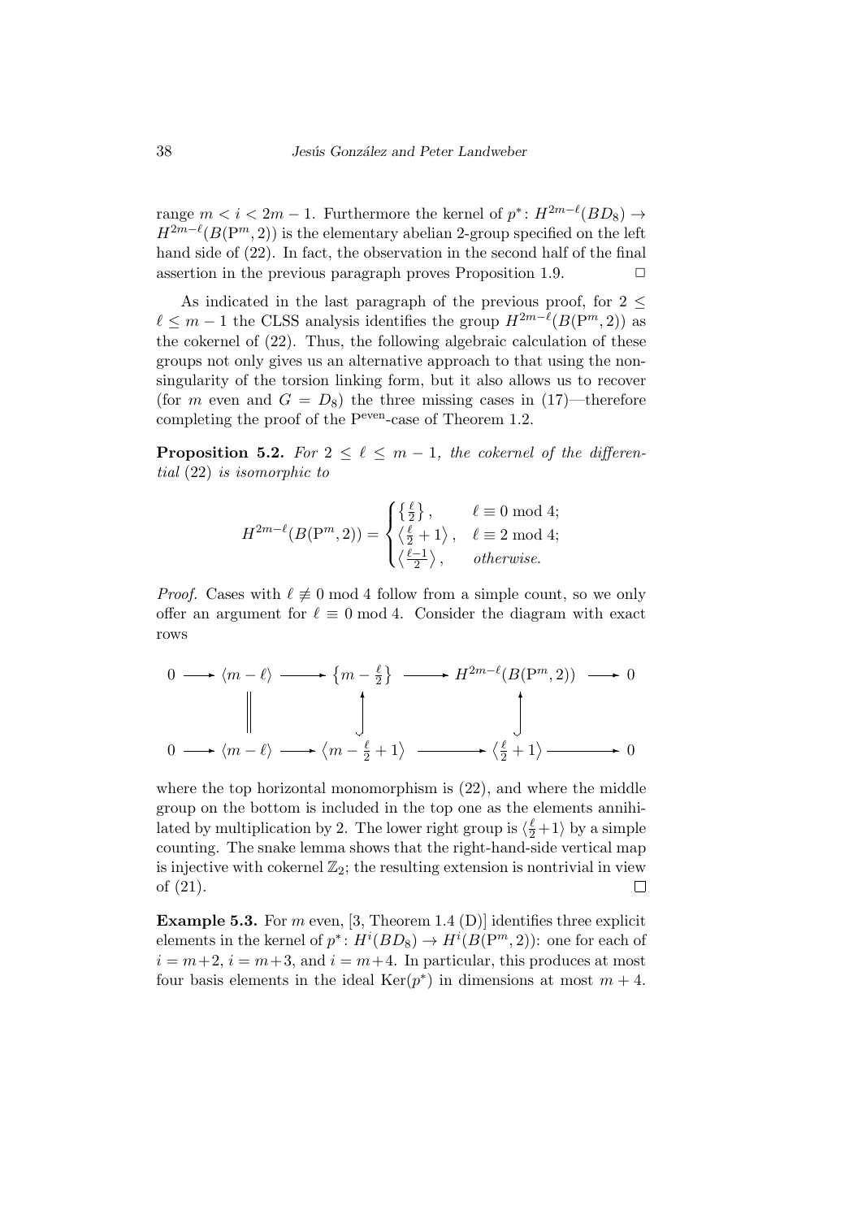range $m < i < 2m-1$. Furthermore the kernel of $p^*\colon H^{2m-\ell}(BD_8) \to H^{2m-\ell}(B(\mathrm{P}^m, 2))$ is the elementary abelian 2-group specified on the left hand side of (22). In fact, the observation in the second half of the final assertion in the previous paragraph proves Proposition 1.9. $\square$

As indicated in the last paragraph of the previous proof, for $2 \leq \ell \leq m-1$ the CLSS analysis identifies the group $H^{2m-\ell}(B(\mathrm{P}^m, 2))$ as the cokernel of (22). Thus, the following algebraic calculation of these groups not only gives us an alternative approach to that using the nonsingularity of the torsion linking form, but it also allows us to recover (for $m$ even and $G = D_8$) the three missing cases in (17)—therefore completing the proof of the $\mathrm{P}^{\mathrm{even}}$-case of Theorem 1.2.

**Proposition 5.2.** *For $2 \leq \ell \leq m-1$, the cokernel of the differential* (22) *is isomorphic to*

$$H^{2m-\ell}(B(\mathrm{P}^m, 2)) = \begin{cases} \left\{\frac{\ell}{2}\right\}, & \ell \equiv 0 \bmod 4; \\ \left\langle \frac{\ell}{2}+1 \right\rangle, & \ell \equiv 2 \bmod 4; \\ \left\langle \frac{\ell-1}{2} \right\rangle, & \textit{otherwise}. \end{cases}$$

*Proof.* Cases with $\ell \not\equiv 0 \bmod 4$ follow from a simple count, so we only offer an argument for $\ell \equiv 0 \bmod 4$. Consider the diagram with exact rows

$$\begin{array}{ccccccccc} 0 & \longrightarrow & \langle m-\ell \rangle & \longrightarrow & \left\{m-\frac{\ell}{2}\right\} & \longrightarrow & H^{2m-\ell}(B(\mathrm{P}^m, 2)) & \longrightarrow & 0 \\ & & \Big\| & & \uparrow & & \uparrow & & \\ 0 & \longrightarrow & \langle m-\ell \rangle & \longrightarrow & \left\langle m-\frac{\ell}{2}+1 \right\rangle & \longrightarrow & \left\langle \frac{\ell}{2}+1 \right\rangle & \longrightarrow & 0 \end{array}$$

where the top horizontal monomorphism is (22), and where the middle group on the bottom is included in the top one as the elements annihilated by multiplication by 2. The lower right group is $\langle \frac{\ell}{2}+1 \rangle$ by a simple counting. The snake lemma shows that the right-hand-side vertical map is injective with cokernel $\mathbb{Z}_2$; the resulting extension is nontrivial in view of (21). $\square$

**Example 5.3.** For $m$ even, [3, Theorem 1.4 (D)] identifies three explicit elements in the kernel of $p^*\colon H^i(BD_8) \to H^i(B(\mathrm{P}^m, 2))$: one for each of $i = m+2$, $i = m+3$, and $i = m+4$. In particular, this produces at most four basis elements in the ideal $\mathrm{Ker}(p^*)$ in dimensions at most $m+4$.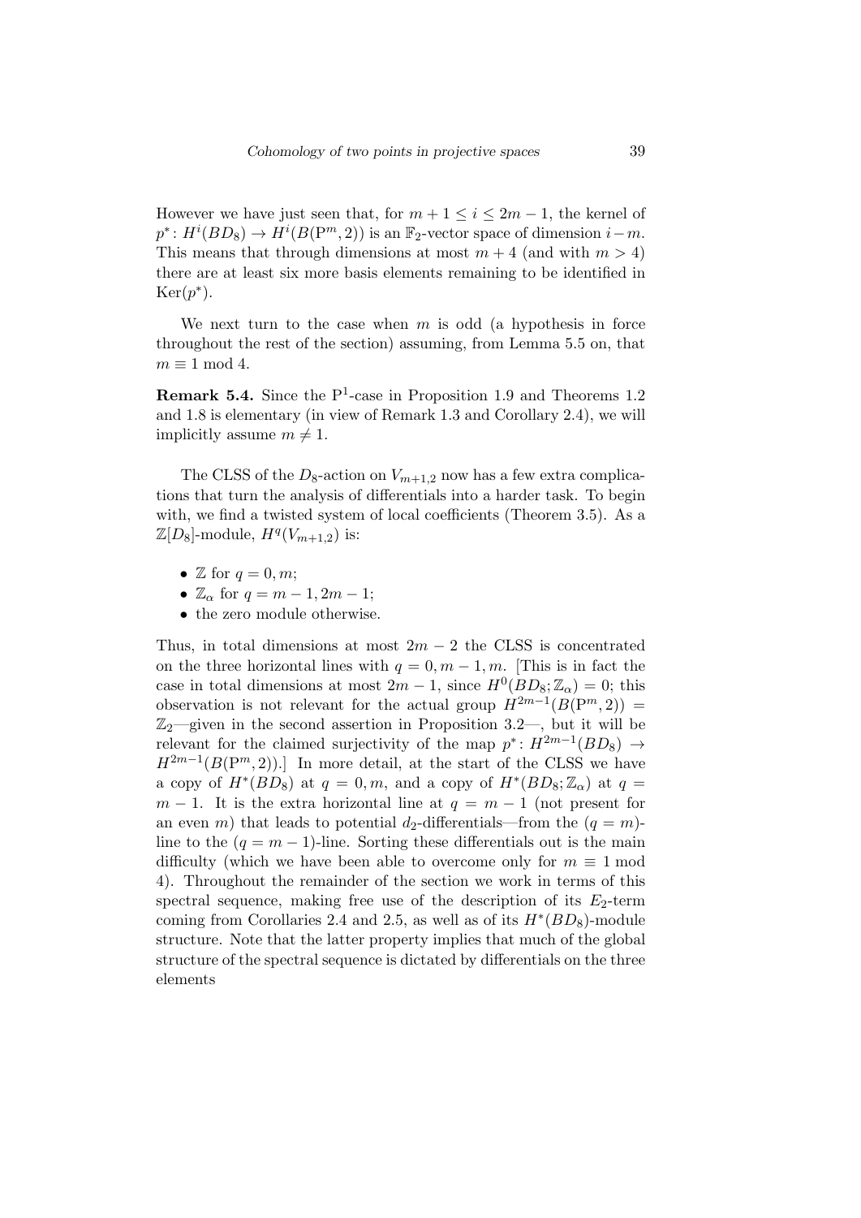However we have just seen that, for $m+1 \leq i \leq 2m-1$, the kernel of $p^*\colon H^i(BD_8) \to H^i(B(\mathrm{P}^m, 2))$ is an $\mathbb{F}_2$-vector space of dimension $i-m$. This means that through dimensions at most $m+4$ (and with $m>4$) there are at least six more basis elements remaining to be identified in $\mathrm{Ker}(p^*)$.

We next turn to the case when $m$ is odd (a hypothesis in force throughout the rest of the section) assuming, from Lemma 5.5 on, that $m \equiv 1 \bmod 4$.

**Remark 5.4.** Since the $\mathrm{P}^1$-case in Proposition 1.9 and Theorems 1.2 and 1.8 is elementary (in view of Remark 1.3 and Corollary 2.4), we will implicitly assume $m \neq 1$.

The CLSS of the $D_8$-action on $V_{m+1,2}$ now has a few extra complications that turn the analysis of differentials into a harder task. To begin with, we find a twisted system of local coefficients (Theorem 3.5). As a $\mathbb{Z}[D_8]$-module, $H^q(V_{m+1,2})$ is:

- $\mathbb{Z}$ for $q = 0, m$;
- $\mathbb{Z}_\alpha$ for $q = m-1, 2m-1$;
- the zero module otherwise.

Thus, in total dimensions at most $2m-2$ the CLSS is concentrated on the three horizontal lines with $q = 0, m-1, m$. [This is in fact the case in total dimensions at most $2m-1$, since $H^0(BD_8; \mathbb{Z}_\alpha) = 0$; this observation is not relevant for the actual group $H^{2m-1}(B(\mathrm{P}^m, 2)) = \mathbb{Z}_2$—given in the second assertion in Proposition 3.2—, but it will be relevant for the claimed surjectivity of the map $p^*\colon H^{2m-1}(BD_8) \to H^{2m-1}(B(\mathrm{P}^m, 2))$.] In more detail, at the start of the CLSS we have a copy of $H^*(BD_8)$ at $q = 0, m$, and a copy of $H^*(BD_8; \mathbb{Z}_\alpha)$ at $q = m-1$. It is the extra horizontal line at $q = m-1$ (not present for an even $m$) that leads to potential $d_2$-differentials—from the $(q = m)$-line to the $(q = m-1)$-line. Sorting these differentials out is the main difficulty (which we have been able to overcome only for $m \equiv 1 \bmod 4$). Throughout the remainder of the section we work in terms of this spectral sequence, making free use of the description of its $E_2$-term coming from Corollaries 2.4 and 2.5, as well as of its $H^*(BD_8)$-module structure. Note that the latter property implies that much of the global structure of the spectral sequence is dictated by differentials on the three elements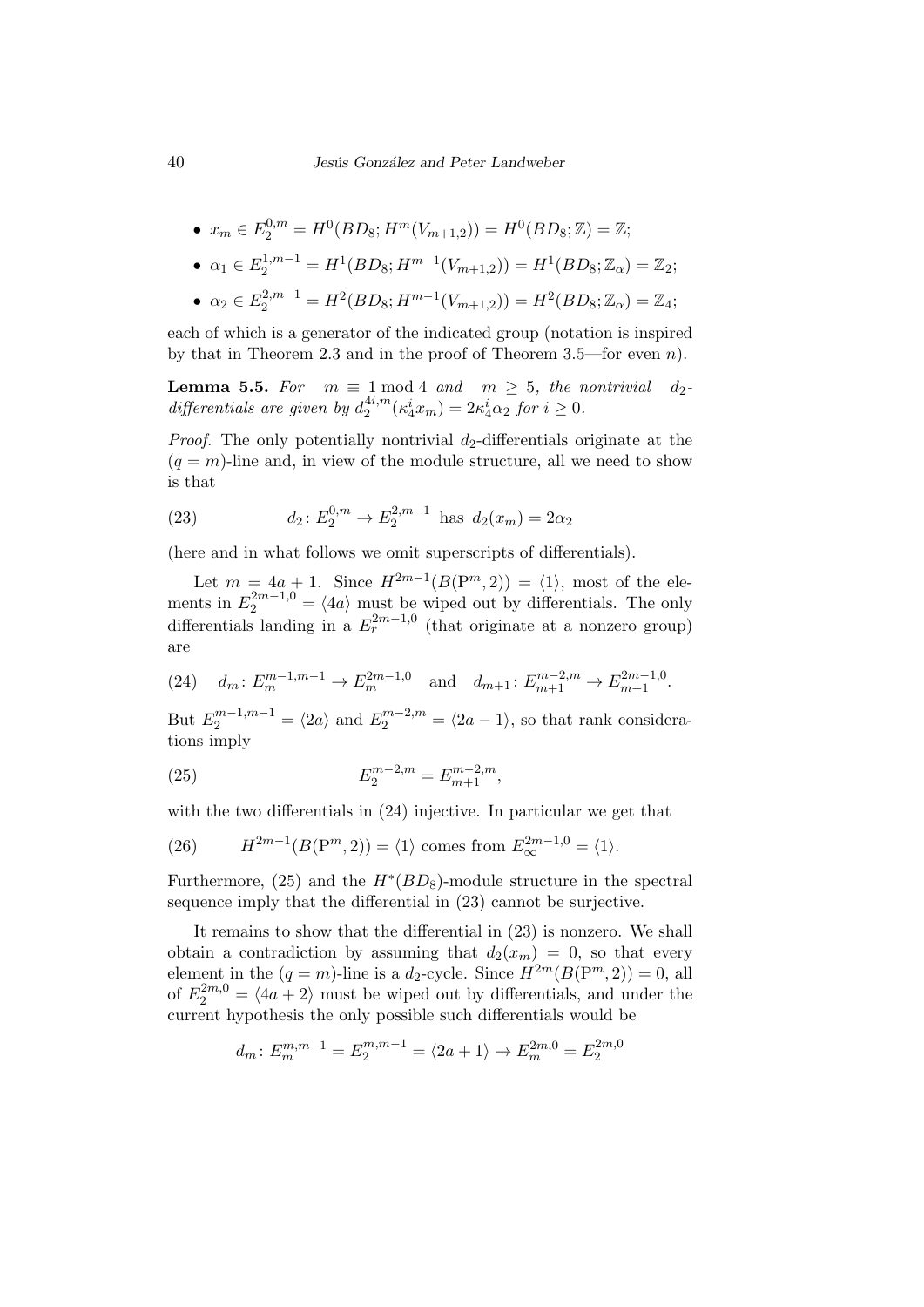- $x_m \in E_2^{0,m} = H^0(BD_8; H^m(V_{m+1,2})) = H^0(BD_8; \mathbb{Z}) = \mathbb{Z}$;
- $\alpha_1 \in E_2^{1,m-1} = H^1(BD_8; H^{m-1}(V_{m+1,2})) = H^1(BD_8; \mathbb{Z}_\alpha) = \mathbb{Z}_2$;
- $\alpha_2 \in E_2^{2,m-1} = H^2(BD_8; H^{m-1}(V_{m+1,2})) = H^2(BD_8; \mathbb{Z}_\alpha) = \mathbb{Z}_4$;

each of which is a generator of the indicated group (notation is inspired by that in Theorem 2.3 and in the proof of Theorem 3.5—for even $n$).

**Lemma 5.5.** *For $m \equiv 1 \bmod 4$ and $m \geq 5$, the nontrivial $d_2$-differentials are given by $d_2^{4i,m}(\kappa_4^i x_m) = 2\kappa_4^i \alpha_2$ for $i \geq 0$.*

*Proof.* The only potentially nontrivial $d_2$-differentials originate at the $(q = m)$-line and, in view of the module structure, all we need to show is that

$$d_2 \colon E_2^{0,m} \to E_2^{2,m-1} \text{ has } d_2(x_m) = 2\alpha_2 \tag{23}$$

(here and in what follows we omit superscripts of differentials).

Let $m = 4a + 1$. Since $H^{2m-1}(B(\mathrm{P}^m, 2)) = \langle 1 \rangle$, most of the elements in $E_2^{2m-1,0} = \langle 4a \rangle$ must be wiped out by differentials. The only differentials landing in a $E_r^{2m-1,0}$ (that originate at a nonzero group) are

$$d_m \colon E_m^{m-1,m-1} \to E_m^{2m-1,0} \quad \text{and} \quad d_{m+1} \colon E_{m+1}^{m-2,m} \to E_{m+1}^{2m-1,0}. \tag{24}$$

But $E_2^{m-1,m-1} = \langle 2a \rangle$ and $E_2^{m-2,m} = \langle 2a - 1 \rangle$, so that rank considerations imply

$$E_2^{m-2,m} = E_{m+1}^{m-2,m}, \tag{25}$$

with the two differentials in (24) injective. In particular we get that

$$H^{2m-1}(B(\mathrm{P}^m, 2)) = \langle 1 \rangle \text{ comes from } E_\infty^{2m-1,0} = \langle 1 \rangle. \tag{26}$$

Furthermore, (25) and the $H^*(BD_8)$-module structure in the spectral sequence imply that the differential in (23) cannot be surjective.

It remains to show that the differential in (23) is nonzero. We shall obtain a contradiction by assuming that $d_2(x_m) = 0$, so that every element in the $(q = m)$-line is a $d_2$-cycle. Since $H^{2m}(B(\mathrm{P}^m, 2)) = 0$, all of $E_2^{2m,0} = \langle 4a + 2 \rangle$ must be wiped out by differentials, and under the current hypothesis the only possible such differentials would be

$$d_m \colon E_m^{m,m-1} = E_2^{m,m-1} = \langle 2a + 1 \rangle \to E_m^{2m,0} = E_2^{2m,0}$$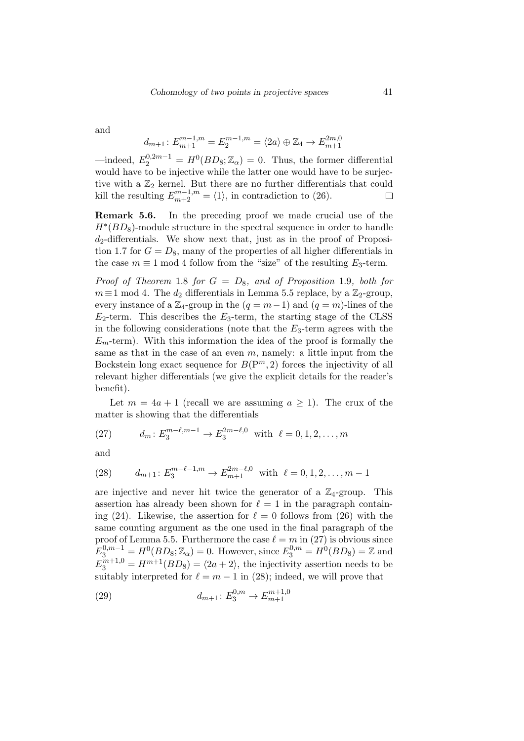and

$$d_{m+1}\colon E_{m+1}^{m-1,m} = E_2^{m-1,m} = \langle 2a\rangle \oplus \mathbb{Z}_4 \to E_{m+1}^{2m,0}$$

—indeed, $E_2^{0,2m-1} = H^0(BD_8;\mathbb{Z}_\alpha) = 0$. Thus, the former differential would have to be injective while the latter one would have to be surjective with a $\mathbb{Z}_2$ kernel. But there are no further differentials that could kill the resulting $E_{m+2}^{m-1,m} = \langle 1\rangle$, in contradiction to (26). □

**Remark 5.6.** In the preceding proof we made crucial use of the $H^*(BD_8)$-module structure in the spectral sequence in order to handle $d_2$-differentials. We show next that, just as in the proof of Proposition 1.7 for $G = D_8$, many of the properties of all higher differentials in the case $m \equiv 1 \bmod 4$ follow from the "size" of the resulting $E_3$-term.

*Proof of Theorem* 1.8 *for* $G = D_8$, *and of Proposition* 1.9, *both for* $m \equiv 1 \bmod 4$. The $d_2$ differentials in Lemma 5.5 replace, by a $\mathbb{Z}_2$-group, every instance of a $\mathbb{Z}_4$-group in the $(q = m-1)$ and $(q = m)$-lines of the $E_2$-term. This describes the $E_3$-term, the starting stage of the CLSS in the following considerations (note that the $E_3$-term agrees with the $E_m$-term). With this information the idea of the proof is formally the same as that in the case of an even $m$, namely: a little input from the Bockstein long exact sequence for $B(\mathrm{P}^m, 2)$ forces the injectivity of all relevant higher differentials (we give the explicit details for the reader's benefit).

Let $m = 4a + 1$ (recall we are assuming $a \geq 1$). The crux of the matter is showing that the differentials

$$d_m\colon E_3^{m-\ell,m-1} \to E_3^{2m-\ell,0} \text{ with } \ell = 0,1,2,\ldots,m \tag{27}$$

and

$$d_{m+1}\colon E_3^{m-\ell-1,m} \to E_{m+1}^{2m-\ell,0} \text{ with } \ell = 0,1,2,\ldots,m-1 \tag{28}$$

are injective and never hit twice the generator of a $\mathbb{Z}_4$-group. This assertion has already been shown for $\ell = 1$ in the paragraph containing (24). Likewise, the assertion for $\ell = 0$ follows from (26) with the same counting argument as the one used in the final paragraph of the proof of Lemma 5.5. Furthermore the case $\ell = m$ in (27) is obvious since $E_3^{0,m-1} = H^0(BD_8;\mathbb{Z}_\alpha) = 0$. However, since $E_3^{0,m} = H^0(BD_8) = \mathbb{Z}$ and $E_3^{m+1,0} = H^{m+1}(BD_8) = \langle 2a+2\rangle$, the injectivity assertion needs to be suitably interpreted for $\ell = m-1$ in (28); indeed, we will prove that

$$d_{m+1}\colon E_3^{0,m} \to E_{m+1}^{m+1,0} \tag{29}$$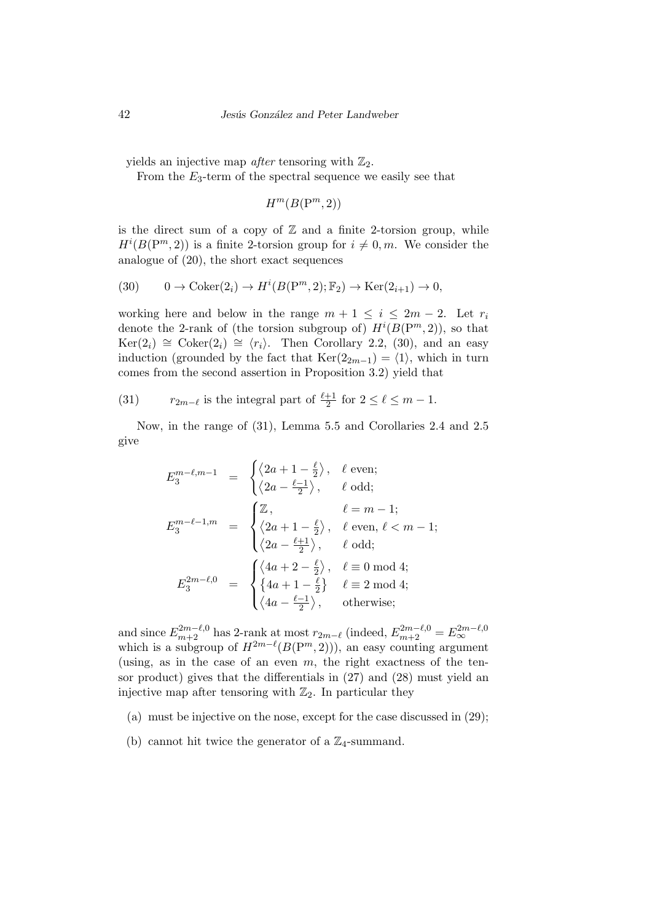yields an injective map *after* tensoring with $\mathbb{Z}_2$.

From the $E_3$-term of the spectral sequence we easily see that

$$H^m(B(\mathrm{P}^m, 2))$$

is the direct sum of a copy of $\mathbb{Z}$ and a finite 2-torsion group, while $H^i(B(\mathrm{P}^m, 2))$ is a finite 2-torsion group for $i \neq 0, m$. We consider the analogue of (20), the short exact sequences

$$0 \to \mathrm{Coker}(2_i) \to H^i(B(\mathrm{P}^m, 2); \mathbb{F}_2) \to \mathrm{Ker}(2_{i+1}) \to 0, \tag{30}$$

working here and below in the range $m+1 \leq i \leq 2m-2$. Let $r_i$ denote the 2-rank of (the torsion subgroup of) $H^i(B(\mathrm{P}^m, 2))$, so that $\mathrm{Ker}(2_i) \cong \mathrm{Coker}(2_i) \cong \langle r_i \rangle$. Then Corollary 2.2, (30), and an easy induction (grounded by the fact that $\mathrm{Ker}(2_{2m-1}) = \langle 1 \rangle$, which in turn comes from the second assertion in Proposition 3.2) yield that

$$r_{2m-\ell} \text{ is the integral part of } \tfrac{\ell+1}{2} \text{ for } 2 \leq \ell \leq m-1. \tag{31}$$

Now, in the range of (31), Lemma 5.5 and Corollaries 2.4 and 2.5 give

$$E_3^{m-\ell, m-1} = \begin{cases} \left\langle 2a+1-\frac{\ell}{2} \right\rangle, & \ell \text{ even;} \\ \left\langle 2a-\frac{\ell-1}{2} \right\rangle, & \ell \text{ odd;} \end{cases}$$

$$E_3^{m-\ell-1, m} = \begin{cases} \mathbb{Z}, & \ell = m-1; \\ \left\langle 2a+1-\frac{\ell}{2} \right\rangle, & \ell \text{ even, } \ell < m-1; \\ \left\langle 2a-\frac{\ell+1}{2} \right\rangle, & \ell \text{ odd;} \end{cases}$$

$$E_3^{2m-\ell, 0} = \begin{cases} \left\langle 4a+2-\frac{\ell}{2} \right\rangle, & \ell \equiv 0 \bmod 4; \\ \left\{ 4a+1-\frac{\ell}{2} \right\} & \ell \equiv 2 \bmod 4; \\ \left\langle 4a-\frac{\ell-1}{2} \right\rangle, & \text{otherwise;} \end{cases}$$

and since $E_{m+2}^{2m-\ell,0}$ has 2-rank at most $r_{2m-\ell}$ (indeed, $E_{m+2}^{2m-\ell,0} = E_\infty^{2m-\ell,0}$ which is a subgroup of $H^{2m-\ell}(B(\mathrm{P}^m, 2))$), an easy counting argument (using, as in the case of an even $m$, the right exactness of the tensor product) gives that the differentials in (27) and (28) must yield an injective map after tensoring with $\mathbb{Z}_2$. In particular they

(a) must be injective on the nose, except for the case discussed in (29);

(b) cannot hit twice the generator of a $\mathbb{Z}_4$-summand.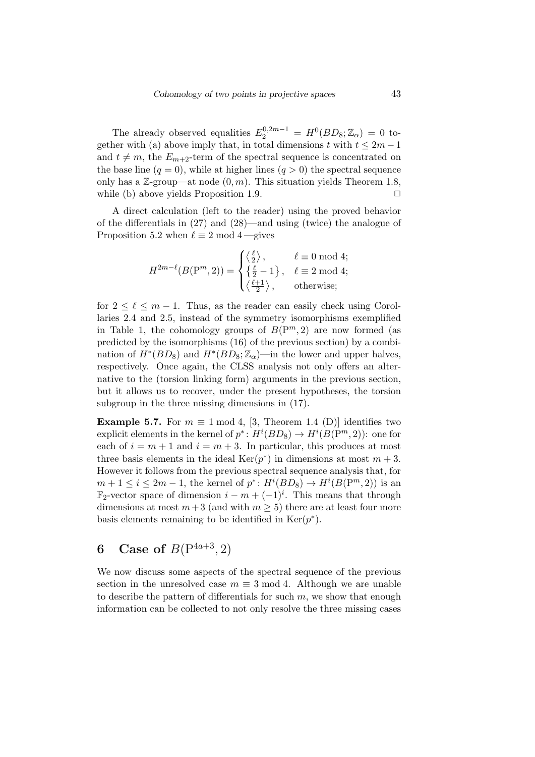The already observed equalities $E_2^{0,2m-1} = H^0(BD_8;\mathbb{Z}_\alpha) = 0$ together with (a) above imply that, in total dimensions $t$ with $t \leq 2m-1$ and $t \neq m$, the $E_{m+2}$-term of the spectral sequence is concentrated on the base line ($q=0$), while at higher lines ($q>0$) the spectral sequence only has a $\mathbb{Z}$-group—at node $(0,m)$. This situation yields Theorem 1.8, while (b) above yields Proposition 1.9. $\square$

A direct calculation (left to the reader) using the proved behavior of the differentials in (27) and (28)—and using (twice) the analogue of Proposition 5.2 when $\ell \equiv 2 \bmod 4$—gives

$$H^{2m-\ell}(B(\mathrm{P}^m,2)) = \begin{cases} \left\langle \frac{\ell}{2} \right\rangle, & \ell \equiv 0 \bmod 4; \\ \left\{ \frac{\ell}{2} - 1 \right\}, & \ell \equiv 2 \bmod 4; \\ \left\langle \frac{\ell+1}{2} \right\rangle, & \text{otherwise}; \end{cases}$$

for $2 \leq \ell \leq m-1$. Thus, as the reader can easily check using Corollaries 2.4 and 2.5, instead of the symmetry isomorphisms exemplified in Table 1, the cohomology groups of $B(\mathrm{P}^m,2)$ are now formed (as predicted by the isomorphisms (16) of the previous section) by a combination of $H^*(BD_8)$ and $H^*(BD_8;\mathbb{Z}_\alpha)$—in the lower and upper halves, respectively. Once again, the CLSS analysis not only offers an alternative to the (torsion linking form) arguments in the previous section, but it allows us to recover, under the present hypotheses, the torsion subgroup in the three missing dimensions in (17).

**Example 5.7.** For $m \equiv 1 \bmod 4$, [3, Theorem 1.4 (D)] identifies two explicit elements in the kernel of $p^*\colon H^i(BD_8) \to H^i(B(\mathrm{P}^m,2))$: one for each of $i = m+1$ and $i = m+3$. In particular, this produces at most three basis elements in the ideal $\mathrm{Ker}(p^*)$ in dimensions at most $m+3$. However it follows from the previous spectral sequence analysis that, for $m+1 \leq i \leq 2m-1$, the kernel of $p^*\colon H^i(BD_8) \to H^i(B(\mathrm{P}^m,2))$ is an $\mathbb{F}_2$-vector space of dimension $i - m + (-1)^i$. This means that through dimensions at most $m+3$ (and with $m \geq 5$) there are at least four more basis elements remaining to be identified in $\mathrm{Ker}(p^*)$.

## 6 Case of $B(\mathrm{P}^{4a+3},2)$

We now discuss some aspects of the spectral sequence of the previous section in the unresolved case $m \equiv 3 \bmod 4$. Although we are unable to describe the pattern of differentials for such $m$, we show that enough information can be collected to not only resolve the three missing cases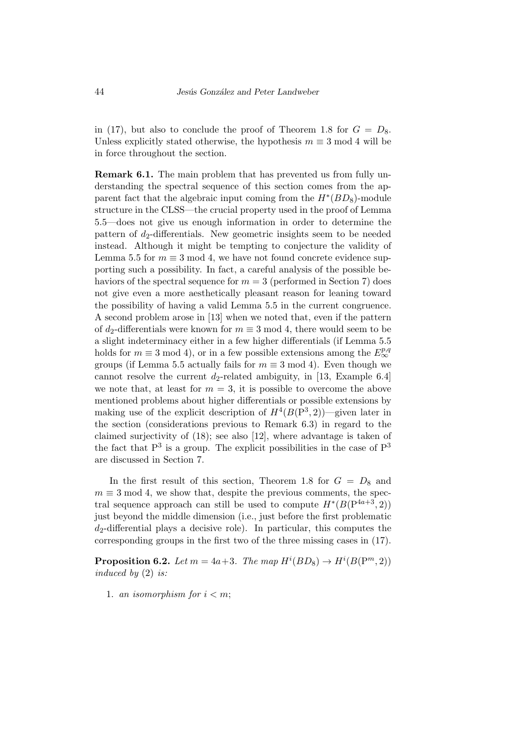in (17), but also to conclude the proof of Theorem 1.8 for $G = D_8$. Unless explicitly stated otherwise, the hypothesis $m \equiv 3 \bmod 4$ will be in force throughout the section.

**Remark 6.1.** The main problem that has prevented us from fully understanding the spectral sequence of this section comes from the apparent fact that the algebraic input coming from the $H^*(BD_8)$-module structure in the CLSS—the crucial property used in the proof of Lemma 5.5—does not give us enough information in order to determine the pattern of $d_2$-differentials. New geometric insights seem to be needed instead. Although it might be tempting to conjecture the validity of Lemma 5.5 for $m \equiv 3 \bmod 4$, we have not found concrete evidence supporting such a possibility. In fact, a careful analysis of the possible behaviors of the spectral sequence for $m = 3$ (performed in Section 7) does not give even a more aesthetically pleasant reason for leaning toward the possibility of having a valid Lemma 5.5 in the current congruence. A second problem arose in [13] when we noted that, even if the pattern of $d_2$-differentials were known for $m \equiv 3 \bmod 4$, there would seem to be a slight indeterminacy either in a few higher differentials (if Lemma 5.5 holds for $m \equiv 3 \bmod 4$), or in a few possible extensions among the $E_\infty^{p,q}$ groups (if Lemma 5.5 actually fails for $m \equiv 3 \bmod 4$). Even though we cannot resolve the current $d_2$-related ambiguity, in [13, Example 6.4] we note that, at least for $m = 3$, it is possible to overcome the above mentioned problems about higher differentials or possible extensions by making use of the explicit description of $H^4(B(\mathrm{P}^3, 2))$—given later in the section (considerations previous to Remark 6.3) in regard to the claimed surjectivity of (18); see also [12], where advantage is taken of the fact that $\mathrm{P}^3$ is a group. The explicit possibilities in the case of $\mathrm{P}^3$ are discussed in Section 7.

In the first result of this section, Theorem 1.8 for $G = D_8$ and $m \equiv 3 \bmod 4$, we show that, despite the previous comments, the spectral sequence approach can still be used to compute $H^*(B(\mathrm{P}^{4a+3}, 2))$ just beyond the middle dimension (i.e., just before the first problematic $d_2$-differential plays a decisive role). In particular, this computes the corresponding groups in the first two of the three missing cases in (17).

**Proposition 6.2.** *Let $m = 4a+3$. The map $H^i(BD_8) \to H^i(B(\mathrm{P}^m, 2))$ induced by (2) is:*

1. *an isomorphism for $i < m$;*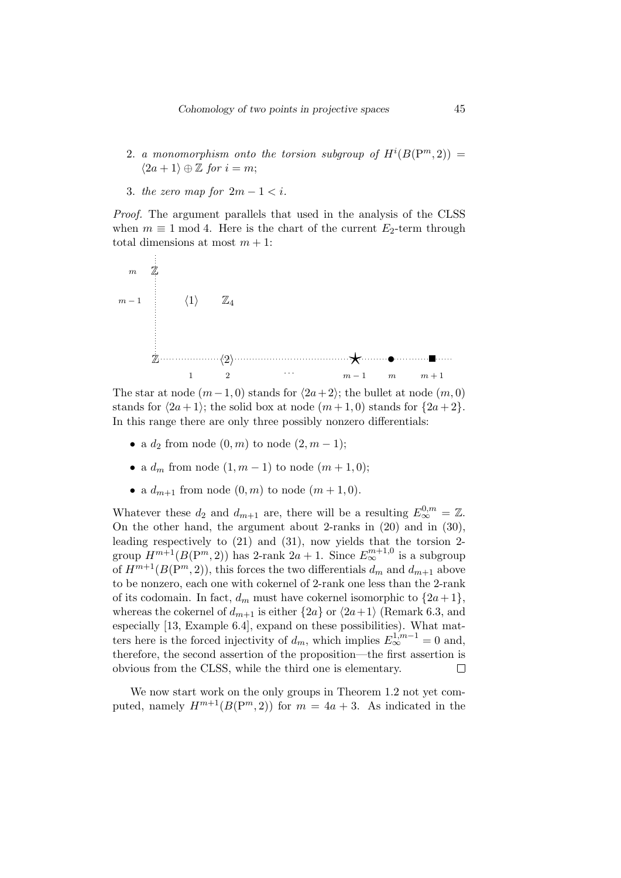2. *a monomorphism onto the torsion subgroup of $H^i(B(\mathrm{P}^m,2)) = \langle 2a+1\rangle \oplus \mathbb{Z}$ for $i=m$;*

3. *the zero map for $2m-1<i$.*

*Proof.* The argument parallels that used in the analysis of the CLSS when $m \equiv 1 \bmod 4$. Here is the chart of the current $E_2$-term through total dimensions at most $m+1$:

| | | | | | | | |
|---|---|---|---|---|---|---|---|
| $m$ | $\mathbb{Z}$ | | | | | | |
| $m-1$ | | $\langle 1\rangle$ | $\mathbb{Z}_4$ | | | | |
| | $\mathbb{Z}$ | | $\langle 2\rangle$ | | $\bigstar$ | $\bullet$ | $\blacksquare$ |
| | | $1$ | $2$ | $\cdots$ | $m-1$ | $m$ | $m+1$ |

The star at node $(m-1,0)$ stands for $\langle 2a+2\rangle$; the bullet at node $(m,0)$ stands for $\langle 2a+1\rangle$; the solid box at node $(m+1,0)$ stands for $\{2a+2\}$. In this range there are only three possibly nonzero differentials:

- a $d_2$ from node $(0,m)$ to node $(2,m-1)$;
- a $d_m$ from node $(1,m-1)$ to node $(m+1,0)$;
- a $d_{m+1}$ from node $(0,m)$ to node $(m+1,0)$.

Whatever these $d_2$ and $d_{m+1}$ are, there will be a resulting $E_\infty^{0,m} = \mathbb{Z}$. On the other hand, the argument about 2-ranks in (20) and in (30), leading respectively to (21) and (31), now yields that the torsion 2-group $H^{m+1}(B(\mathrm{P}^m,2))$ has 2-rank $2a+1$. Since $E_\infty^{m+1,0}$ is a subgroup of $H^{m+1}(B(\mathrm{P}^m,2))$, this forces the two differentials $d_m$ and $d_{m+1}$ above to be nonzero, each one with cokernel of 2-rank one less than the 2-rank of its codomain. In fact, $d_m$ must have cokernel isomorphic to $\{2a+1\}$, whereas the cokernel of $d_{m+1}$ is either $\{2a\}$ or $\langle 2a+1\rangle$ (Remark 6.3, and especially [13, Example 6.4], expand on these possibilities). What matters here is the forced injectivity of $d_m$, which implies $E_\infty^{1,m-1}=0$ and, therefore, the second assertion of the proposition—the first assertion is obvious from the CLSS, while the third one is elementary. $\square$

We now start work on the only groups in Theorem 1.2 not yet computed, namely $H^{m+1}(B(\mathrm{P}^m,2))$ for $m=4a+3$. As indicated in the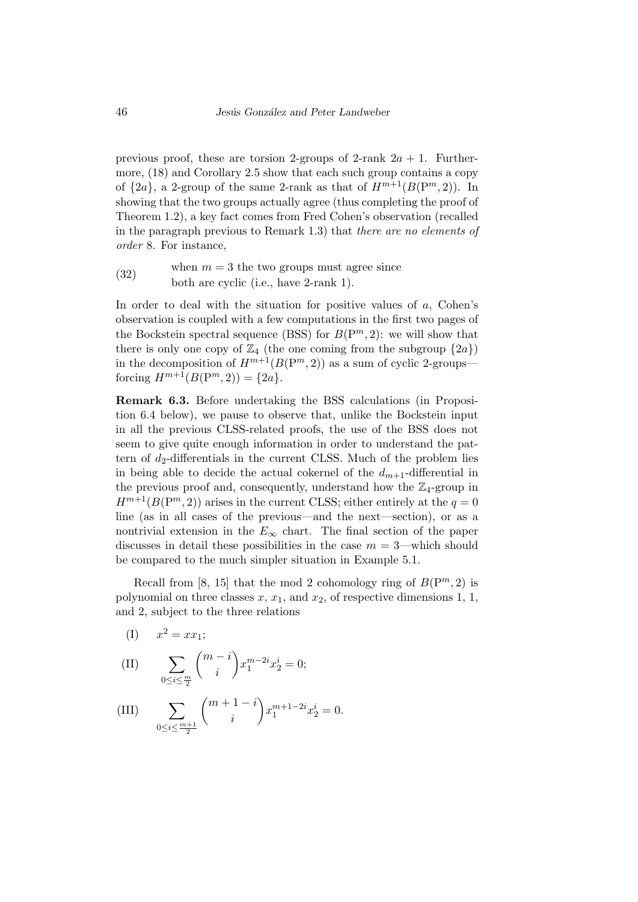previous proof, these are torsion 2-groups of 2-rank $2a+1$. Furthermore, (18) and Corollary 2.5 show that each such group contains a copy of $\{2a\}$, a 2-group of the same 2-rank as that of $H^{m+1}(B(\mathrm{P}^m, 2))$. In showing that the two groups actually agree (thus completing the proof of Theorem 1.2), a key fact comes from Fred Cohen's observation (recalled in the paragraph previous to Remark 1.3) that *there are no elements of order* 8. For instance,

(32) when $m = 3$ the two groups must agree since both are cyclic (i.e., have 2-rank 1).

In order to deal with the situation for positive values of $a$, Cohen's observation is coupled with a few computations in the first two pages of the Bockstein spectral sequence (BSS) for $B(\mathrm{P}^m, 2)$: we will show that there is only one copy of $\mathbb{Z}_4$ (the one coming from the subgroup $\{2a\}$) in the decomposition of $H^{m+1}(B(\mathrm{P}^m, 2))$ as a sum of cyclic 2-groups—forcing $H^{m+1}(B(\mathrm{P}^m, 2)) = \{2a\}$.

**Remark 6.3.** Before undertaking the BSS calculations (in Proposition 6.4 below), we pause to observe that, unlike the Bockstein input in all the previous CLSS-related proofs, the use of the BSS does not seem to give quite enough information in order to understand the pattern of $d_2$-differentials in the current CLSS. Much of the problem lies in being able to decide the actual cokernel of the $d_{m+1}$-differential in the previous proof and, consequently, understand how the $\mathbb{Z}_4$-group in $H^{m+1}(B(\mathrm{P}^m, 2))$ arises in the current CLSS; either entirely at the $q = 0$ line (as in all cases of the previous—and the next—section), or as a nontrivial extension in the $E_\infty$ chart. The final section of the paper discusses in detail these possibilities in the case $m = 3$—which should be compared to the much simpler situation in Example 5.1.

Recall from [8, 15] that the mod 2 cohomology ring of $B(\mathrm{P}^m, 2)$ is polynomial on three classes $x$, $x_1$, and $x_2$, of respective dimensions 1, 1, and 2, subject to the three relations

(I) $\quad x^2 = xx_1$;

(II) $$\sum_{0 \le i \le \frac{m}{2}} \binom{m-i}{i} x_1^{m-2i} x_2^i = 0;$$

(III) $$\sum_{0 \le i \le \frac{m+1}{2}} \binom{m+1-i}{i} x_1^{m+1-2i} x_2^i = 0.$$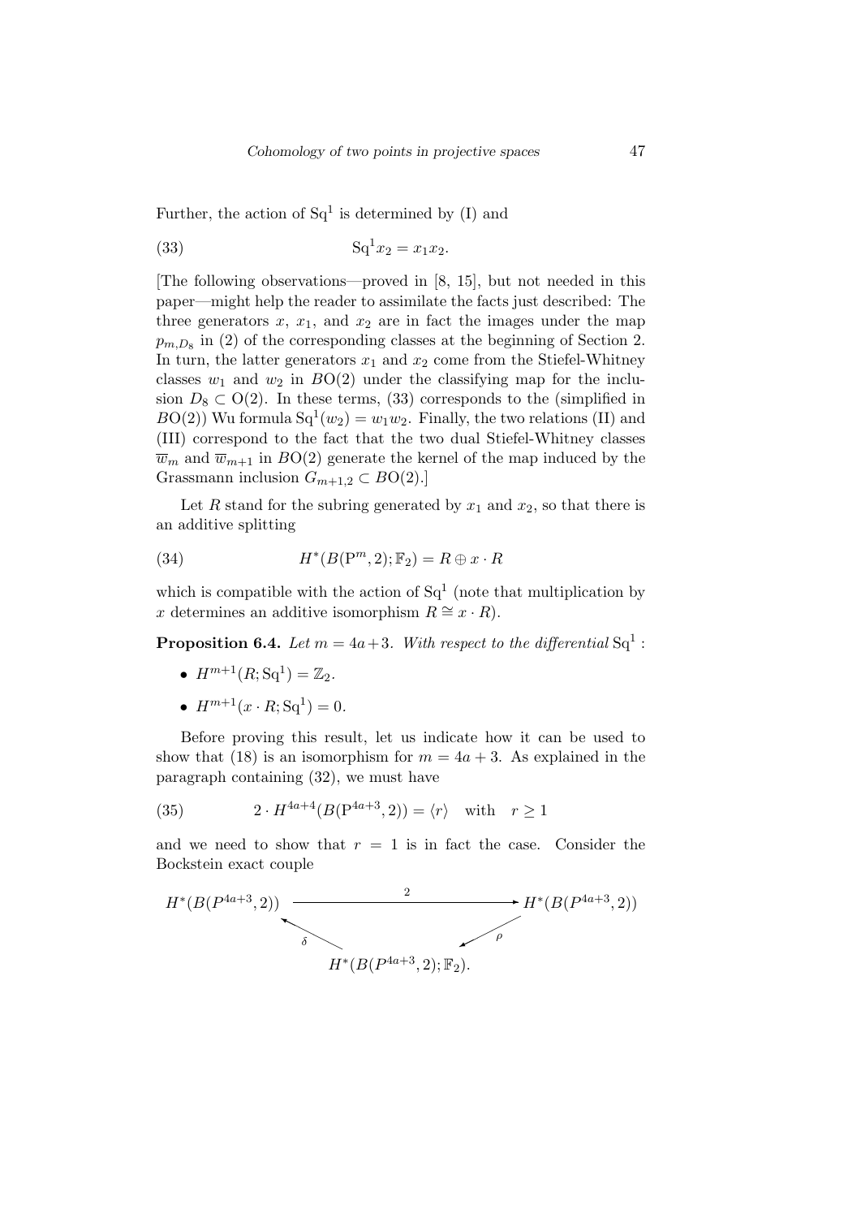Further, the action of $\mathrm{Sq}^1$ is determined by (I) and

$$\mathrm{Sq}^1 x_2 = x_1 x_2. \tag{33}$$

[The following observations—proved in [8, 15], but not needed in this paper—might help the reader to assimilate the facts just described: The three generators $x$, $x_1$, and $x_2$ are in fact the images under the map $p_{m,D_8}$ in (2) of the corresponding classes at the beginning of Section 2. In turn, the latter generators $x_1$ and $x_2$ come from the Stiefel-Whitney classes $w_1$ and $w_2$ in $B\mathrm{O}(2)$ under the classifying map for the inclusion $D_8 \subset \mathrm{O}(2)$. In these terms, (33) corresponds to the (simplified in $B\mathrm{O}(2)$) Wu formula $\mathrm{Sq}^1(w_2) = w_1 w_2$. Finally, the two relations (II) and (III) correspond to the fact that the two dual Stiefel-Whitney classes $\overline{w}_m$ and $\overline{w}_{m+1}$ in $B\mathrm{O}(2)$ generate the kernel of the map induced by the Grassmann inclusion $G_{m+1,2} \subset B\mathrm{O}(2)$.]

Let $R$ stand for the subring generated by $x_1$ and $x_2$, so that there is an additive splitting

$$H^*(B(\mathrm{P}^m, 2); \mathbb{F}_2) = R \oplus x \cdot R \tag{34}$$

which is compatible with the action of $\mathrm{Sq}^1$ (note that multiplication by $x$ determines an additive isomorphism $R \cong x \cdot R$).

**Proposition 6.4.** *Let $m = 4a+3$. With respect to the differential $\mathrm{Sq}^1$ :*

- $H^{m+1}(R; \mathrm{Sq}^1) = \mathbb{Z}_2$.
- $H^{m+1}(x \cdot R; \mathrm{Sq}^1) = 0$.

Before proving this result, let us indicate how it can be used to show that (18) is an isomorphism for $m = 4a+3$. As explained in the paragraph containing (32), we must have

$$2 \cdot H^{4a+4}(B(\mathrm{P}^{4a+3}, 2)) = \langle r \rangle \quad \text{with} \quad r \geq 1 \tag{35}$$

and we need to show that $r = 1$ is in fact the case. Consider the Bockstein exact couple

$$\begin{array}{ccc} H^*(B(P^{4a+3}, 2)) & \xrightarrow{\quad 2 \quad} & H^*(B(P^{4a+3}, 2)) \\ & {\scriptstyle\delta} \nwarrow \quad \swarrow {\scriptstyle\rho} & \\ & H^*(B(P^{4a+3}, 2); \mathbb{F}_2). & \end{array}$$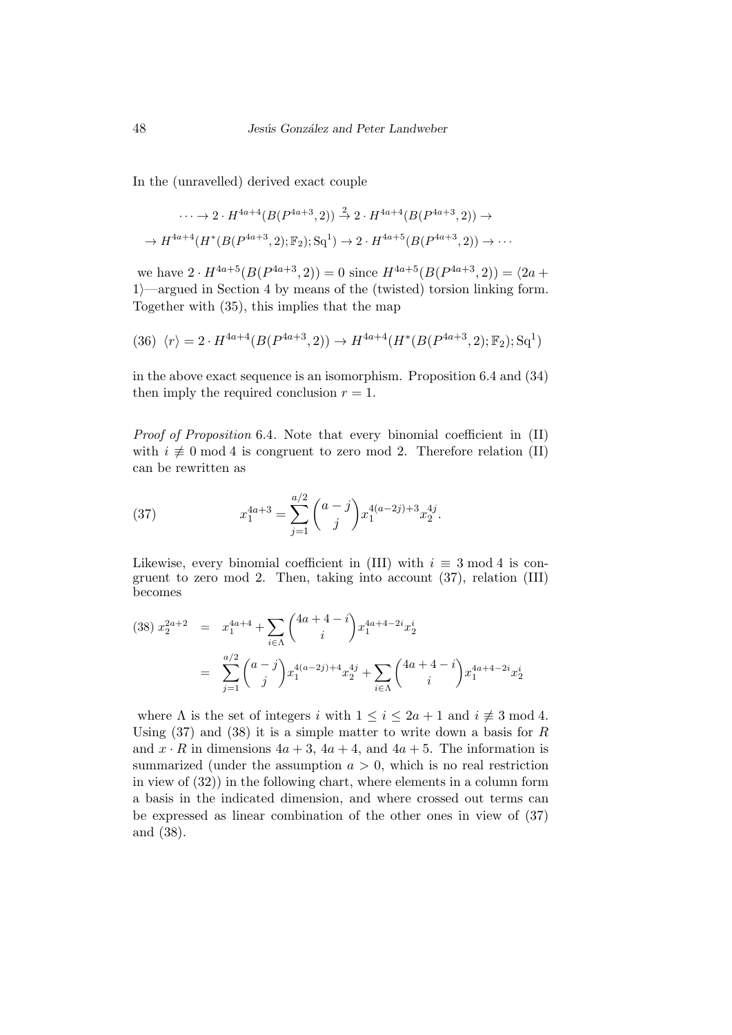In the (unravelled) derived exact couple

$$\cdots \to 2 \cdot H^{4a+4}(B(P^{4a+3}, 2)) \xrightarrow{2} 2 \cdot H^{4a+4}(B(P^{4a+3}, 2)) \to$$
$$\to H^{4a+4}(H^*(B(P^{4a+3}, 2); \mathbb{F}_2); \mathrm{Sq}^1) \to 2 \cdot H^{4a+5}(B(P^{4a+3}, 2)) \to \cdots$$

we have $2 \cdot H^{4a+5}(B(P^{4a+3}, 2)) = 0$ since $H^{4a+5}(B(P^{4a+3}, 2)) = \langle 2a + 1\rangle$—argued in Section 4 by means of the (twisted) torsion linking form. Together with (35), this implies that the map

$$(36)\ \ \langle r\rangle = 2 \cdot H^{4a+4}(B(P^{4a+3}, 2)) \to H^{4a+4}(H^*(B(P^{4a+3}, 2); \mathbb{F}_2); \mathrm{Sq}^1)$$

in the above exact sequence is an isomorphism. Proposition 6.4 and (34) then imply the required conclusion $r = 1$.

*Proof of Proposition* 6.4. Note that every binomial coefficient in (II) with $i \not\equiv 0 \bmod 4$ is congruent to zero mod 2. Therefore relation (II) can be rewritten as

$$(37) \qquad x_1^{4a+3} = \sum_{j=1}^{a/2} \binom{a-j}{j} x_1^{4(a-2j)+3} x_2^{4j}.$$

Likewise, every binomial coefficient in (III) with $i \equiv 3 \bmod 4$ is congruent to zero mod 2. Then, taking into account (37), relation (III) becomes

$$\begin{aligned}(38)\ x_2^{2a+2} &= x_1^{4a+4} + \sum_{i\in\Lambda} \binom{4a+4-i}{i} x_1^{4a+4-2i} x_2^{i} \\ &= \sum_{j=1}^{a/2} \binom{a-j}{j} x_1^{4(a-2j)+4} x_2^{4j} + \sum_{i\in\Lambda} \binom{4a+4-i}{i} x_1^{4a+4-2i} x_2^{i}\end{aligned}$$

where $\Lambda$ is the set of integers $i$ with $1 \le i \le 2a+1$ and $i \not\equiv 3 \bmod 4$. Using (37) and (38) it is a simple matter to write down a basis for $R$ and $x \cdot R$ in dimensions $4a+3$, $4a+4$, and $4a+5$. The information is summarized (under the assumption $a > 0$, which is no real restriction in view of (32)) in the following chart, where elements in a column form a basis in the indicated dimension, and where crossed out terms can be expressed as linear combination of the other ones in view of (37) and (38).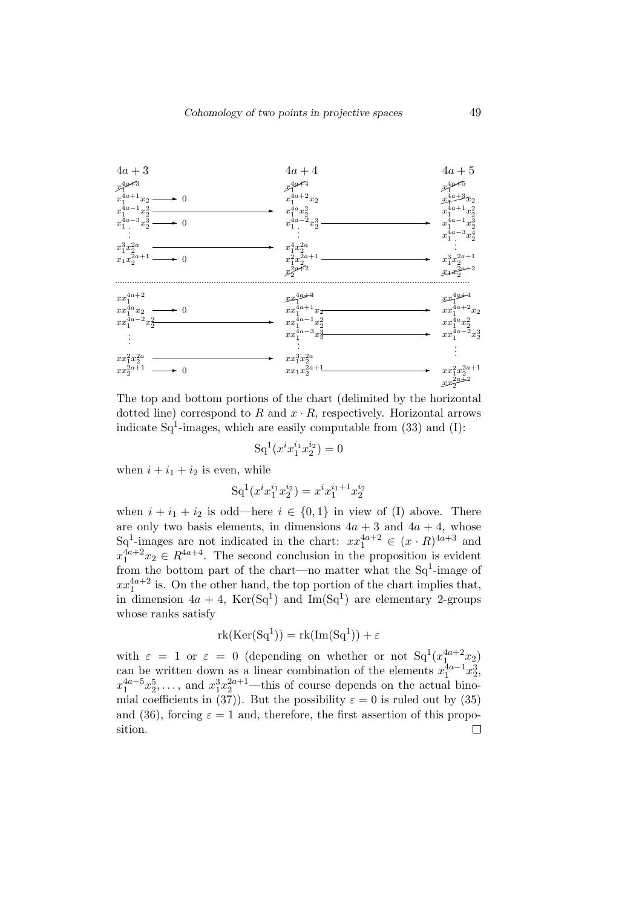$$
\begin{array}{lclcl}
4a+3 & & 4a+4 & & 4a+5 \\
\cancel{x_1^{4a+3}} & & \cancel{x_1^{4a+4}} & & \cancel{x_1^{4a+5}} \\
x_1^{4a+1}x_2 \longrightarrow 0 & & x_1^{4a+2}x_2 & & \cancel{x_1^{4a+3}x_2} \\
x_1^{4a-1}x_2^2 & \longrightarrow & x_1^{4a}x_2^2 & & x_1^{4a+1}x_2^2 \\
x_1^{4a-3}x_2^3 \longrightarrow 0 & & x_1^{4a-2}x_2^3 & \longrightarrow & x_1^{4a-1}x_2^3 \\
\vdots & & \vdots & & x_1^{4a-3}x_2^4 \\
 & & & & \vdots \\
x_1^3x_2^{2a} & \longrightarrow & x_1^4x_2^{2a} & & \\
x_1x_2^{2a+1} \longrightarrow 0 & & x_1^2x_2^{2a+1} & \longrightarrow & x_1^3x_2^{2a+1} \\
 & & \cancel{x_2^{2a+2}} & & \cancel{x_1x_2^{2a+2}} \\
\hline
xx_1^{4a+2} & & \cancel{xx_1^{4a+3}} & & \cancel{xx_1^{4a+4}} \\
xx_1^{4a}x_2 \longrightarrow 0 & & xx_1^{4a+1}x_2 & \longrightarrow & xx_1^{4a+2}x_2 \\
xx_1^{4a-2}x_2^2 & \longrightarrow & xx_1^{4a-1}x_2^2 & & xx_1^{4a}x_2^2 \\
\vdots & & xx_1^{4a-3}x_2^3 & \longrightarrow & xx_1^{4a-2}x_2^3 \\
 & & \vdots & & \vdots \\
xx_1^2x_2^{2a} & \longrightarrow & xx_1^3x_2^{2a} & & \\
xx_2^{2a+1} \longrightarrow 0 & & xx_1x_2^{2a+1} & \longrightarrow & xx_1^2x_2^{2a+1} \\
 & & & & \cancel{xx_2^{2a+2}}
\end{array}
$$

The top and bottom portions of the chart (delimited by the horizontal dotted line) correspond to $R$ and $x \cdot R$, respectively. Horizontal arrows indicate $\mathrm{Sq}^1$-images, which are easily computable from (33) and (I):

$$\mathrm{Sq}^1(x^i x_1^{i_1} x_2^{i_2}) = 0$$

when $i + i_1 + i_2$ is even, while

$$\mathrm{Sq}^1(x^i x_1^{i_1} x_2^{i_2}) = x^i x_1^{i_1+1} x_2^{i_2}$$

when $i + i_1 + i_2$ is odd—here $i \in \{0, 1\}$ in view of (I) above. There are only two basis elements, in dimensions $4a+3$ and $4a+4$, whose $\mathrm{Sq}^1$-images are not indicated in the chart: $xx_1^{4a+2} \in (x \cdot R)^{4a+3}$ and $x_1^{4a+2}x_2 \in R^{4a+4}$. The second conclusion in the proposition is evident from the bottom part of the chart—no matter what the $\mathrm{Sq}^1$-image of $xx_1^{4a+2}$ is. On the other hand, the top portion of the chart implies that, in dimension $4a+4$, $\mathrm{Ker}(\mathrm{Sq}^1)$ and $\mathrm{Im}(\mathrm{Sq}^1)$ are elementary 2-groups whose ranks satisfy

$$\mathrm{rk}(\mathrm{Ker}(\mathrm{Sq}^1)) = \mathrm{rk}(\mathrm{Im}(\mathrm{Sq}^1)) + \varepsilon$$

with $\varepsilon = 1$ or $\varepsilon = 0$ (depending on whether or not $\mathrm{Sq}^1(x_1^{4a+2}x_2)$ can be written down as a linear combination of the elements $x_1^{4a-1}x_2^3$, $x_1^{4a-5}x_2^5, \ldots,$ and $x_1^3x_2^{2a+1}$—this of course depends on the actual binomial coefficients in (37)). But the possibility $\varepsilon = 0$ is ruled out by (35) and (36), forcing $\varepsilon = 1$ and, therefore, the first assertion of this proposition. $\square$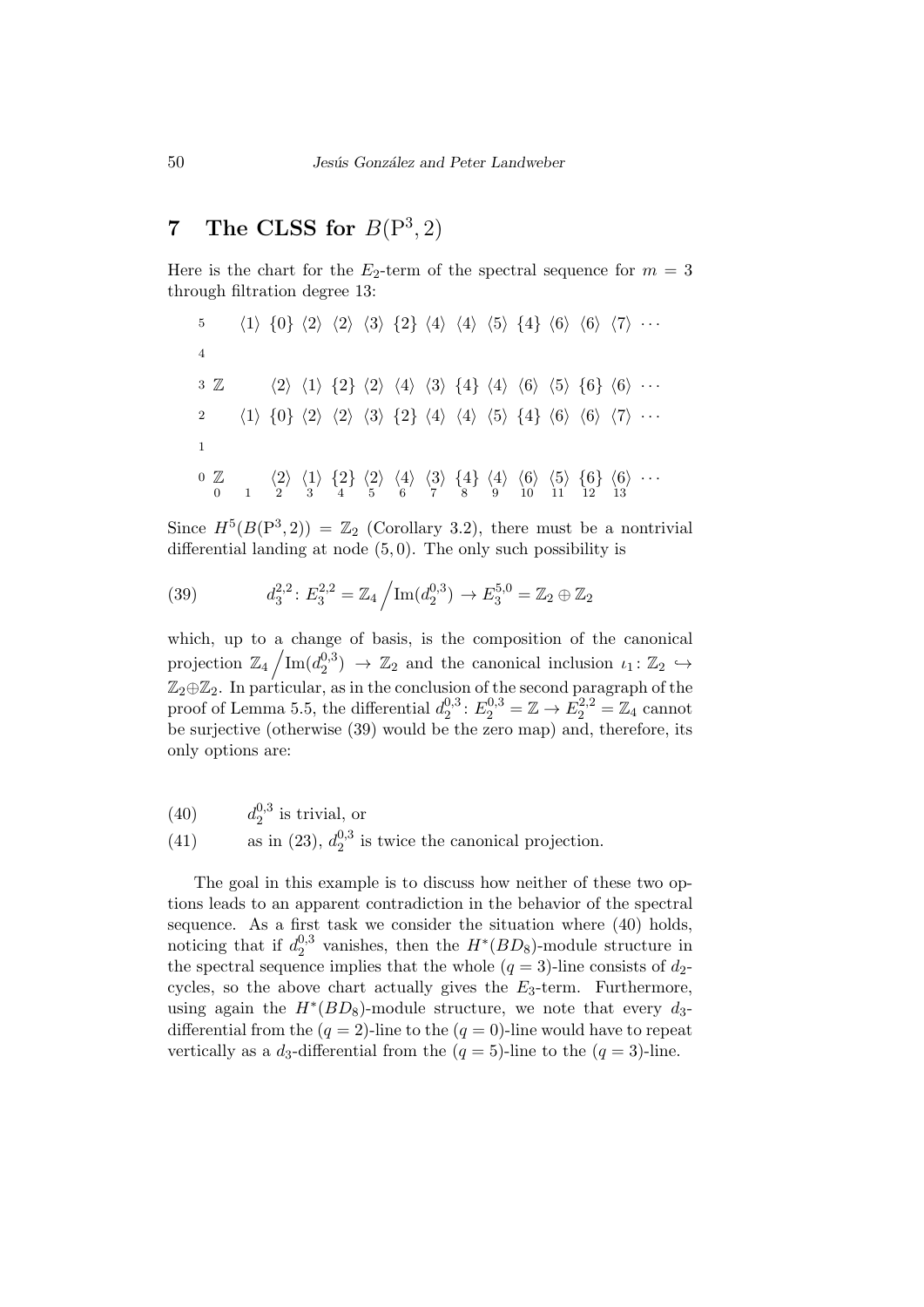## 7 The CLSS for $B(\mathrm{P}^3, 2)$

Here is the chart for the $E_2$-term of the spectral sequence for $m = 3$ through filtration degree 13:

| | | | | | | | | | | | | | | | |
|---|---|---|---|---|---|---|---|---|---|---|---|---|---|---|---|
| 5 | | $\langle 1\rangle$ | $\{0\}$ | $\langle 2\rangle$ | $\langle 2\rangle$ | $\langle 3\rangle$ | $\{2\}$ | $\langle 4\rangle$ | $\langle 4\rangle$ | $\langle 5\rangle$ | $\{4\}$ | $\langle 6\rangle$ | $\langle 6\rangle$ | $\langle 7\rangle$ | $\cdots$ |
| 4 | | | | | | | | | | | | | | | |
| 3 | $\mathbb{Z}$ | | $\langle 2\rangle$ | $\langle 1\rangle$ | $\{2\}$ | $\langle 2\rangle$ | $\langle 4\rangle$ | $\langle 3\rangle$ | $\{4\}$ | $\langle 4\rangle$ | $\langle 6\rangle$ | $\langle 5\rangle$ | $\{6\}$ | $\langle 6\rangle$ | $\cdots$ |
| 2 | | $\langle 1\rangle$ | $\{0\}$ | $\langle 2\rangle$ | $\langle 2\rangle$ | $\langle 3\rangle$ | $\{2\}$ | $\langle 4\rangle$ | $\langle 4\rangle$ | $\langle 5\rangle$ | $\{4\}$ | $\langle 6\rangle$ | $\langle 6\rangle$ | $\langle 7\rangle$ | $\cdots$ |
| 1 | | | | | | | | | | | | | | | |
| 0 | $\mathbb{Z}$ | | $\langle 2\rangle$ | $\langle 1\rangle$ | $\{2\}$ | $\langle 2\rangle$ | $\langle 4\rangle$ | $\langle 3\rangle$ | $\{4\}$ | $\langle 4\rangle$ | $\langle 6\rangle$ | $\langle 5\rangle$ | $\{6\}$ | $\langle 6\rangle$ | $\cdots$ |
| | 0 | 1 | 2 | 3 | 4 | 5 | 6 | 7 | 8 | 9 | 10 | 11 | 12 | 13 | |

Since $H^5(B(\mathrm{P}^3, 2)) = \mathbb{Z}_2$ (Corollary 3.2), there must be a nontrivial differential landing at node $(5, 0)$. The only such possibility is

$$d_3^{2,2}\colon E_3^{2,2} = \mathbb{Z}_4 \Big/ \mathrm{Im}(d_2^{0,3}) \to E_3^{5,0} = \mathbb{Z}_2 \oplus \mathbb{Z}_2 \tag{39}$$

which, up to a change of basis, is the composition of the canonical projection $\mathbb{Z}_4 \Big/ \mathrm{Im}(d_2^{0,3}) \to \mathbb{Z}_2$ and the canonical inclusion $\iota_1\colon \mathbb{Z}_2 \hookrightarrow \mathbb{Z}_2 \oplus \mathbb{Z}_2$. In particular, as in the conclusion of the second paragraph of the proof of Lemma 5.5, the differential $d_2^{0,3}\colon E_2^{0,3} = \mathbb{Z} \to E_2^{2,2} = \mathbb{Z}_4$ cannot be surjective (otherwise (39) would be the zero map) and, therefore, its only options are:

(40) $\quad d_2^{0,3}$ is trivial, or

(41) $\quad$ as in (23), $d_2^{0,3}$ is twice the canonical projection.

The goal in this example is to discuss how neither of these two options leads to an apparent contradiction in the behavior of the spectral sequence. As a first task we consider the situation where (40) holds, noticing that if $d_2^{0,3}$ vanishes, then the $H^*(BD_8)$-module structure in the spectral sequence implies that the whole $(q = 3)$-line consists of $d_2$-cycles, so the above chart actually gives the $E_3$-term. Furthermore, using again the $H^*(BD_8)$-module structure, we note that every $d_3$-differential from the $(q = 2)$-line to the $(q = 0)$-line would have to repeat vertically as a $d_3$-differential from the $(q = 5)$-line to the $(q = 3)$-line.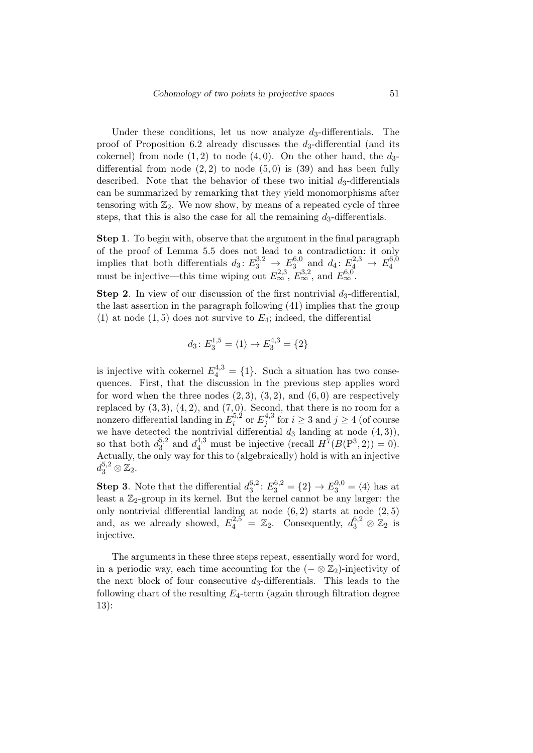Under these conditions, let us now analyze $d_3$-differentials. The proof of Proposition 6.2 already discusses the $d_3$-differential (and its cokernel) from node $(1,2)$ to node $(4,0)$. On the other hand, the $d_3$-differential from node $(2,2)$ to node $(5,0)$ is (39) and has been fully described. Note that the behavior of these two initial $d_3$-differentials can be summarized by remarking that they yield monomorphisms after tensoring with $\mathbb{Z}_2$. We now show, by means of a repeated cycle of three steps, that this is also the case for all the remaining $d_3$-differentials.

**Step 1**. To begin with, observe that the argument in the final paragraph of the proof of Lemma 5.5 does not lead to a contradiction: it only implies that both differentials $d_3\colon E_3^{3,2} \to E_3^{6,0}$ and $d_4\colon E_4^{2,3} \to E_4^{6,0}$ must be injective—this time wiping out $E_\infty^{2,3}$, $E_\infty^{3,2}$, and $E_\infty^{6,0}$.

**Step 2**. In view of our discussion of the first nontrivial $d_3$-differential, the last assertion in the paragraph following (41) implies that the group $\langle 1\rangle$ at node $(1,5)$ does not survive to $E_4$; indeed, the differential

$$d_3\colon E_3^{1,5} = \langle 1\rangle \to E_3^{4,3} = \{2\}$$

is injective with cokernel $E_4^{4,3} = \{1\}$. Such a situation has two consequences. First, that the discussion in the previous step applies word for word when the three nodes $(2,3)$, $(3,2)$, and $(6,0)$ are respectively replaced by $(3,3)$, $(4,2)$, and $(7,0)$. Second, that there is no room for a nonzero differential landing in $E_i^{5,2}$ or $E_j^{4,3}$ for $i \geq 3$ and $j \geq 4$ (of course we have detected the nontrivial differential $d_3$ landing at node $(4,3)$), so that both $d_3^{5,2}$ and $d_4^{4,3}$ must be injective (recall $H^7(B(\mathrm{P}^3,2)) = 0$). Actually, the only way for this to (algebraically) hold is with an injective $d_3^{5,2} \otimes \mathbb{Z}_2$.

**Step 3**. Note that the differential $d_3^{6,2}\colon E_3^{6,2} = \{2\} \to E_3^{9,0} = \langle 4\rangle$ has at least a $\mathbb{Z}_2$-group in its kernel. But the kernel cannot be any larger: the only nontrivial differential landing at node $(6,2)$ starts at node $(2,5)$ and, as we already showed, $E_4^{2,5} = \mathbb{Z}_2$. Consequently, $d_3^{6,2} \otimes \mathbb{Z}_2$ is injective.

The arguments in these three steps repeat, essentially word for word, in a periodic way, each time accounting for the $(-\otimes\mathbb{Z}_2)$-injectivity of the next block of four consecutive $d_3$-differentials. This leads to the following chart of the resulting $E_4$-term (again through filtration degree 13):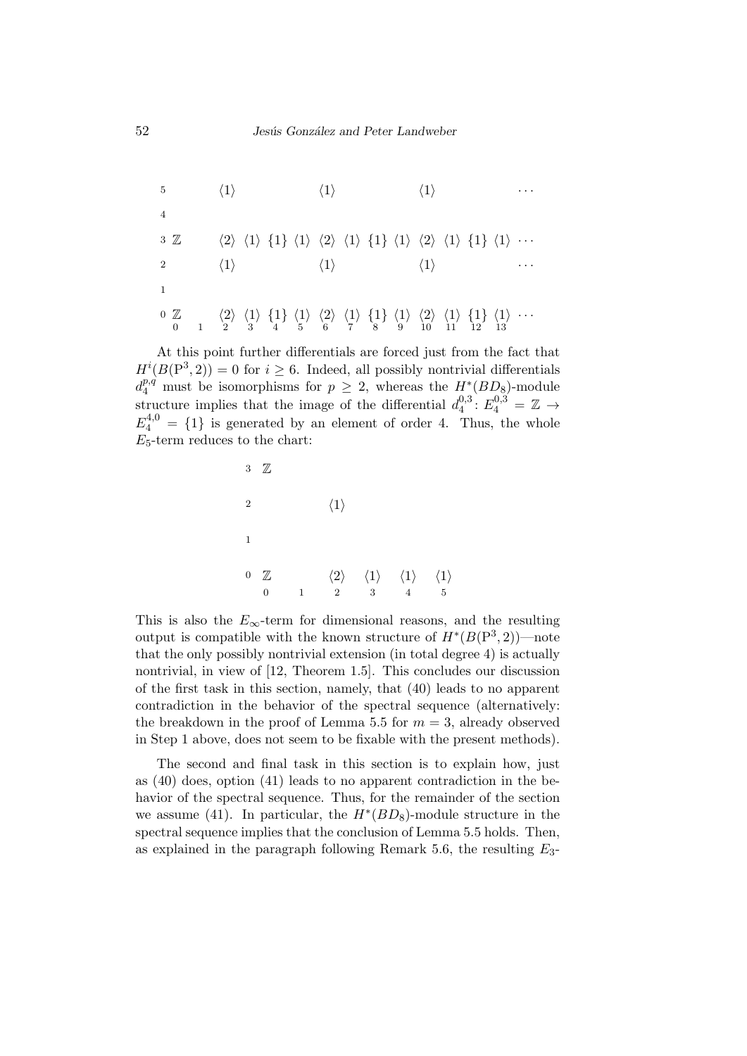| 5 | | | $\langle 1\rangle$ | | | | $\langle 1\rangle$ | | | | $\langle 1\rangle$ | | | | $\cdots$ |
|---|---|---|---|---|---|---|---|---|---|---|---|---|---|---|---|
| 4 | | | | | | | | | | | | | | | |
| 3 | $\mathbb{Z}$ | | $\langle 2\rangle$ | $\langle 1\rangle$ | $\{1\}$ | $\langle 1\rangle$ | $\langle 2\rangle$ | $\langle 1\rangle$ | $\{1\}$ | $\langle 1\rangle$ | $\langle 2\rangle$ | $\langle 1\rangle$ | $\{1\}$ | $\langle 1\rangle$ | $\cdots$ |
| 2 | | | $\langle 1\rangle$ | | | | $\langle 1\rangle$ | | | | $\langle 1\rangle$ | | | | $\cdots$ |
| 1 | | | | | | | | | | | | | | | |
| 0 | $\mathbb{Z}$ | | $\langle 2\rangle$ | $\langle 1\rangle$ | $\{1\}$ | $\langle 1\rangle$ | $\langle 2\rangle$ | $\langle 1\rangle$ | $\{1\}$ | $\langle 1\rangle$ | $\langle 2\rangle$ | $\langle 1\rangle$ | $\{1\}$ | $\langle 1\rangle$ | $\cdots$ |
| | 0 | 1 | 2 | 3 | 4 | 5 | 6 | 7 | 8 | 9 | 10 | 11 | 12 | 13 | |

At this point further differentials are forced just from the fact that $H^i(B(\mathrm{P}^3,2)) = 0$ for $i \geq 6$. Indeed, all possibly nontrivial differentials $d_4^{p,q}$ must be isomorphisms for $p \geq 2$, whereas the $H^*(BD_8)$-module structure implies that the image of the differential $d_4^{0,3}\colon E_4^{0,3} = \mathbb{Z} \to E_4^{4,0} = \{1\}$ is generated by an element of order 4. Thus, the whole $E_5$-term reduces to the chart:

| 3 | $\mathbb{Z}$ | | | | | |
|---|---|---|---|---|---|---|
| 2 | | | $\langle 1\rangle$ | | | |
| 1 | | | | | | |
| 0 | $\mathbb{Z}$ | | $\langle 2\rangle$ | $\langle 1\rangle$ | $\langle 1\rangle$ | $\langle 1\rangle$ |
| | 0 | 1 | 2 | 3 | 4 | 5 |

This is also the $E_\infty$-term for dimensional reasons, and the resulting output is compatible with the known structure of $H^*(B(\mathrm{P}^3,2))$—note that the only possibly nontrivial extension (in total degree 4) is actually nontrivial, in view of [12, Theorem 1.5]. This concludes our discussion of the first task in this section, namely, that (40) leads to no apparent contradiction in the behavior of the spectral sequence (alternatively: the breakdown in the proof of Lemma 5.5 for $m = 3$, already observed in Step 1 above, does not seem to be fixable with the present methods).

The second and final task in this section is to explain how, just as (40) does, option (41) leads to no apparent contradiction in the behavior of the spectral sequence. Thus, for the remainder of the section we assume (41). In particular, the $H^*(BD_8)$-module structure in the spectral sequence implies that the conclusion of Lemma 5.5 holds. Then, as explained in the paragraph following Remark 5.6, the resulting $E_3$-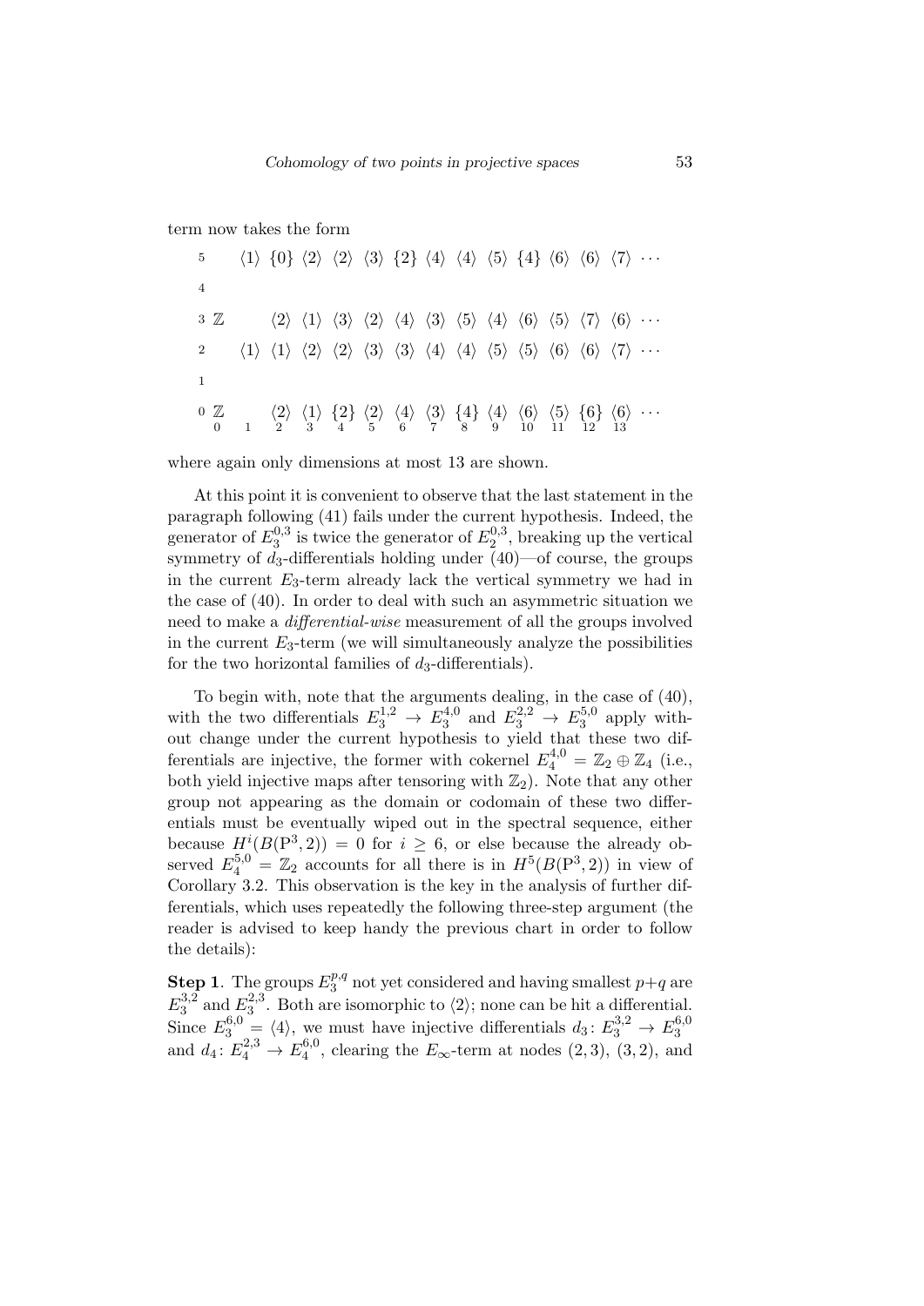term now takes the form

$$
\begin{array}{c|cccccccccccccc}
5 & & \langle 1\rangle & \{0\} & \langle 2\rangle & \langle 2\rangle & \langle 3\rangle & \{2\} & \langle 4\rangle & \langle 4\rangle & \langle 5\rangle & \{4\} & \langle 6\rangle & \langle 6\rangle & \langle 7\rangle \ \cdots \\
4 & & & & & & & & & & & & & & \\
3 & \mathbb{Z} & & \langle 2\rangle & \langle 1\rangle & \langle 3\rangle & \langle 2\rangle & \langle 4\rangle & \langle 3\rangle & \langle 5\rangle & \langle 4\rangle & \langle 6\rangle & \langle 5\rangle & \langle 7\rangle & \langle 6\rangle \ \cdots \\
2 & & \langle 1\rangle & \langle 1\rangle & \langle 2\rangle & \langle 2\rangle & \langle 3\rangle & \langle 3\rangle & \langle 4\rangle & \langle 4\rangle & \langle 5\rangle & \langle 5\rangle & \langle 6\rangle & \langle 6\rangle & \langle 7\rangle \ \cdots \\
1 & & & & & & & & & & & & & & \\
0 & \mathbb{Z} & & \langle 2\rangle & \langle 1\rangle & \{2\} & \langle 2\rangle & \langle 4\rangle & \langle 3\rangle & \{4\} & \langle 4\rangle & \langle 6\rangle & \langle 5\rangle & \{6\} & \langle 6\rangle \ \cdots \\
\hline
 & 0 & 1 & 2 & 3 & 4 & 5 & 6 & 7 & 8 & 9 & 10 & 11 & 12 & 13
\end{array}
$$

where again only dimensions at most 13 are shown.

At this point it is convenient to observe that the last statement in the paragraph following (41) fails under the current hypothesis. Indeed, the generator of $E_3^{0,3}$ is twice the generator of $E_2^{0,3}$, breaking up the vertical symmetry of $d_3$-differentials holding under (40)—of course, the groups in the current $E_3$-term already lack the vertical symmetry we had in the case of (40). In order to deal with such an asymmetric situation we need to make a *differential-wise* measurement of all the groups involved in the current $E_3$-term (we will simultaneously analyze the possibilities for the two horizontal families of $d_3$-differentials).

To begin with, note that the arguments dealing, in the case of (40), with the two differentials $E_3^{1,2} \to E_3^{4,0}$ and $E_3^{2,2} \to E_3^{5,0}$ apply without change under the current hypothesis to yield that these two differentials are injective, the former with cokernel $E_4^{4,0} = \mathbb{Z}_2 \oplus \mathbb{Z}_4$ (i.e., both yield injective maps after tensoring with $\mathbb{Z}_2$). Note that any other group not appearing as the domain or codomain of these two differentials must be eventually wiped out in the spectral sequence, either because $H^i(B(\mathrm{P}^3, 2)) = 0$ for $i \geq 6$, or else because the already observed $E_4^{5,0} = \mathbb{Z}_2$ accounts for all there is in $H^5(B(\mathrm{P}^3, 2))$ in view of Corollary 3.2. This observation is the key in the analysis of further differentials, which uses repeatedly the following three-step argument (the reader is advised to keep handy the previous chart in order to follow the details):

**Step 1**. The groups $E_3^{p,q}$ not yet considered and having smallest $p+q$ are $E_3^{3,2}$ and $E_3^{2,3}$. Both are isomorphic to $\langle 2\rangle$; none can be hit a differential. Since $E_3^{6,0} = \langle 4\rangle$, we must have injective differentials $d_3 \colon E_3^{3,2} \to E_3^{6,0}$ and $d_4 \colon E_4^{2,3} \to E_4^{6,0}$, clearing the $E_\infty$-term at nodes $(2, 3)$, $(3, 2)$, and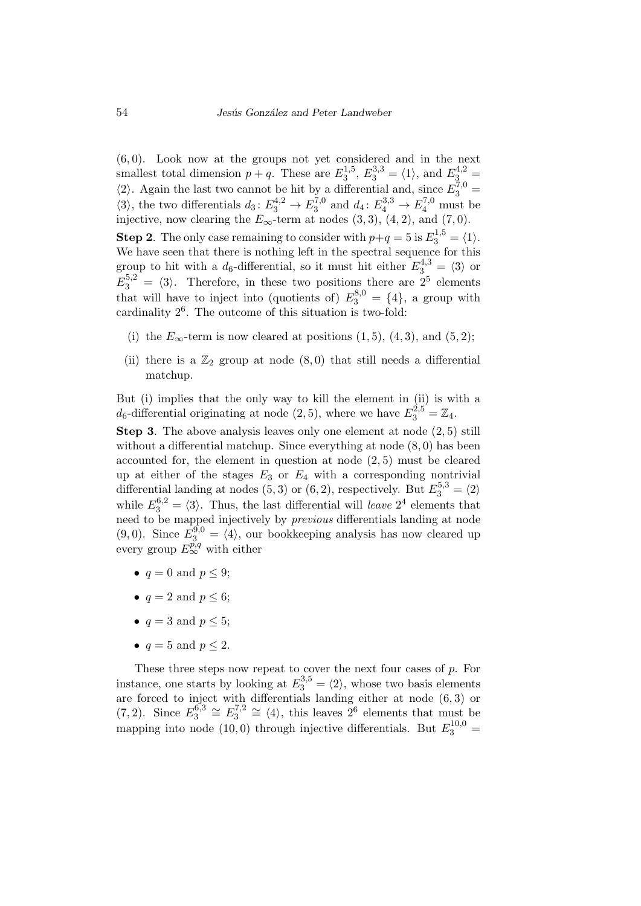$(6,0)$. Look now at the groups not yet considered and in the next smallest total dimension $p+q$. These are $E_3^{1,5}$, $E_3^{3,3} = \langle 1 \rangle$, and $E_3^{4,2} = \langle 2 \rangle$. Again the last two cannot be hit by a differential and, since $E_3^{7,0} = \langle 3 \rangle$, the two differentials $d_3\colon E_3^{4,2} \to E_3^{7,0}$ and $d_4\colon E_4^{3,3} \to E_4^{7,0}$ must be injective, now clearing the $E_\infty$-term at nodes $(3,3)$, $(4,2)$, and $(7,0)$.

**Step 2**. The only case remaining to consider with $p+q=5$ is $E_3^{1,5} = \langle 1 \rangle$. We have seen that there is nothing left in the spectral sequence for this group to hit with a $d_6$-differential, so it must hit either $E_3^{4,3} = \langle 3 \rangle$ or $E_3^{5,2} = \langle 3 \rangle$. Therefore, in these two positions there are $2^5$ elements that will have to inject into (quotients of) $E_3^{8,0} = \{4\}$, a group with cardinality $2^6$. The outcome of this situation is two-fold:

(i) the $E_\infty$-term is now cleared at positions $(1,5)$, $(4,3)$, and $(5,2)$;

(ii) there is a $\mathbb{Z}_2$ group at node $(8,0)$ that still needs a differential matchup.

But (i) implies that the only way to kill the element in (ii) is with a $d_6$-differential originating at node $(2,5)$, where we have $E_3^{2,5} = \mathbb{Z}_4$.

**Step 3**. The above analysis leaves only one element at node $(2,5)$ still without a differential matchup. Since everything at node $(8,0)$ has been accounted for, the element in question at node $(2,5)$ must be cleared up at either of the stages $E_3$ or $E_4$ with a corresponding nontrivial differential landing at nodes $(5,3)$ or $(6,2)$, respectively. But $E_3^{5,3} = \langle 2 \rangle$ while $E_3^{6,2} = \langle 3 \rangle$. Thus, the last differential will *leave* $2^4$ elements that need to be mapped injectively by *previous* differentials landing at node $(9,0)$. Since $E_3^{9,0} = \langle 4 \rangle$, our bookkeeping analysis has now cleared up every group $E_\infty^{p,q}$ with either

- $q = 0$ and $p \leq 9$;
- $q = 2$ and $p \leq 6$;
- $q = 3$ and $p \leq 5$;
- $q = 5$ and $p \leq 2$.

These three steps now repeat to cover the next four cases of $p$. For instance, one starts by looking at $E_3^{3,5} = \langle 2 \rangle$, whose two basis elements are forced to inject with differentials landing either at node $(6,3)$ or $(7,2)$. Since $E_3^{6,3} \cong E_3^{7,2} \cong \langle 4 \rangle$, this leaves $2^6$ elements that must be mapping into node $(10,0)$ through injective differentials. But $E_3^{10,0} =$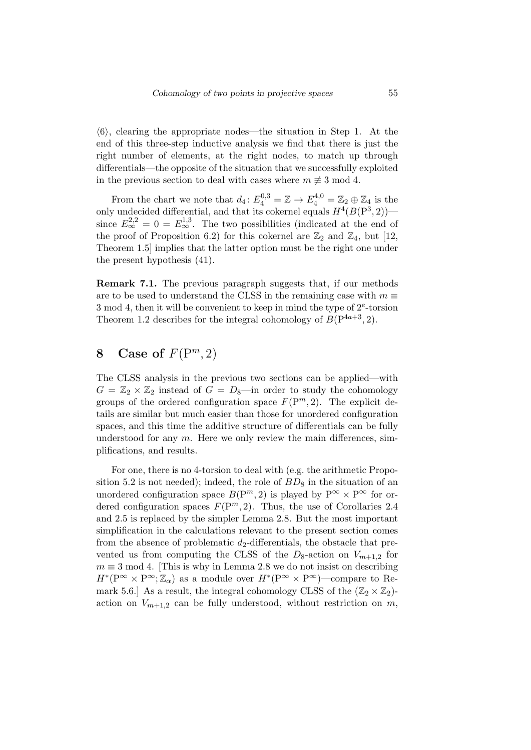$\langle 6 \rangle$, clearing the appropriate nodes—the situation in Step 1. At the end of this three-step inductive analysis we find that there is just the right number of elements, at the right nodes, to match up through differentials—the opposite of the situation that we successfully exploited in the previous section to deal with cases where $m \not\equiv 3 \bmod 4$.

From the chart we note that $d_4\colon E_4^{0,3} = \mathbb{Z} \to E_4^{4,0} = \mathbb{Z}_2 \oplus \mathbb{Z}_4$ is the only undecided differential, and that its cokernel equals $H^4(B(\mathrm{P}^3, 2))$—since $E_\infty^{2,2} = 0 = E_\infty^{1,3}$. The two possibilities (indicated at the end of the proof of Proposition 6.2) for this cokernel are $\mathbb{Z}_2$ and $\mathbb{Z}_4$, but [12, Theorem 1.5] implies that the latter option must be the right one under the present hypothesis (41).

**Remark 7.1.** The previous paragraph suggests that, if our methods are to be used to understand the CLSS in the remaining case with $m \equiv 3 \bmod 4$, then it will be convenient to keep in mind the type of $2^e$-torsion Theorem 1.2 describes for the integral cohomology of $B(\mathrm{P}^{4a+3}, 2)$.

# 8 Case of $F(\mathrm{P}^m, 2)$

The CLSS analysis in the previous two sections can be applied—with $G = \mathbb{Z}_2 \times \mathbb{Z}_2$ instead of $G = D_8$—in order to study the cohomology groups of the ordered configuration space $F(\mathrm{P}^m, 2)$. The explicit details are similar but much easier than those for unordered configuration spaces, and this time the additive structure of differentials can be fully understood for any $m$. Here we only review the main differences, simplifications, and results.

For one, there is no 4-torsion to deal with (e.g. the arithmetic Proposition 5.2 is not needed); indeed, the role of $BD_8$ in the situation of an unordered configuration space $B(\mathrm{P}^m, 2)$ is played by $\mathrm{P}^\infty \times \mathrm{P}^\infty$ for ordered configuration spaces $F(\mathrm{P}^m, 2)$. Thus, the use of Corollaries 2.4 and 2.5 is replaced by the simpler Lemma 2.8. But the most important simplification in the calculations relevant to the present section comes from the absence of problematic $d_2$-differentials, the obstacle that prevented us from computing the CLSS of the $D_8$-action on $V_{m+1,2}$ for $m \equiv 3 \bmod 4$. [This is why in Lemma 2.8 we do not insist on describing $H^*(\mathrm{P}^\infty \times \mathrm{P}^\infty; \mathbb{Z}_\alpha)$ as a module over $H^*(\mathrm{P}^\infty \times \mathrm{P}^\infty)$—compare to Remark 5.6.] As a result, the integral cohomology CLSS of the $(\mathbb{Z}_2 \times \mathbb{Z}_2)$-action on $V_{m+1,2}$ can be fully understood, without restriction on $m$,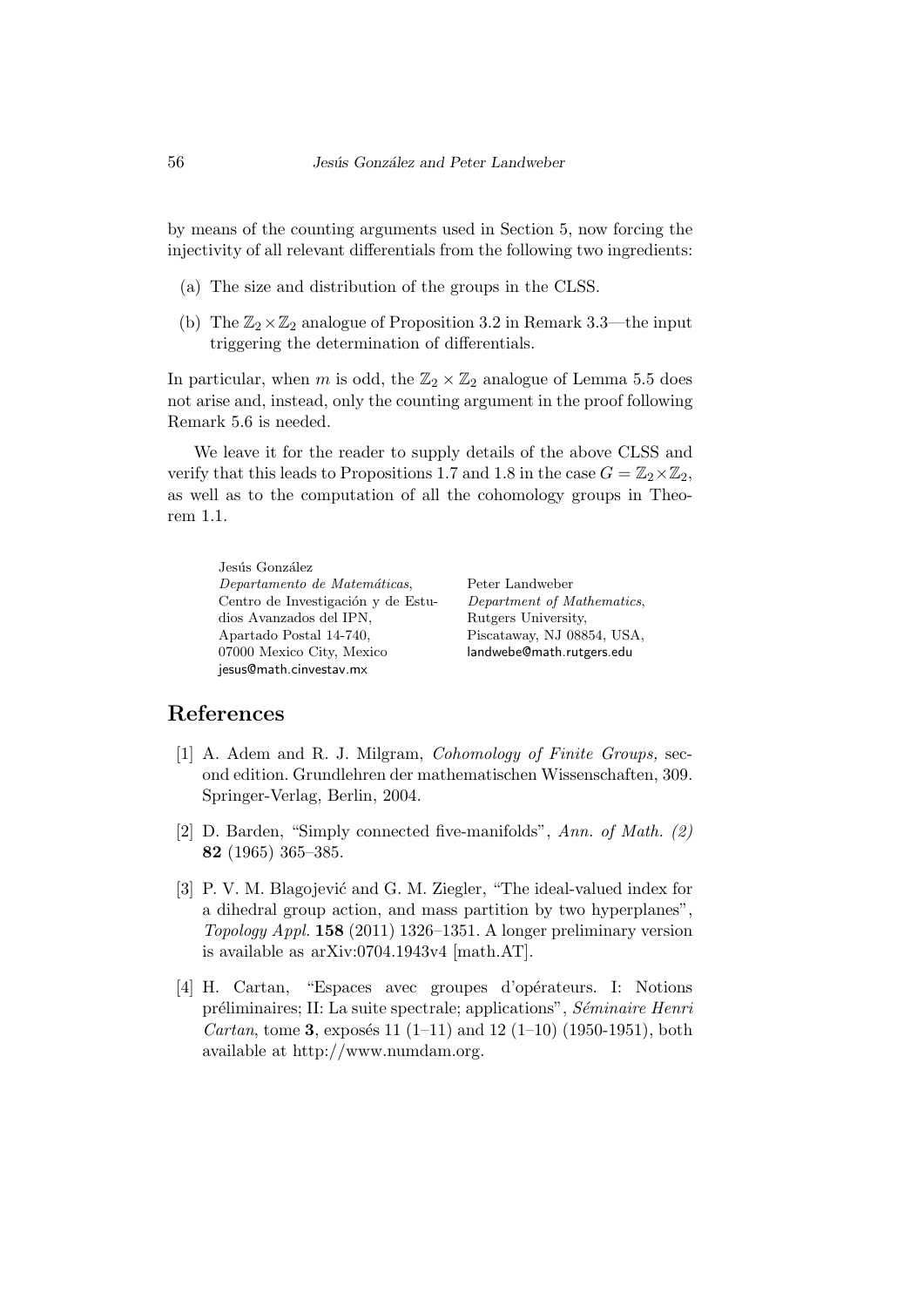by means of the counting arguments used in Section 5, now forcing the injectivity of all relevant differentials from the following two ingredients:

(a) The size and distribution of the groups in the CLSS.

(b) The $\mathbb{Z}_2 \times \mathbb{Z}_2$ analogue of Proposition 3.2 in Remark 3.3—the input triggering the determination of differentials.

In particular, when $m$ is odd, the $\mathbb{Z}_2 \times \mathbb{Z}_2$ analogue of Lemma 5.5 does not arise and, instead, only the counting argument in the proof following Remark 5.6 is needed.

We leave it for the reader to supply details of the above CLSS and verify that this leads to Propositions 1.7 and 1.8 in the case $G = \mathbb{Z}_2 \times \mathbb{Z}_2$, as well as to the computation of all the cohomology groups in Theorem 1.1.

Jesús González
*Departamento de Matemáticas*,
Centro de Investigación y de Estudios Avanzados del IPN,
Apartado Postal 14-740,
07000 Mexico City, Mexico
jesus@math.cinvestav.mx

Peter Landweber
*Department of Mathematics*,
Rutgers University,
Piscataway, NJ 08854, USA,
landwebe@math.rutgers.edu

## References

[1] A. Adem and R. J. Milgram, *Cohomology of Finite Groups,* second edition. Grundlehren der mathematischen Wissenschaften, 309. Springer-Verlag, Berlin, 2004.

[2] D. Barden, "Simply connected five-manifolds", *Ann. of Math. (2)* **82** (1965) 365–385.

[3] P. V. M. Blagojević and G. M. Ziegler, "The ideal-valued index for a dihedral group action, and mass partition by two hyperplanes", *Topology Appl.* **158** (2011) 1326–1351. A longer preliminary version is available as arXiv:0704.1943v4 [math.AT].

[4] H. Cartan, "Espaces avec groupes d'opérateurs. I: Notions préliminaires; II: La suite spectrale; applications", *Séminaire Henri Cartan*, tome **3**, exposés 11 (1–11) and 12 (1–10) (1950-1951), both available at http://www.numdam.org.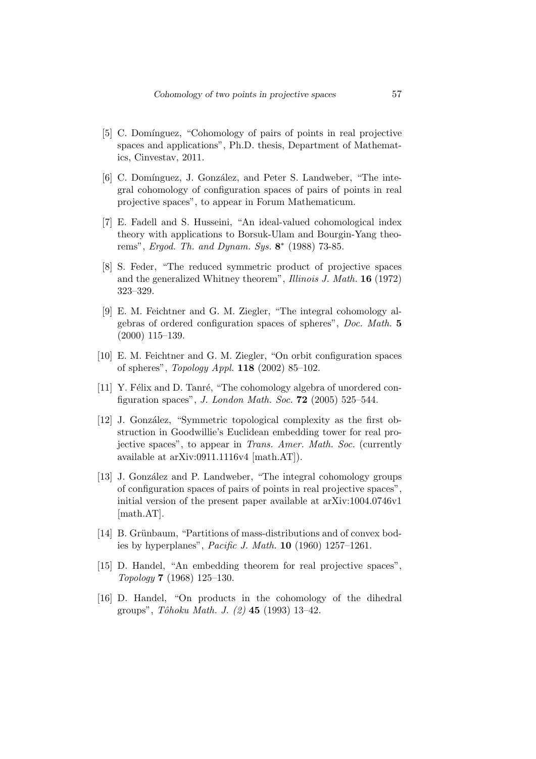[5] C. Domínguez, "Cohomology of pairs of points in real projective spaces and applications", Ph.D. thesis, Department of Mathematics, Cinvestav, 2011.

[6] C. Domínguez, J. González, and Peter S. Landweber, "The integral cohomology of configuration spaces of pairs of points in real projective spaces", to appear in Forum Mathematicum.

[7] E. Fadell and S. Husseini, "An ideal-valued cohomological index theory with applications to Borsuk-Ulam and Bourgin-Yang theorems", *Ergod. Th. and Dynam. Sys.* **8**$^*$ (1988) 73-85.

[8] S. Feder, "The reduced symmetric product of projective spaces and the generalized Whitney theorem", *Illinois J. Math.* **16** (1972) 323–329.

[9] E. M. Feichtner and G. M. Ziegler, "The integral cohomology algebras of ordered configuration spaces of spheres", *Doc. Math.* **5** (2000) 115–139.

[10] E. M. Feichtner and G. M. Ziegler, "On orbit configuration spaces of spheres", *Topology Appl.* **118** (2002) 85–102.

[11] Y. Félix and D. Tanré, "The cohomology algebra of unordered configuration spaces", *J. London Math. Soc.* **72** (2005) 525–544.

[12] J. González, "Symmetric topological complexity as the first obstruction in Goodwillie's Euclidean embedding tower for real projective spaces", to appear in *Trans. Amer. Math. Soc.* (currently available at arXiv:0911.1116v4 [math.AT]).

[13] J. González and P. Landweber, "The integral cohomology groups of configuration spaces of pairs of points in real projective spaces", initial version of the present paper available at arXiv:1004.0746v1 [math.AT].

[14] B. Grünbaum, "Partitions of mass-distributions and of convex bodies by hyperplanes", *Pacific J. Math.* **10** (1960) 1257–1261.

[15] D. Handel, "An embedding theorem for real projective spaces", *Topology* **7** (1968) 125–130.

[16] D. Handel, "On products in the cohomology of the dihedral groups", *Tôhoku Math. J. (2)* **45** (1993) 13–42.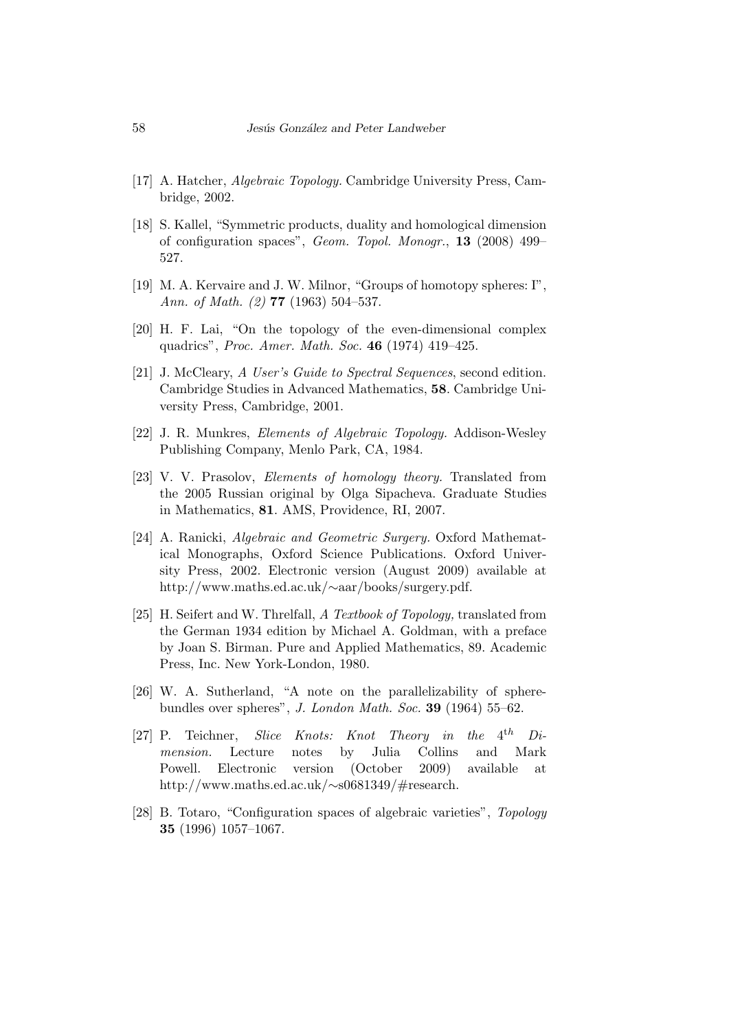[17] A. Hatcher, *Algebraic Topology.* Cambridge University Press, Cambridge, 2002.

[18] S. Kallel, "Symmetric products, duality and homological dimension of configuration spaces", *Geom. Topol. Monogr.*, **13** (2008) 499–527.

[19] M. A. Kervaire and J. W. Milnor, "Groups of homotopy spheres: I", *Ann. of Math. (2)* **77** (1963) 504–537.

[20] H. F. Lai, "On the topology of the even-dimensional complex quadrics", *Proc. Amer. Math. Soc.* **46** (1974) 419–425.

[21] J. McCleary, *A User's Guide to Spectral Sequences*, second edition. Cambridge Studies in Advanced Mathematics, **58**. Cambridge University Press, Cambridge, 2001.

[22] J. R. Munkres, *Elements of Algebraic Topology.* Addison-Wesley Publishing Company, Menlo Park, CA, 1984.

[23] V. V. Prasolov, *Elements of homology theory.* Translated from the 2005 Russian original by Olga Sipacheva. Graduate Studies in Mathematics, **81**. AMS, Providence, RI, 2007.

[24] A. Ranicki, *Algebraic and Geometric Surgery.* Oxford Mathematical Monographs, Oxford Science Publications. Oxford University Press, 2002. Electronic version (August 2009) available at http://www.maths.ed.ac.uk/∼aar/books/surgery.pdf.

[25] H. Seifert and W. Threlfall, *A Textbook of Topology,* translated from the German 1934 edition by Michael A. Goldman, with a preface by Joan S. Birman. Pure and Applied Mathematics, 89. Academic Press, Inc. New York-London, 1980.

[26] W. A. Sutherland, "A note on the parallelizability of sphere-bundles over spheres", *J. London Math. Soc.* **39** (1964) 55–62.

[27] P. Teichner, *Slice Knots: Knot Theory in the* $4^{th}$ *Dimension.* Lecture notes by Julia Collins and Mark Powell. Electronic version (October 2009) available at http://www.maths.ed.ac.uk/∼s0681349/#research.

[28] B. Totaro, "Configuration spaces of algebraic varieties", *Topology* **35** (1996) 1057–1067.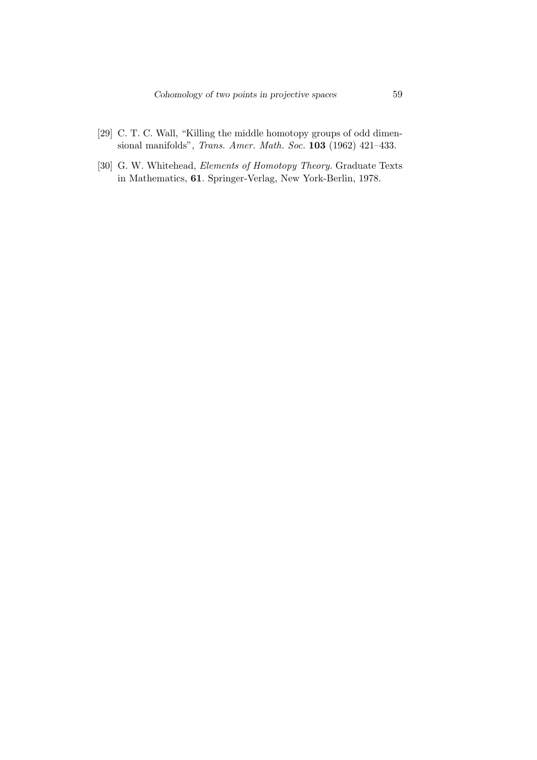[29] C. T. C. Wall, "Killing the middle homotopy groups of odd dimensional manifolds", *Trans. Amer. Math. Soc.* **103** (1962) 421–433.

[30] G. W. Whitehead, *Elements of Homotopy Theory.* Graduate Texts in Mathematics, **61**. Springer-Verlag, New York-Berlin, 1978.